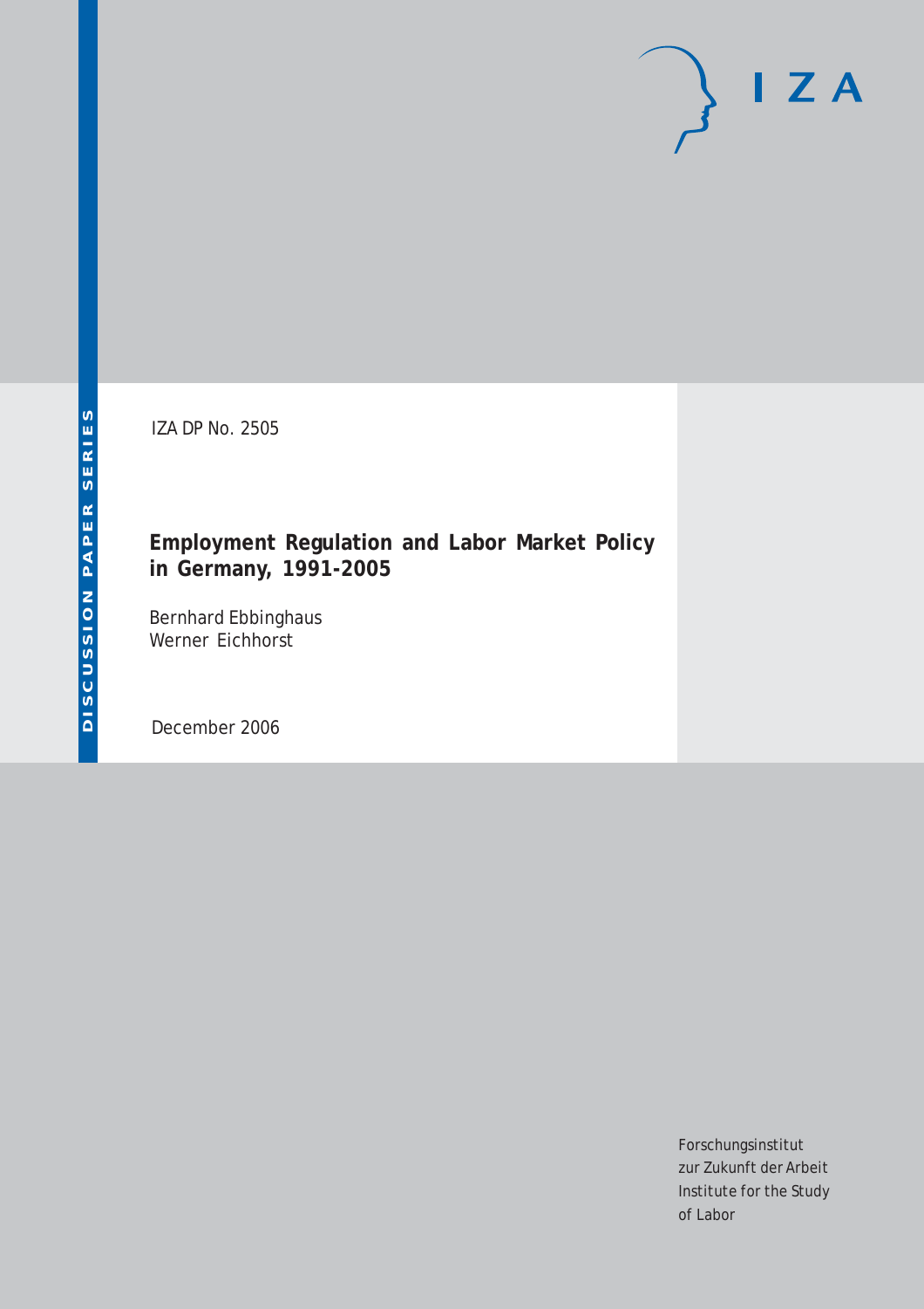DISCUSSION PAPER SERIES

IZA DP No. 2505

# Employment Regulation and Labor Market Policy in Germany, 1991-2005

Bernhard Ebbinghaus
Werner Eichhorst

December 2006

Forschungsinstitut
zur Zukunft der Arbeit
Institute for the Study
of Labor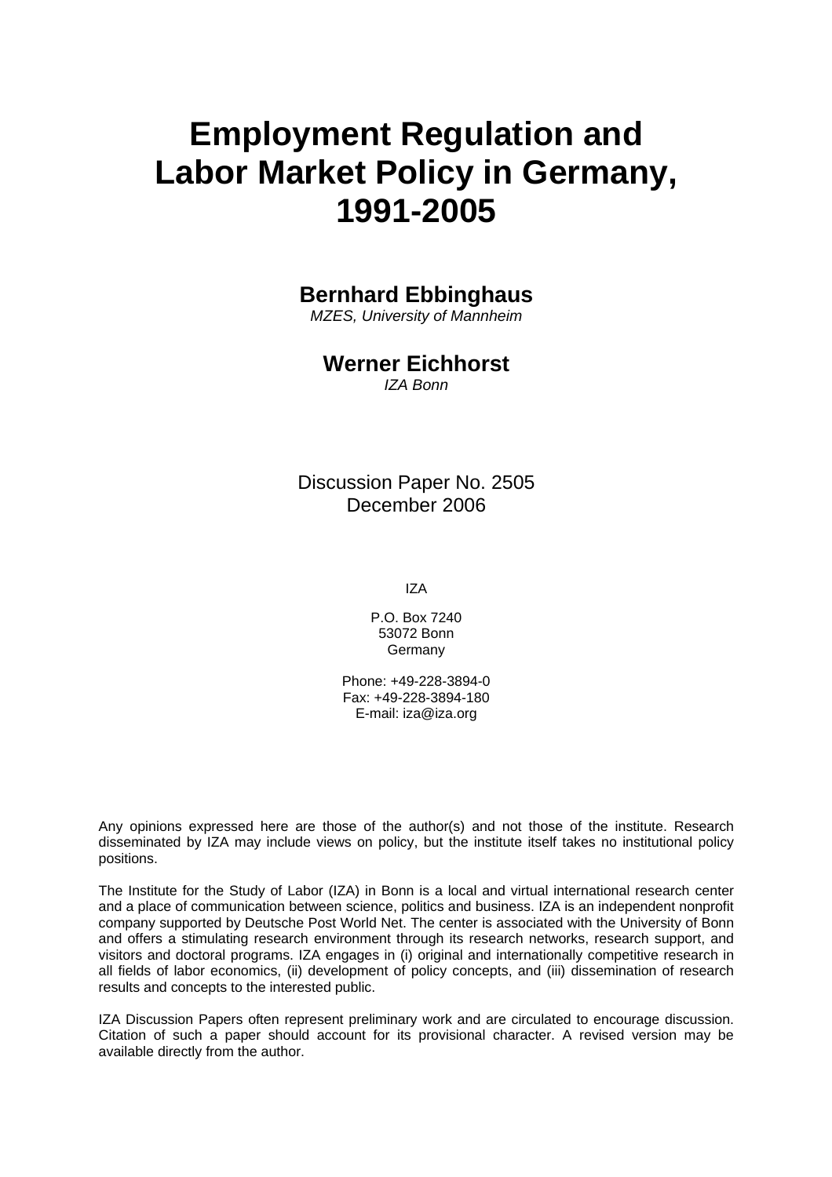# Employment Regulation and Labor Market Policy in Germany, 1991-2005

**Bernhard Ebbinghaus**
*MZES, University of Mannheim*

**Werner Eichhorst**
*IZA Bonn*

Discussion Paper No. 2505
December 2006

IZA

P.O. Box 7240
53072 Bonn
Germany

Phone: +49-228-3894-0
Fax: +49-228-3894-180
E-mail: iza@iza.org

Any opinions expressed here are those of the author(s) and not those of the institute. Research disseminated by IZA may include views on policy, but the institute itself takes no institutional policy positions.

The Institute for the Study of Labor (IZA) in Bonn is a local and virtual international research center and a place of communication between science, politics and business. IZA is an independent nonprofit company supported by Deutsche Post World Net. The center is associated with the University of Bonn and offers a stimulating research environment through its research networks, research support, and visitors and doctoral programs. IZA engages in (i) original and internationally competitive research in all fields of labor economics, (ii) development of policy concepts, and (iii) dissemination of research results and concepts to the interested public.

IZA Discussion Papers often represent preliminary work and are circulated to encourage discussion. Citation of such a paper should account for its provisional character. A revised version may be available directly from the author.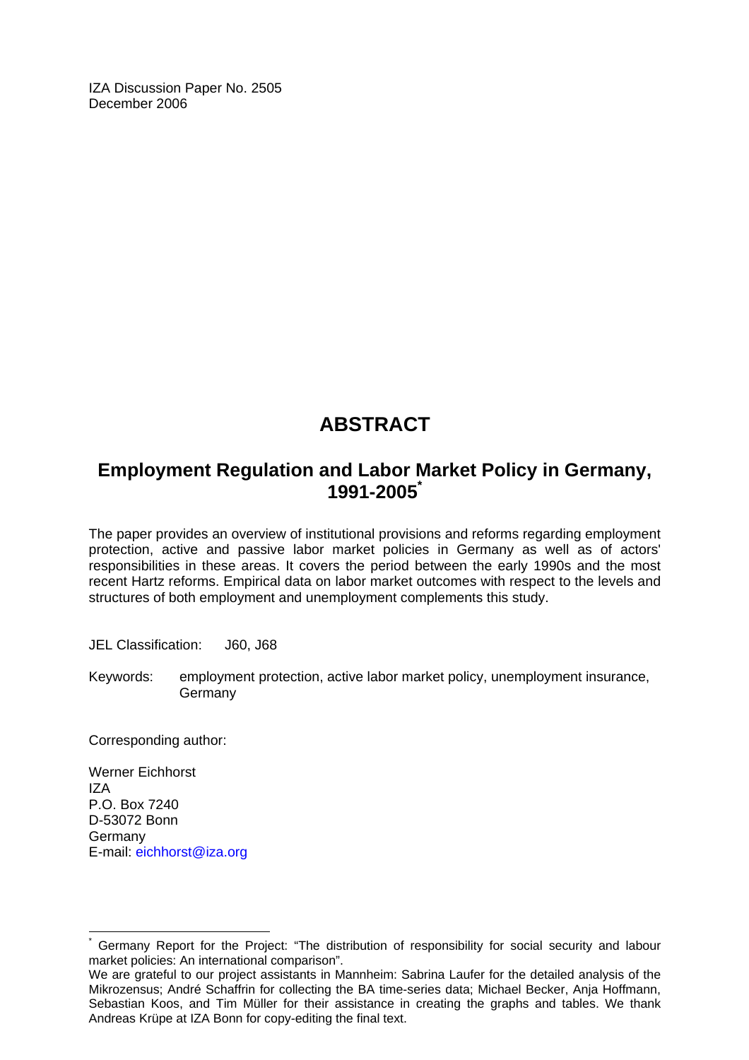IZA Discussion Paper No. 2505
December 2006

# ABSTRACT

## Employment Regulation and Labor Market Policy in Germany, 1991-2005[*]

The paper provides an overview of institutional provisions and reforms regarding employment protection, active and passive labor market policies in Germany as well as of actors' responsibilities in these areas. It covers the period between the early 1990s and the most recent Hartz reforms. Empirical data on labor market outcomes with respect to the levels and structures of both employment and unemployment complements this study.

JEL Classification: J60, J68

Keywords: employment protection, active labor market policy, unemployment insurance, Germany

Corresponding author:

Werner Eichhorst
IZA
P.O. Box 7240
D-53072 Bonn
Germany
E-mail: eichhorst@iza.org

---

[*] Germany Report for the Project: "The distribution of responsibility for social security and labour market policies: An international comparison".
We are grateful to our project assistants in Mannheim: Sabrina Laufer for the detailed analysis of the Mikrozensus; André Schaffrin for collecting the BA time-series data; Michael Becker, Anja Hoffmann, Sebastian Koos, and Tim Müller for their assistance in creating the graphs and tables. We thank Andreas Krüpe at IZA Bonn for copy-editing the final text.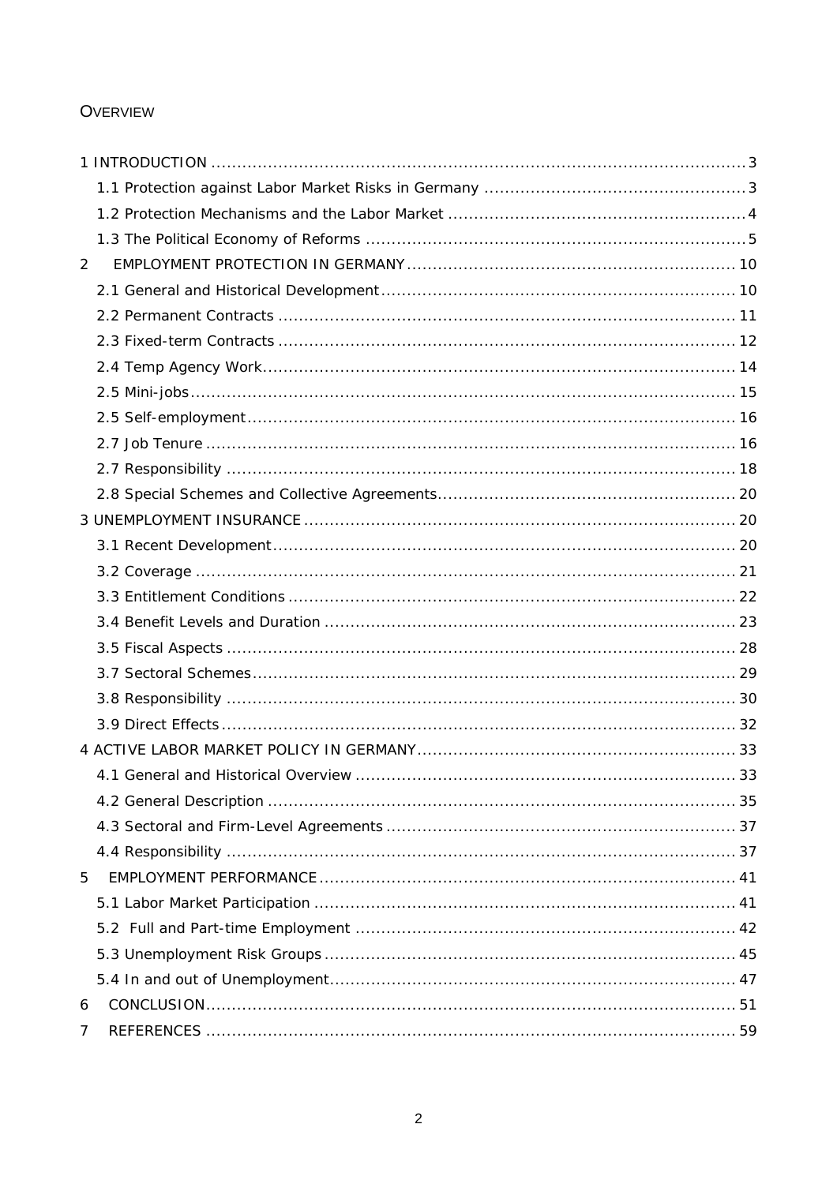# Overview

- 1 INTRODUCTION ........ 3
  - 1.1 Protection against Labor Market Risks in Germany ........ 3
  - 1.2 Protection Mechanisms and the Labor Market ........ 4
  - 1.3 The Political Economy of Reforms ........ 5
- 2 EMPLOYMENT PROTECTION IN GERMANY ........ 10
  - 2.1 General and Historical Development ........ 10
  - 2.2 Permanent Contracts ........ 11
  - 2.3 Fixed-term Contracts ........ 12
  - 2.4 Temp Agency Work ........ 14
  - 2.5 Mini-jobs ........ 15
  - 2.5 Self-employment ........ 16
  - 2.7 Job Tenure ........ 16
  - 2.7 Responsibility ........ 18
  - 2.8 Special Schemes and Collective Agreements ........ 20
- 3 UNEMPLOYMENT INSURANCE ........ 20
  - 3.1 Recent Development ........ 20
  - 3.2 Coverage ........ 21
  - 3.3 Entitlement Conditions ........ 22
  - 3.4 Benefit Levels and Duration ........ 23
  - 3.5 Fiscal Aspects ........ 28
  - 3.7 Sectoral Schemes ........ 29
  - 3.8 Responsibility ........ 30
  - 3.9 Direct Effects ........ 32
- 4 ACTIVE LABOR MARKET POLICY IN GERMANY ........ 33
  - 4.1 General and Historical Overview ........ 33
  - 4.2 General Description ........ 35
  - 4.3 Sectoral and Firm-Level Agreements ........ 37
  - 4.4 Responsibility ........ 37
- 5 EMPLOYMENT PERFORMANCE ........ 41
  - 5.1 Labor Market Participation ........ 41
  - 5.2 Full and Part-time Employment ........ 42
  - 5.3 Unemployment Risk Groups ........ 45
  - 5.4 In and out of Unemployment ........ 47
- 6 CONCLUSION ........ 51
- 7 REFERENCES ........ 59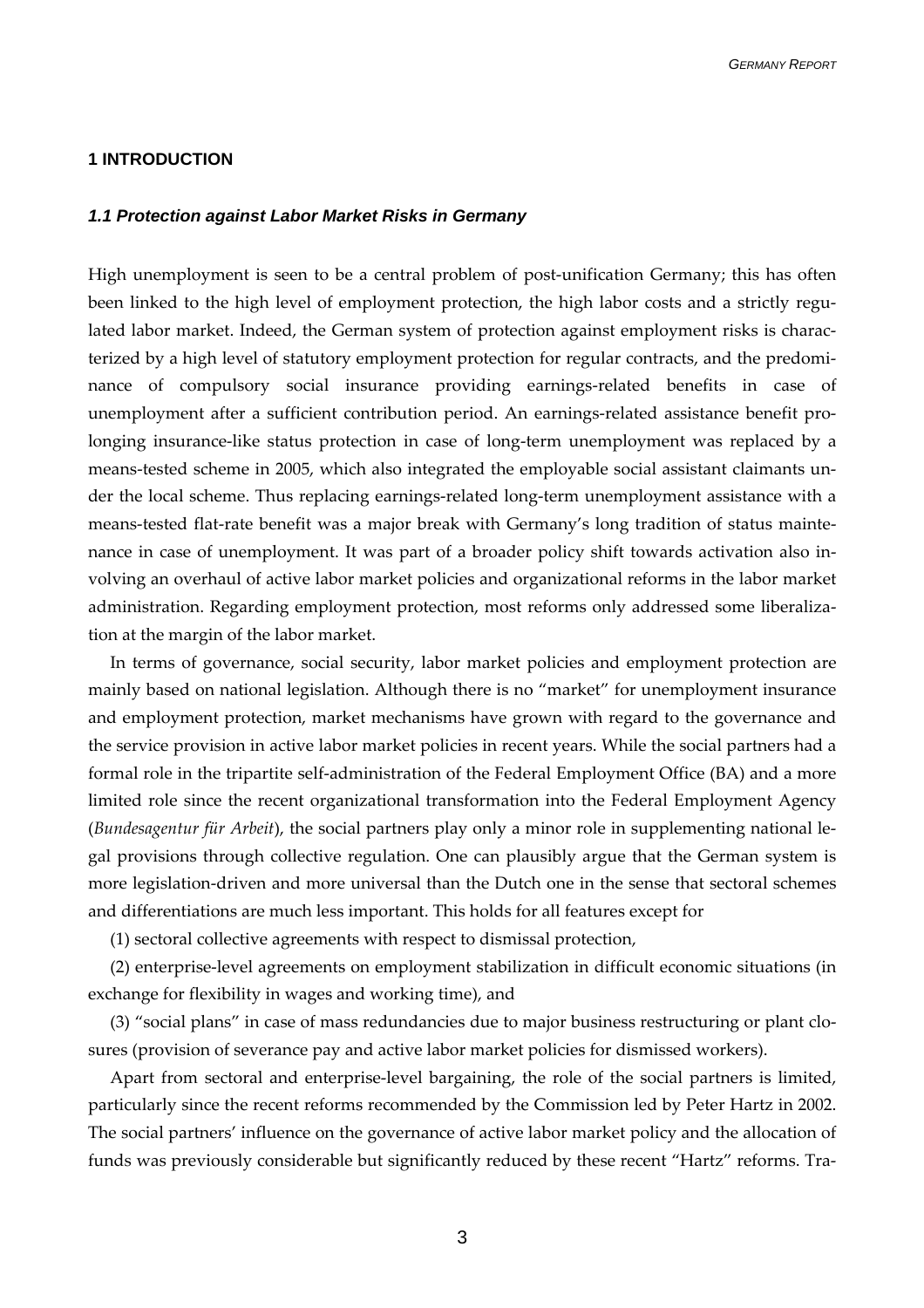## 1 INTRODUCTION

### *1.1 Protection against Labor Market Risks in Germany*

High unemployment is seen to be a central problem of post-unification Germany; this has often been linked to the high level of employment protection, the high labor costs and a strictly regulated labor market. Indeed, the German system of protection against employment risks is characterized by a high level of statutory employment protection for regular contracts, and the predominance of compulsory social insurance providing earnings-related benefits in case of unemployment after a sufficient contribution period. An earnings-related assistance benefit prolonging insurance-like status protection in case of long-term unemployment was replaced by a means-tested scheme in 2005, which also integrated the employable social assistant claimants under the local scheme. Thus replacing earnings-related long-term unemployment assistance with a means-tested flat-rate benefit was a major break with Germany's long tradition of status maintenance in case of unemployment. It was part of a broader policy shift towards activation also involving an overhaul of active labor market policies and organizational reforms in the labor market administration. Regarding employment protection, most reforms only addressed some liberalization at the margin of the labor market.

In terms of governance, social security, labor market policies and employment protection are mainly based on national legislation. Although there is no "market" for unemployment insurance and employment protection, market mechanisms have grown with regard to the governance and the service provision in active labor market policies in recent years. While the social partners had a formal role in the tripartite self-administration of the Federal Employment Office (BA) and a more limited role since the recent organizational transformation into the Federal Employment Agency (*Bundesagentur für Arbeit*), the social partners play only a minor role in supplementing national legal provisions through collective regulation. One can plausibly argue that the German system is more legislation-driven and more universal than the Dutch one in the sense that sectoral schemes and differentiations are much less important. This holds for all features except for

(1) sectoral collective agreements with respect to dismissal protection,

(2) enterprise-level agreements on employment stabilization in difficult economic situations (in exchange for flexibility in wages and working time), and

(3) "social plans" in case of mass redundancies due to major business restructuring or plant closures (provision of severance pay and active labor market policies for dismissed workers).

Apart from sectoral and enterprise-level bargaining, the role of the social partners is limited, particularly since the recent reforms recommended by the Commission led by Peter Hartz in 2002. The social partners' influence on the governance of active labor market policy and the allocation of funds was previously considerable but significantly reduced by these recent "Hartz" reforms. Tra-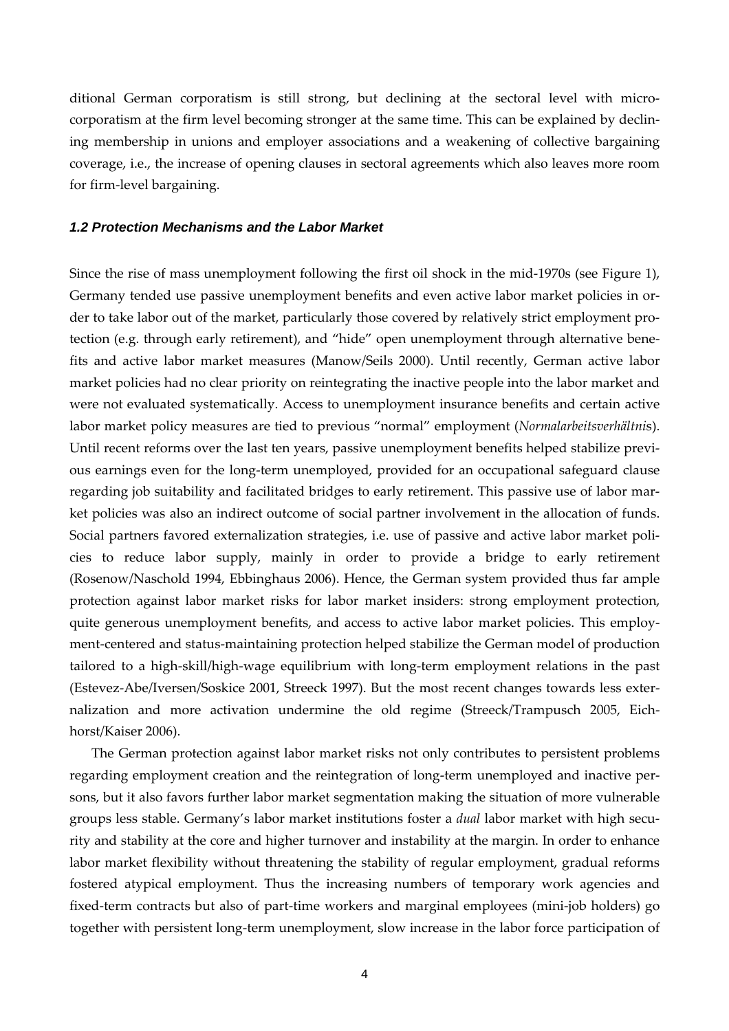ditional German corporatism is still strong, but declining at the sectoral level with micro-corporatism at the firm level becoming stronger at the same time. This can be explained by declining membership in unions and employer associations and a weakening of collective bargaining coverage, i.e., the increase of opening clauses in sectoral agreements which also leaves more room for firm-level bargaining.

### *1.2 Protection Mechanisms and the Labor Market*

Since the rise of mass unemployment following the first oil shock in the mid-1970s (see Figure 1), Germany tended use passive unemployment benefits and even active labor market policies in order to take labor out of the market, particularly those covered by relatively strict employment protection (e.g. through early retirement), and "hide" open unemployment through alternative benefits and active labor market measures (Manow/Seils 2000). Until recently, German active labor market policies had no clear priority on reintegrating the inactive people into the labor market and were not evaluated systematically. Access to unemployment insurance benefits and certain active labor market policy measures are tied to previous "normal" employment (*Normalarbeitsverhältnis*). Until recent reforms over the last ten years, passive unemployment benefits helped stabilize previous earnings even for the long-term unemployed, provided for an occupational safeguard clause regarding job suitability and facilitated bridges to early retirement. This passive use of labor market policies was also an indirect outcome of social partner involvement in the allocation of funds. Social partners favored externalization strategies, i.e. use of passive and active labor market policies to reduce labor supply, mainly in order to provide a bridge to early retirement (Rosenow/Naschold 1994, Ebbinghaus 2006). Hence, the German system provided thus far ample protection against labor market risks for labor market insiders: strong employment protection, quite generous unemployment benefits, and access to active labor market policies. This employment-centered and status-maintaining protection helped stabilize the German model of production tailored to a high-skill/high-wage equilibrium with long-term employment relations in the past (Estevez-Abe/Iversen/Soskice 2001, Streeck 1997). But the most recent changes towards less externalization and more activation undermine the old regime (Streeck/Trampusch 2005, Eichhorst/Kaiser 2006).

The German protection against labor market risks not only contributes to persistent problems regarding employment creation and the reintegration of long-term unemployed and inactive persons, but it also favors further labor market segmentation making the situation of more vulnerable groups less stable. Germany's labor market institutions foster a *dual* labor market with high security and stability at the core and higher turnover and instability at the margin. In order to enhance labor market flexibility without threatening the stability of regular employment, gradual reforms fostered atypical employment. Thus the increasing numbers of temporary work agencies and fixed-term contracts but also of part-time workers and marginal employees (mini-job holders) go together with persistent long-term unemployment, slow increase in the labor force participation of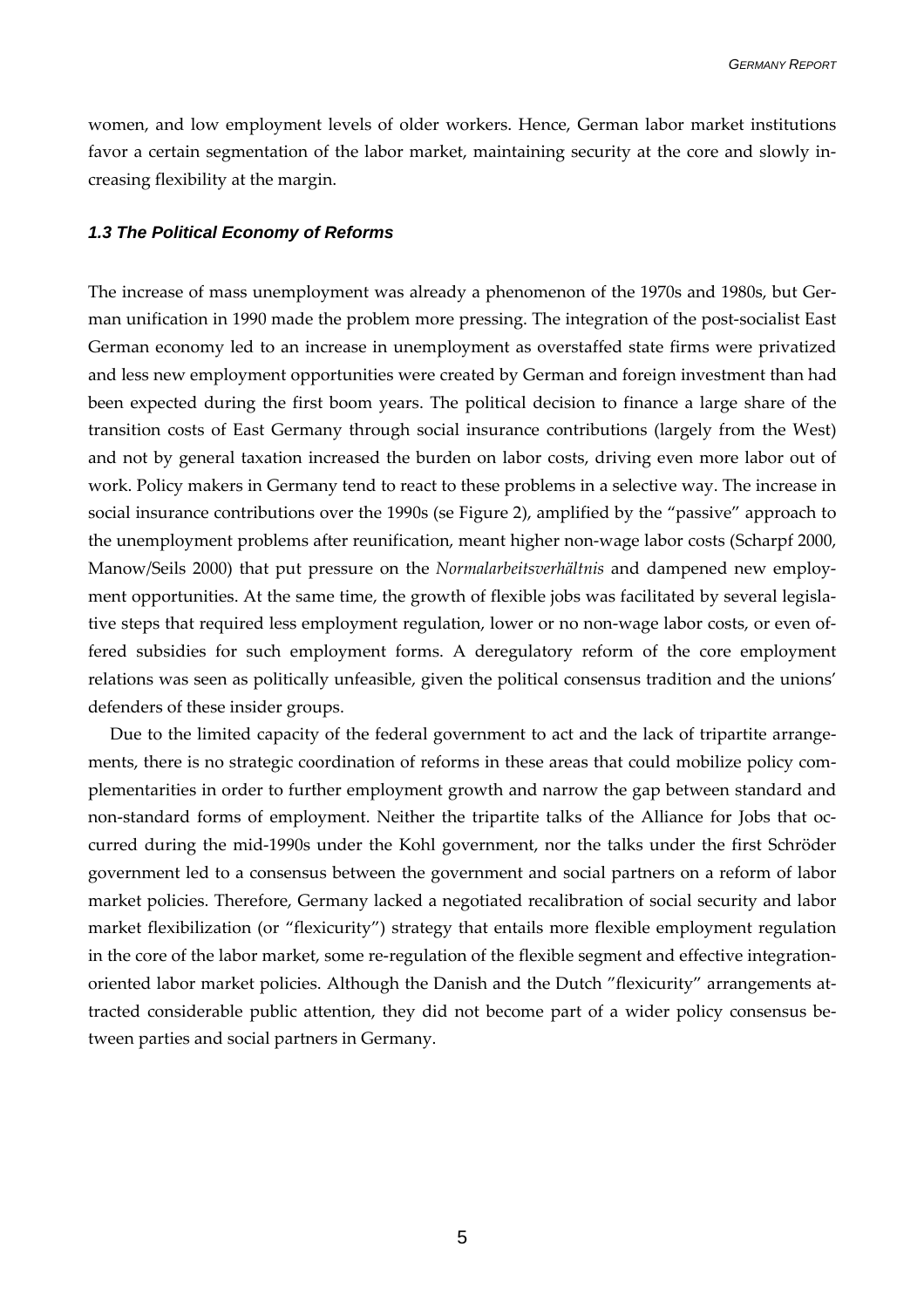women, and low employment levels of older workers. Hence, German labor market institutions favor a certain segmentation of the labor market, maintaining security at the core and slowly increasing flexibility at the margin.

### *1.3 The Political Economy of Reforms*

The increase of mass unemployment was already a phenomenon of the 1970s and 1980s, but German unification in 1990 made the problem more pressing. The integration of the post-socialist East German economy led to an increase in unemployment as overstaffed state firms were privatized and less new employment opportunities were created by German and foreign investment than had been expected during the first boom years. The political decision to finance a large share of the transition costs of East Germany through social insurance contributions (largely from the West) and not by general taxation increased the burden on labor costs, driving even more labor out of work. Policy makers in Germany tend to react to these problems in a selective way. The increase in social insurance contributions over the 1990s (se Figure 2), amplified by the "passive" approach to the unemployment problems after reunification, meant higher non-wage labor costs (Scharpf 2000, Manow/Seils 2000) that put pressure on the *Normalarbeitsverhältnis* and dampened new employment opportunities. At the same time, the growth of flexible jobs was facilitated by several legislative steps that required less employment regulation, lower or no non-wage labor costs, or even offered subsidies for such employment forms. A deregulatory reform of the core employment relations was seen as politically unfeasible, given the political consensus tradition and the unions' defenders of these insider groups.

Due to the limited capacity of the federal government to act and the lack of tripartite arrangements, there is no strategic coordination of reforms in these areas that could mobilize policy complementarities in order to further employment growth and narrow the gap between standard and non-standard forms of employment. Neither the tripartite talks of the Alliance for Jobs that occurred during the mid-1990s under the Kohl government, nor the talks under the first Schröder government led to a consensus between the government and social partners on a reform of labor market policies. Therefore, Germany lacked a negotiated recalibration of social security and labor market flexibilization (or "flexicurity") strategy that entails more flexible employment regulation in the core of the labor market, some re-regulation of the flexible segment and effective integration-oriented labor market policies. Although the Danish and the Dutch "flexicurity" arrangements attracted considerable public attention, they did not become part of a wider policy consensus between parties and social partners in Germany.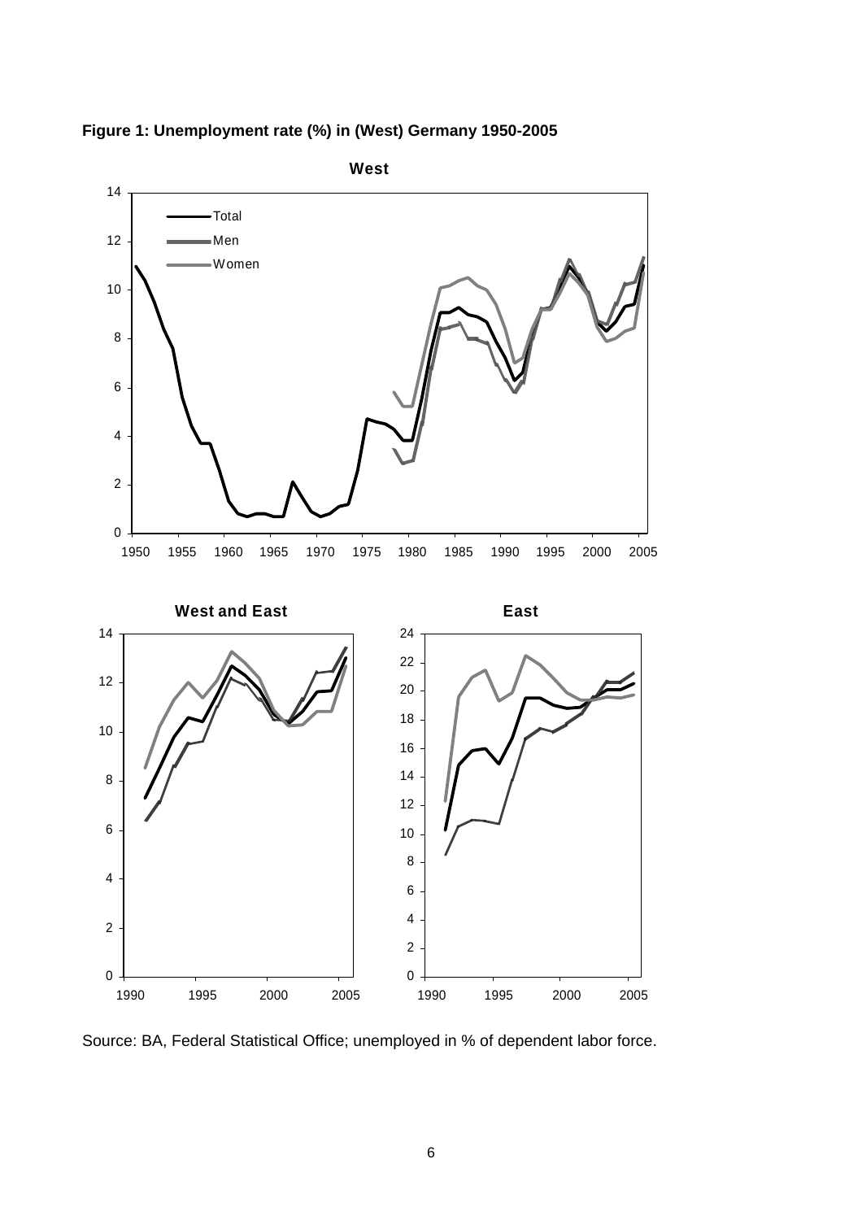**Figure 1: Unemployment rate (%) in (West) Germany 1950-2005**

Source: BA, Federal Statistical Office; unemployed in % of dependent labor force.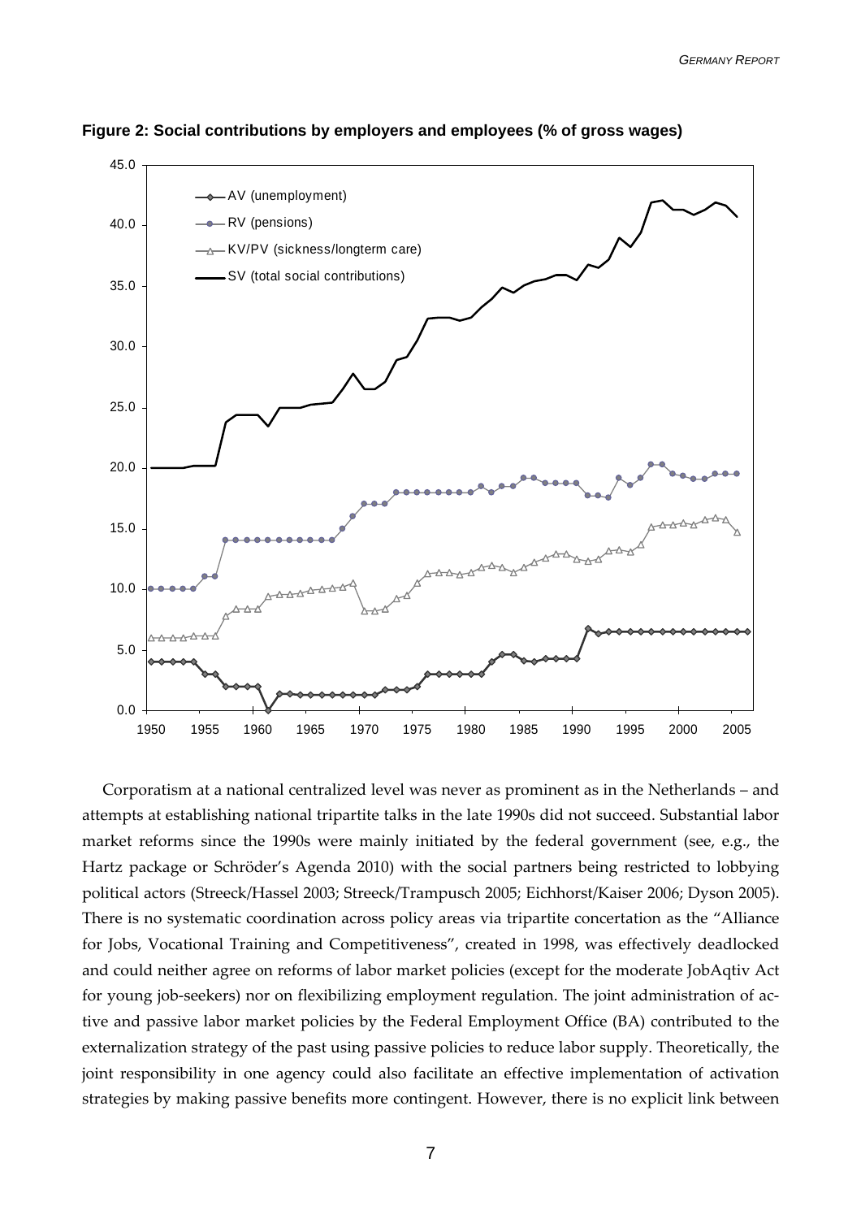**Figure 2: Social contributions by employers and employees (% of gross wages)**

Corporatism at a national centralized level was never as prominent as in the Netherlands – and attempts at establishing national tripartite talks in the late 1990s did not succeed. Substantial labor market reforms since the 1990s were mainly initiated by the federal government (see, e.g., the Hartz package or Schröder's Agenda 2010) with the social partners being restricted to lobbying political actors (Streeck/Hassel 2003; Streeck/Trampusch 2005; Eichhorst/Kaiser 2006; Dyson 2005). There is no systematic coordination across policy areas via tripartite concertation as the "Alliance for Jobs, Vocational Training and Competitiveness", created in 1998, was effectively deadlocked and could neither agree on reforms of labor market policies (except for the moderate JobAqtiv Act for young job-seekers) nor on flexibilizing employment regulation. The joint administration of active and passive labor market policies by the Federal Employment Office (BA) contributed to the externalization strategy of the past using passive policies to reduce labor supply. Theoretically, the joint responsibility in one agency could also facilitate an effective implementation of activation strategies by making passive benefits more contingent. However, there is no explicit link between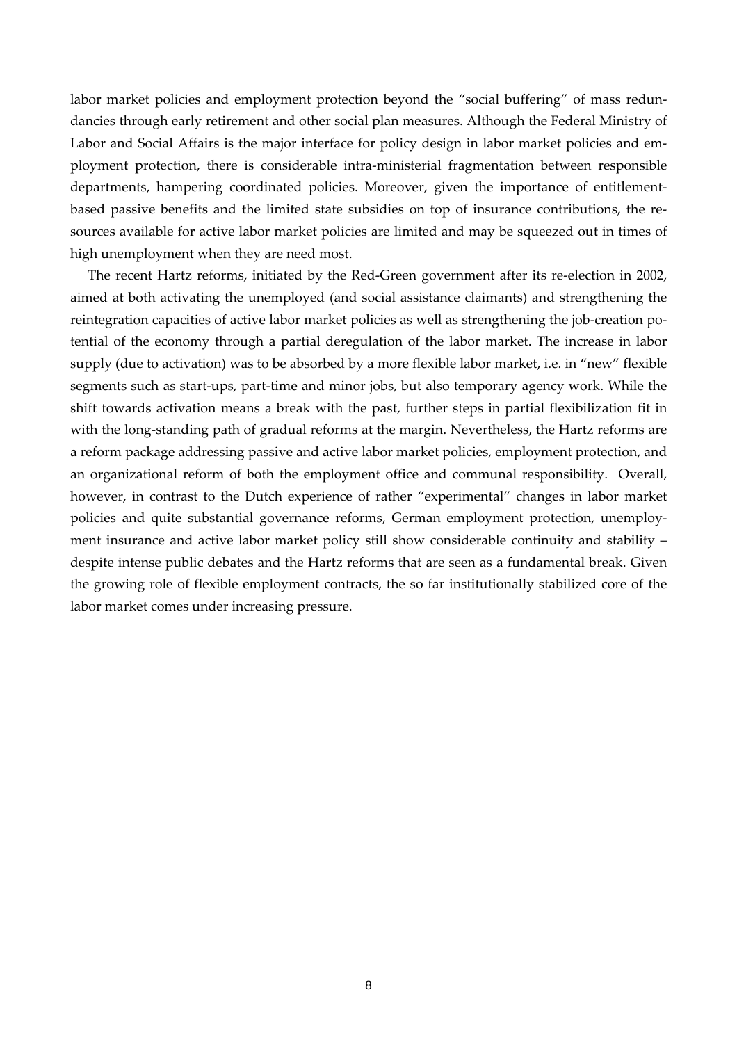labor market policies and employment protection beyond the "social buffering" of mass redundancies through early retirement and other social plan measures. Although the Federal Ministry of Labor and Social Affairs is the major interface for policy design in labor market policies and employment protection, there is considerable intra-ministerial fragmentation between responsible departments, hampering coordinated policies. Moreover, given the importance of entitlement-based passive benefits and the limited state subsidies on top of insurance contributions, the resources available for active labor market policies are limited and may be squeezed out in times of high unemployment when they are need most.

The recent Hartz reforms, initiated by the Red-Green government after its re-election in 2002, aimed at both activating the unemployed (and social assistance claimants) and strengthening the reintegration capacities of active labor market policies as well as strengthening the job-creation potential of the economy through a partial deregulation of the labor market. The increase in labor supply (due to activation) was to be absorbed by a more flexible labor market, i.e. in "new" flexible segments such as start-ups, part-time and minor jobs, but also temporary agency work. While the shift towards activation means a break with the past, further steps in partial flexibilization fit in with the long-standing path of gradual reforms at the margin. Nevertheless, the Hartz reforms are a reform package addressing passive and active labor market policies, employment protection, and an organizational reform of both the employment office and communal responsibility. Overall, however, in contrast to the Dutch experience of rather "experimental" changes in labor market policies and quite substantial governance reforms, German employment protection, unemployment insurance and active labor market policy still show considerable continuity and stability – despite intense public debates and the Hartz reforms that are seen as a fundamental break. Given the growing role of flexible employment contracts, the so far institutionally stabilized core of the labor market comes under increasing pressure.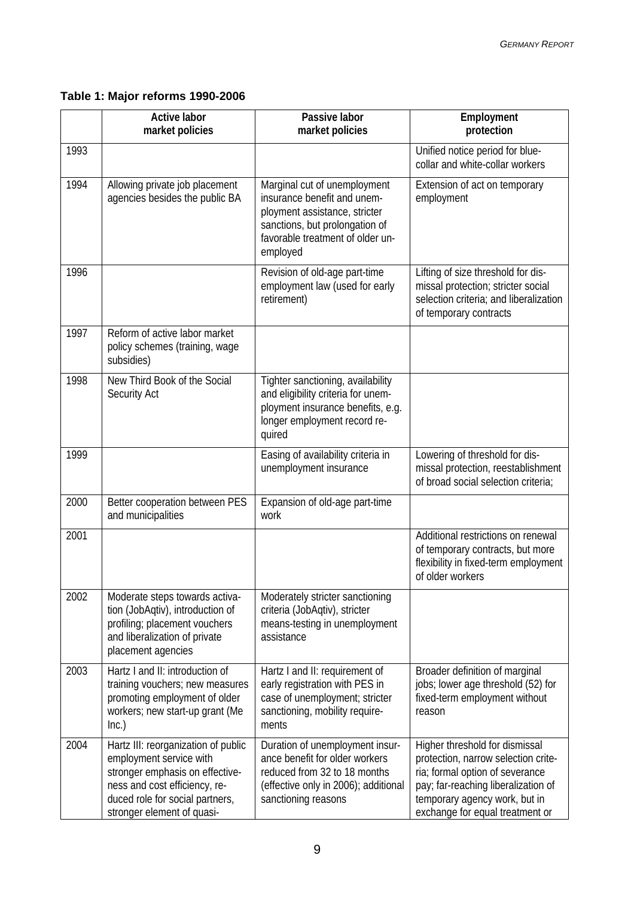**Table 1: Major reforms 1990-2006**

| | Active labor market policies | Passive labor market policies | Employment protection |
|---|---|---|---|
| 1993 | | | Unified notice period for blue-collar and white-collar workers |
| 1994 | Allowing private job placement agencies besides the public BA | Marginal cut of unemployment insurance benefit and unemployment assistance, stricter sanctions, but prolongation of favorable treatment of older unemployed | Extension of act on temporary employment |
| 1996 | | Revision of old-age part-time employment law (used for early retirement) | Lifting of size threshold for dismissal protection; stricter social selection criteria; and liberalization of temporary contracts |
| 1997 | Reform of active labor market policy schemes (training, wage subsidies) | | |
| 1998 | New Third Book of the Social Security Act | Tighter sanctioning, availability and eligibility criteria for unemployment insurance benefits, e.g. longer employment record required | |
| 1999 | | Easing of availability criteria in unemployment insurance | Lowering of threshold for dismissal protection, reestablishment of broad social selection criteria; |
| 2000 | Better cooperation between PES and municipalities | Expansion of old-age part-time work | |
| 2001 | | | Additional restrictions on renewal of temporary contracts, but more flexibility in fixed-term employment of older workers |
| 2002 | Moderate steps towards activation (JobAqtiv), introduction of profiling; placement vouchers and liberalization of private placement agencies | Moderately stricter sanctioning criteria (JobAqtiv), stricter means-testing in unemployment assistance | |
| 2003 | Hartz I and II: introduction of training vouchers; new measures promoting employment of older workers; new start-up grant (Me Inc.) | Hartz I and II: requirement of early registration with PES in case of unemployment; stricter sanctioning, mobility requirements | Broader definition of marginal jobs; lower age threshold (52) for fixed-term employment without reason |
| 2004 | Hartz III: reorganization of public employment service with stronger emphasis on effectiveness and cost efficiency, reduced role for social partners, stronger element of quasi- | Duration of unemployment insurance benefit for older workers reduced from 32 to 18 months (effective only in 2006); additional sanctioning reasons | Higher threshold for dismissal protection, narrow selection criteria; formal option of severance pay; far-reaching liberalization of temporary agency work, but in exchange for equal treatment or |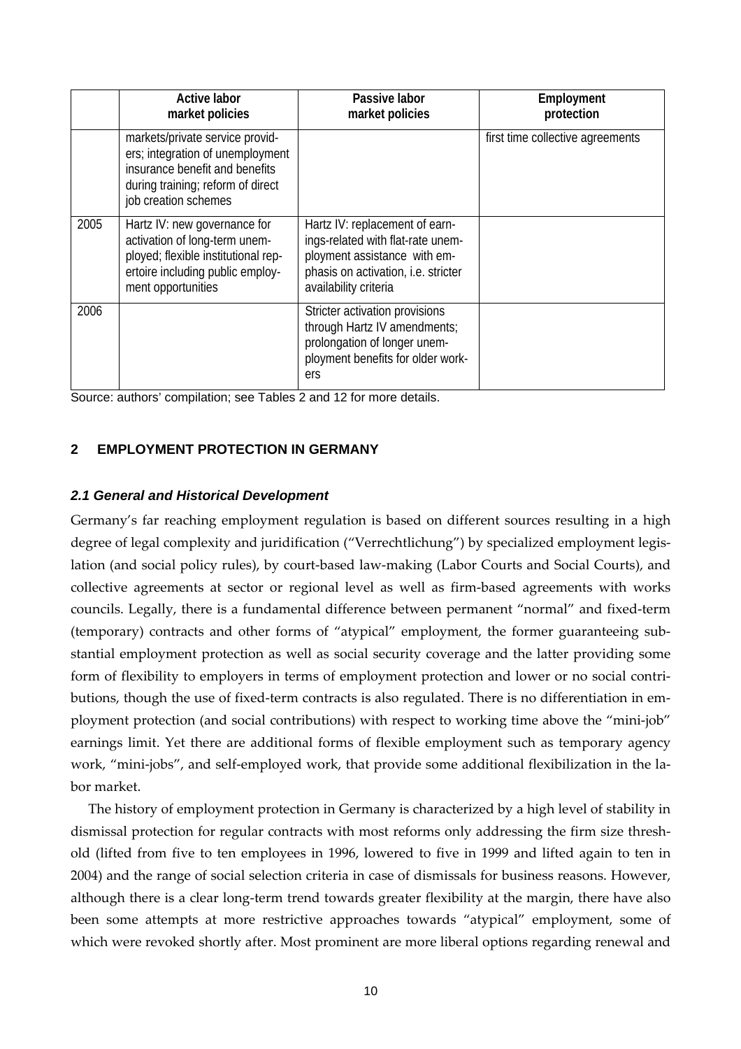| | Active labor market policies | Passive labor market policies | Employment protection |
|---|---|---|---|
| | markets/private service providers; integration of unemployment insurance benefit and benefits during training; reform of direct job creation schemes | | first time collective agreements |
| 2005 | Hartz IV: new governance for activation of long-term unemployed; flexible institutional repertoire including public employment opportunities | Hartz IV: replacement of earnings-related with flat-rate unemployment assistance with emphasis on activation, i.e. stricter availability criteria | |
| 2006 | | Stricter activation provisions through Hartz IV amendments; prolongation of longer unemployment benefits for older workers | |

Source: authors' compilation; see Tables 2 and 12 for more details.

## 2 EMPLOYMENT PROTECTION IN GERMANY

### *2.1 General and Historical Development*

Germany's far reaching employment regulation is based on different sources resulting in a high degree of legal complexity and juridification ("Verrechtlichung") by specialized employment legislation (and social policy rules), by court-based law-making (Labor Courts and Social Courts), and collective agreements at sector or regional level as well as firm-based agreements with works councils. Legally, there is a fundamental difference between permanent "normal" and fixed-term (temporary) contracts and other forms of "atypical" employment, the former guaranteeing substantial employment protection as well as social security coverage and the latter providing some form of flexibility to employers in terms of employment protection and lower or no social contributions, though the use of fixed-term contracts is also regulated. There is no differentiation in employment protection (and social contributions) with respect to working time above the "mini-job" earnings limit. Yet there are additional forms of flexible employment such as temporary agency work, "mini-jobs", and self-employed work, that provide some additional flexibilization in the labor market.

The history of employment protection in Germany is characterized by a high level of stability in dismissal protection for regular contracts with most reforms only addressing the firm size threshold (lifted from five to ten employees in 1996, lowered to five in 1999 and lifted again to ten in 2004) and the range of social selection criteria in case of dismissals for business reasons. However, although there is a clear long-term trend towards greater flexibility at the margin, there have also been some attempts at more restrictive approaches towards "atypical" employment, some of which were revoked shortly after. Most prominent are more liberal options regarding renewal and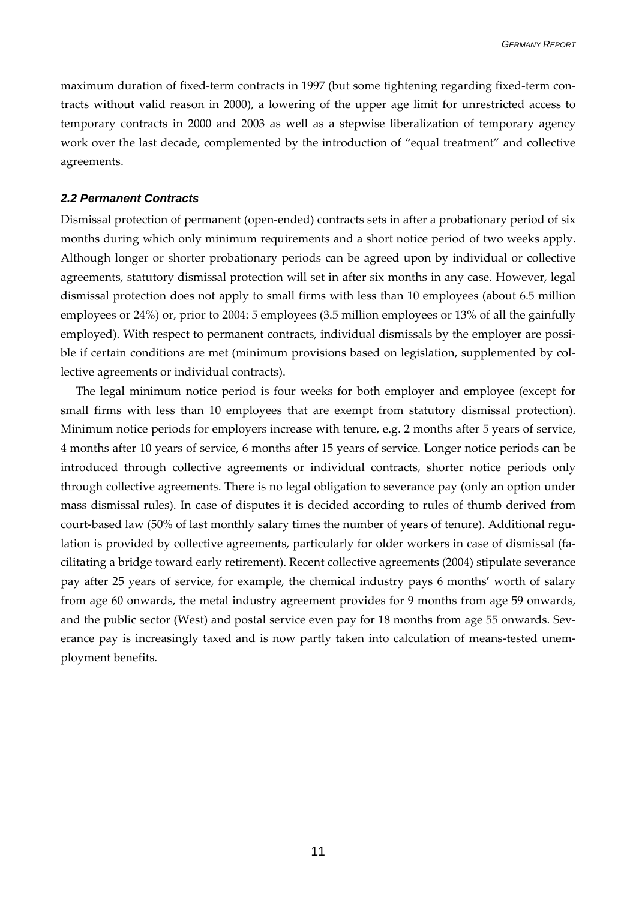maximum duration of fixed-term contracts in 1997 (but some tightening regarding fixed-term contracts without valid reason in 2000), a lowering of the upper age limit for unrestricted access to temporary contracts in 2000 and 2003 as well as a stepwise liberalization of temporary agency work over the last decade, complemented by the introduction of "equal treatment" and collective agreements.

### *2.2 Permanent Contracts*

Dismissal protection of permanent (open-ended) contracts sets in after a probationary period of six months during which only minimum requirements and a short notice period of two weeks apply. Although longer or shorter probationary periods can be agreed upon by individual or collective agreements, statutory dismissal protection will set in after six months in any case. However, legal dismissal protection does not apply to small firms with less than 10 employees (about 6.5 million employees or 24%) or, prior to 2004: 5 employees (3.5 million employees or 13% of all the gainfully employed). With respect to permanent contracts, individual dismissals by the employer are possible if certain conditions are met (minimum provisions based on legislation, supplemented by collective agreements or individual contracts).

The legal minimum notice period is four weeks for both employer and employee (except for small firms with less than 10 employees that are exempt from statutory dismissal protection). Minimum notice periods for employers increase with tenure, e.g. 2 months after 5 years of service, 4 months after 10 years of service, 6 months after 15 years of service. Longer notice periods can be introduced through collective agreements or individual contracts, shorter notice periods only through collective agreements. There is no legal obligation to severance pay (only an option under mass dismissal rules). In case of disputes it is decided according to rules of thumb derived from court-based law (50% of last monthly salary times the number of years of tenure). Additional regulation is provided by collective agreements, particularly for older workers in case of dismissal (facilitating a bridge toward early retirement). Recent collective agreements (2004) stipulate severance pay after 25 years of service, for example, the chemical industry pays 6 months' worth of salary from age 60 onwards, the metal industry agreement provides for 9 months from age 59 onwards, and the public sector (West) and postal service even pay for 18 months from age 55 onwards. Severance pay is increasingly taxed and is now partly taken into calculation of means-tested unemployment benefits.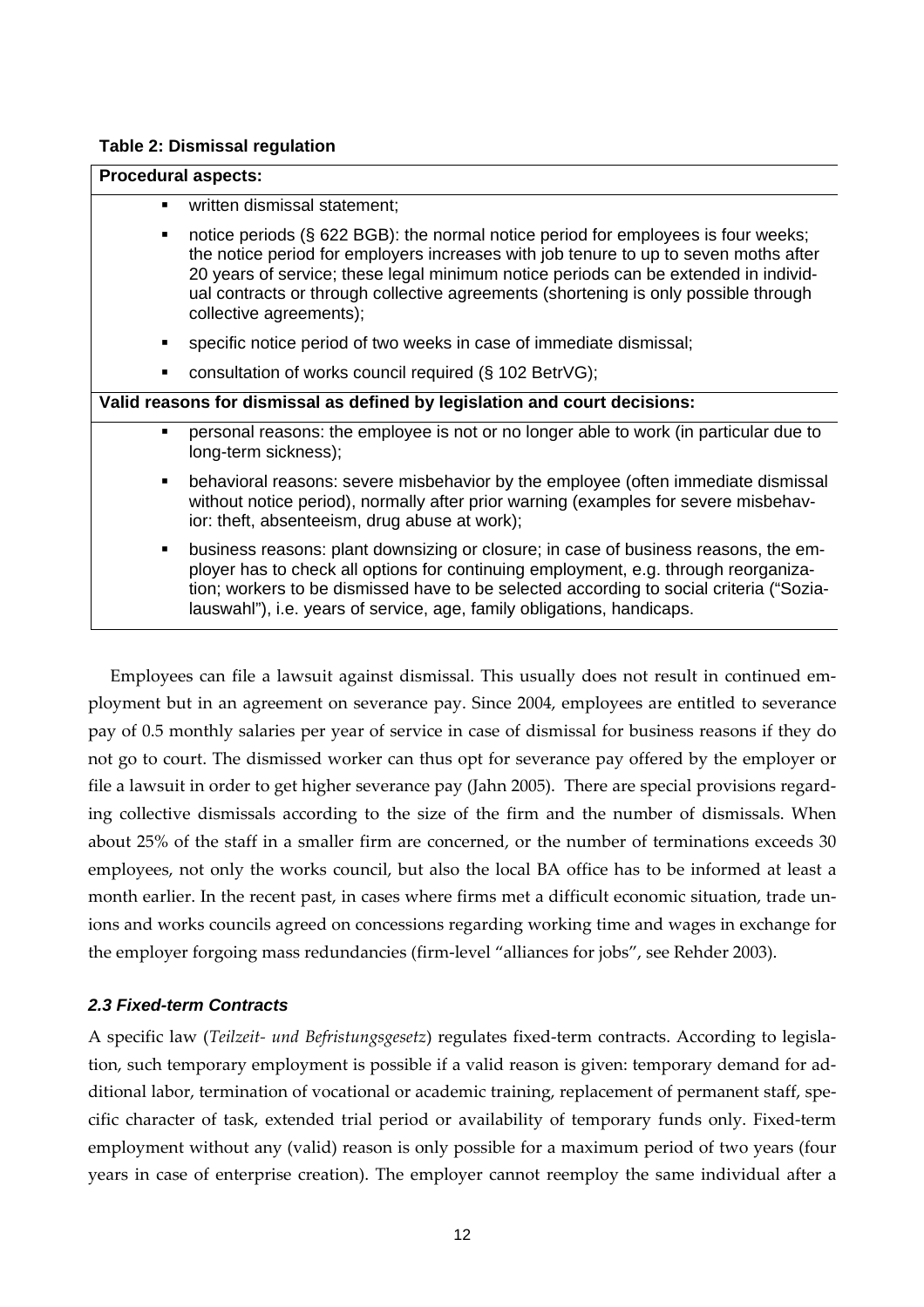**Table 2: Dismissal regulation**

| Procedural aspects: |
|---|
| ▪ written dismissal statement; |
| ▪ notice periods (§ 622 BGB): the normal notice period for employees is four weeks; the notice period for employers increases with job tenure to up to seven moths after 20 years of service; these legal minimum notice periods can be extended in individual contracts or through collective agreements (shortening is only possible through collective agreements); |
| ▪ specific notice period of two weeks in case of immediate dismissal; |
| ▪ consultation of works council required (§ 102 BetrVG); |
| **Valid reasons for dismissal as defined by legislation and court decisions:** |
| ▪ personal reasons: the employee is not or no longer able to work (in particular due to long-term sickness); |
| ▪ behavioral reasons: severe misbehavior by the employee (often immediate dismissal without notice period), normally after prior warning (examples for severe misbehavior: theft, absenteeism, drug abuse at work); |
| ▪ business reasons: plant downsizing or closure; in case of business reasons, the employer has to check all options for continuing employment, e.g. through reorganization; workers to be dismissed have to be selected according to social criteria ("Sozialauswahl"), i.e. years of service, age, family obligations, handicaps. |

Employees can file a lawsuit against dismissal. This usually does not result in continued employment but in an agreement on severance pay. Since 2004, employees are entitled to severance pay of 0.5 monthly salaries per year of service in case of dismissal for business reasons if they do not go to court. The dismissed worker can thus opt for severance pay offered by the employer or file a lawsuit in order to get higher severance pay (Jahn 2005). There are special provisions regarding collective dismissals according to the size of the firm and the number of dismissals. When about 25% of the staff in a smaller firm are concerned, or the number of terminations exceeds 30 employees, not only the works council, but also the local BA office has to be informed at least a month earlier. In the recent past, in cases where firms met a difficult economic situation, trade unions and works councils agreed on concessions regarding working time and wages in exchange for the employer forgoing mass redundancies (firm-level "alliances for jobs", see Rehder 2003).

### *2.3 Fixed-term Contracts*

A specific law (*Teilzeit- und Befristungsgesetz*) regulates fixed-term contracts. According to legislation, such temporary employment is possible if a valid reason is given: temporary demand for additional labor, termination of vocational or academic training, replacement of permanent staff, specific character of task, extended trial period or availability of temporary funds only. Fixed-term employment without any (valid) reason is only possible for a maximum period of two years (four years in case of enterprise creation). The employer cannot reemploy the same individual after a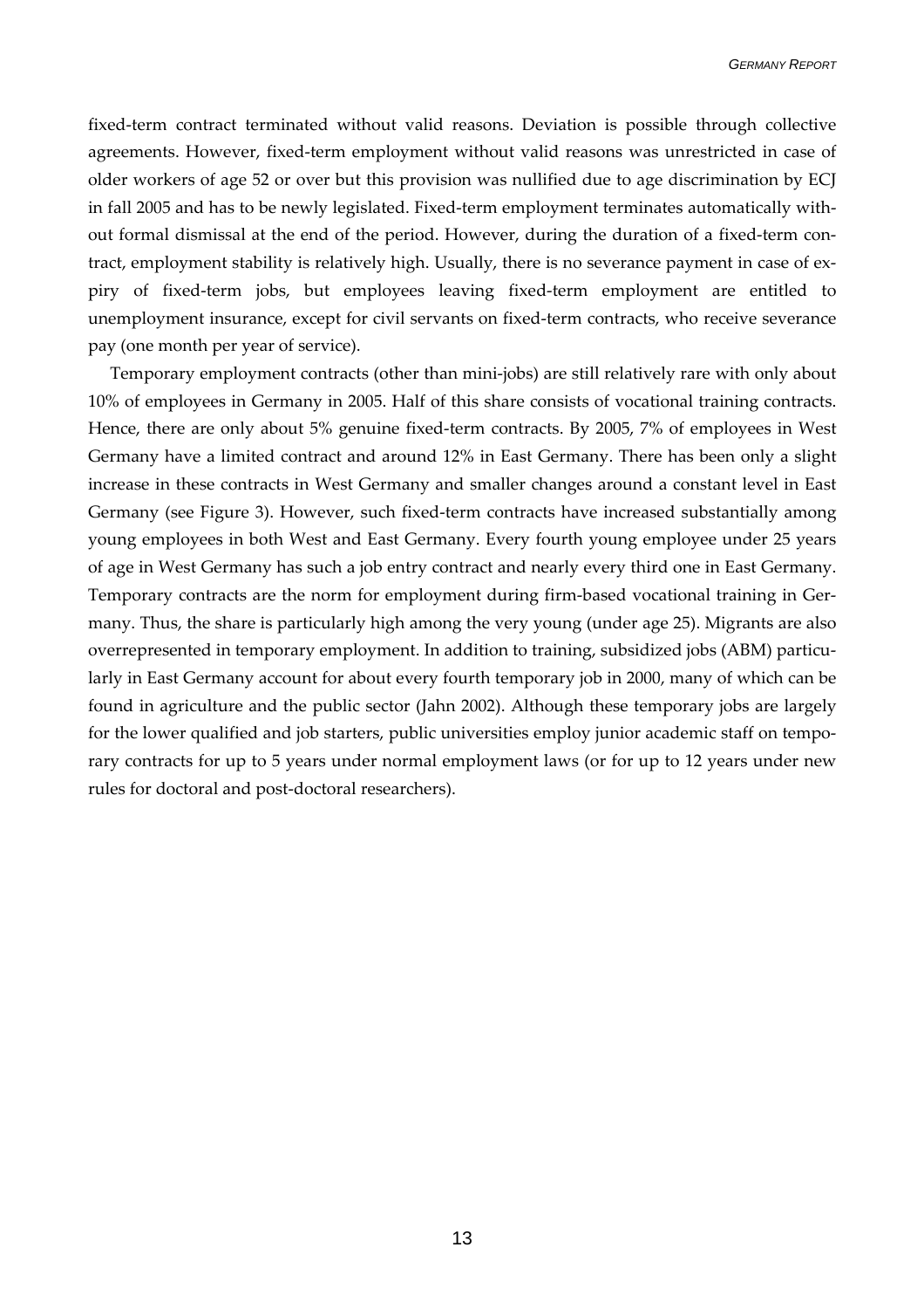fixed-term contract terminated without valid reasons. Deviation is possible through collective agreements. However, fixed-term employment without valid reasons was unrestricted in case of older workers of age 52 or over but this provision was nullified due to age discrimination by ECJ in fall 2005 and has to be newly legislated. Fixed-term employment terminates automatically without formal dismissal at the end of the period. However, during the duration of a fixed-term contract, employment stability is relatively high. Usually, there is no severance payment in case of expiry of fixed-term jobs, but employees leaving fixed-term employment are entitled to unemployment insurance, except for civil servants on fixed-term contracts, who receive severance pay (one month per year of service).

Temporary employment contracts (other than mini-jobs) are still relatively rare with only about 10% of employees in Germany in 2005. Half of this share consists of vocational training contracts. Hence, there are only about 5% genuine fixed-term contracts. By 2005, 7% of employees in West Germany have a limited contract and around 12% in East Germany. There has been only a slight increase in these contracts in West Germany and smaller changes around a constant level in East Germany (see Figure 3). However, such fixed-term contracts have increased substantially among young employees in both West and East Germany. Every fourth young employee under 25 years of age in West Germany has such a job entry contract and nearly every third one in East Germany. Temporary contracts are the norm for employment during firm-based vocational training in Germany. Thus, the share is particularly high among the very young (under age 25). Migrants are also overrepresented in temporary employment. In addition to training, subsidized jobs (ABM) particularly in East Germany account for about every fourth temporary job in 2000, many of which can be found in agriculture and the public sector (Jahn 2002). Although these temporary jobs are largely for the lower qualified and job starters, public universities employ junior academic staff on temporary contracts for up to 5 years under normal employment laws (or for up to 12 years under new rules for doctoral and post-doctoral researchers).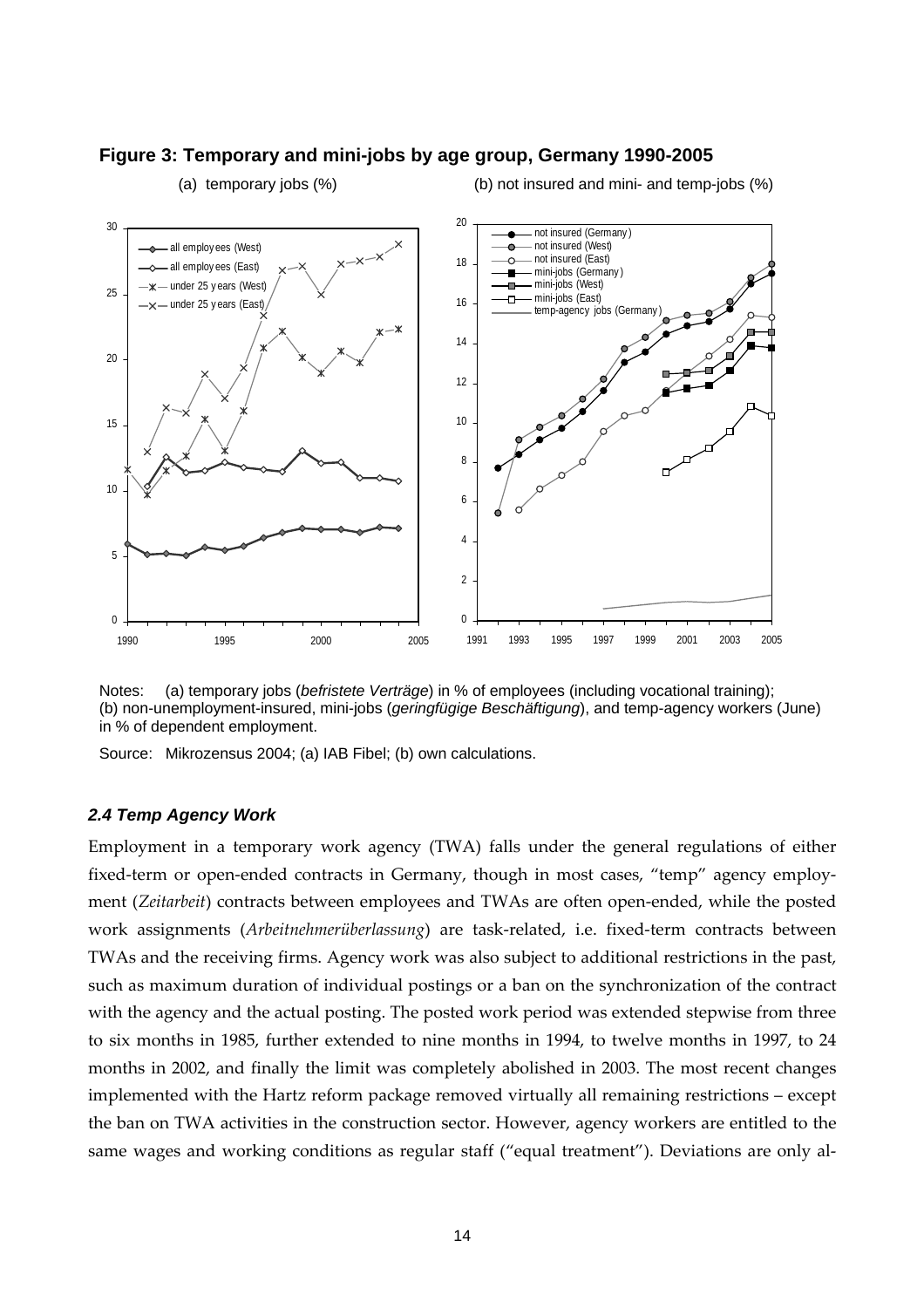**Figure 3: Temporary and mini-jobs by age group, Germany 1990-2005**

(a) temporary jobs (%) (b) not insured and mini- and temp-jobs (%)

Notes: (a) temporary jobs (*befristete Verträge*) in % of employees (including vocational training); (b) non-unemployment-insured, mini-jobs (*geringfügige Beschäftigung*), and temp-agency workers (June) in % of dependent employment.

Source: Mikrozensus 2004; (a) IAB Fibel; (b) own calculations.

### *2.4 Temp Agency Work*

Employment in a temporary work agency (TWA) falls under the general regulations of either fixed-term or open-ended contracts in Germany, though in most cases, "temp" agency employment (*Zeitarbeit*) contracts between employees and TWAs are often open-ended, while the posted work assignments (*Arbeitnehmerüberlassung*) are task-related, i.e. fixed-term contracts between TWAs and the receiving firms. Agency work was also subject to additional restrictions in the past, such as maximum duration of individual postings or a ban on the synchronization of the contract with the agency and the actual posting. The posted work period was extended stepwise from three to six months in 1985, further extended to nine months in 1994, to twelve months in 1997, to 24 months in 2002, and finally the limit was completely abolished in 2003. The most recent changes implemented with the Hartz reform package removed virtually all remaining restrictions – except the ban on TWA activities in the construction sector. However, agency workers are entitled to the same wages and working conditions as regular staff ("equal treatment"). Deviations are only al-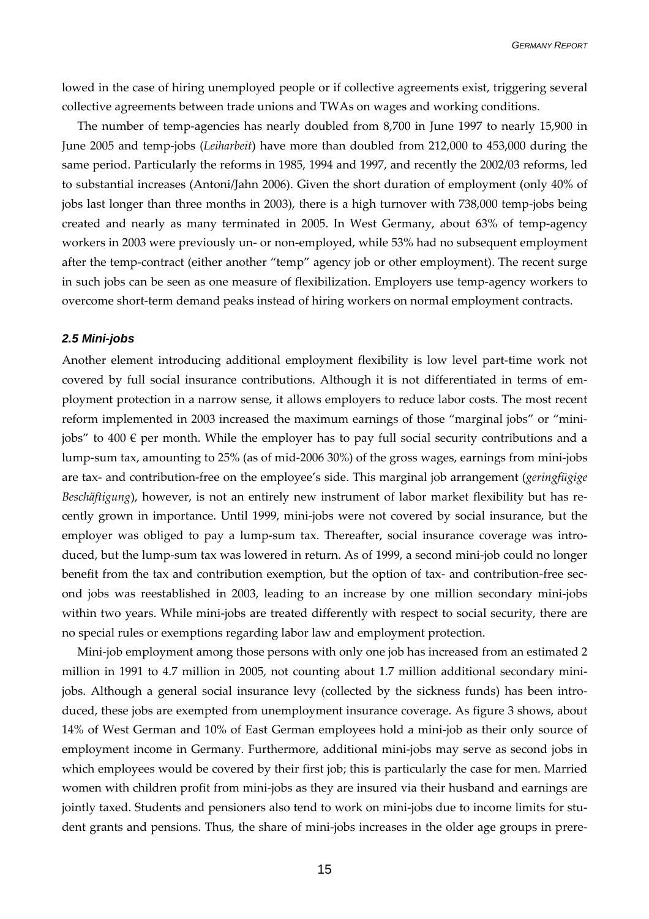lowed in the case of hiring unemployed people or if collective agreements exist, triggering several collective agreements between trade unions and TWAs on wages and working conditions.

The number of temp-agencies has nearly doubled from 8,700 in June 1997 to nearly 15,900 in June 2005 and temp-jobs (*Leiharbeit*) have more than doubled from 212,000 to 453,000 during the same period. Particularly the reforms in 1985, 1994 and 1997, and recently the 2002/03 reforms, led to substantial increases (Antoni/Jahn 2006). Given the short duration of employment (only 40% of jobs last longer than three months in 2003), there is a high turnover with 738,000 temp-jobs being created and nearly as many terminated in 2005. In West Germany, about 63% of temp-agency workers in 2003 were previously un- or non-employed, while 53% had no subsequent employment after the temp-contract (either another "temp" agency job or other employment). The recent surge in such jobs can be seen as one measure of flexibilization. Employers use temp-agency workers to overcome short-term demand peaks instead of hiring workers on normal employment contracts.

### 2.5 Mini-jobs

Another element introducing additional employment flexibility is low level part-time work not covered by full social insurance contributions. Although it is not differentiated in terms of employment protection in a narrow sense, it allows employers to reduce labor costs. The most recent reform implemented in 2003 increased the maximum earnings of those "marginal jobs" or "mini-jobs" to 400 € per month. While the employer has to pay full social security contributions and a lump-sum tax, amounting to 25% (as of mid-2006 30%) of the gross wages, earnings from mini-jobs are tax- and contribution-free on the employee's side. This marginal job arrangement (*geringfügige Beschäftigung*), however, is not an entirely new instrument of labor market flexibility but has recently grown in importance. Until 1999, mini-jobs were not covered by social insurance, but the employer was obliged to pay a lump-sum tax. Thereafter, social insurance coverage was introduced, but the lump-sum tax was lowered in return. As of 1999, a second mini-job could no longer benefit from the tax and contribution exemption, but the option of tax- and contribution-free second jobs was reestablished in 2003, leading to an increase by one million secondary mini-jobs within two years. While mini-jobs are treated differently with respect to social security, there are no special rules or exemptions regarding labor law and employment protection.

Mini-job employment among those persons with only one job has increased from an estimated 2 million in 1991 to 4.7 million in 2005, not counting about 1.7 million additional secondary mini-jobs. Although a general social insurance levy (collected by the sickness funds) has been introduced, these jobs are exempted from unemployment insurance coverage. As figure 3 shows, about 14% of West German and 10% of East German employees hold a mini-job as their only source of employment income in Germany. Furthermore, additional mini-jobs may serve as second jobs in which employees would be covered by their first job; this is particularly the case for men. Married women with children profit from mini-jobs as they are insured via their husband and earnings are jointly taxed. Students and pensioners also tend to work on mini-jobs due to income limits for student grants and pensions. Thus, the share of mini-jobs increases in the older age groups in prere-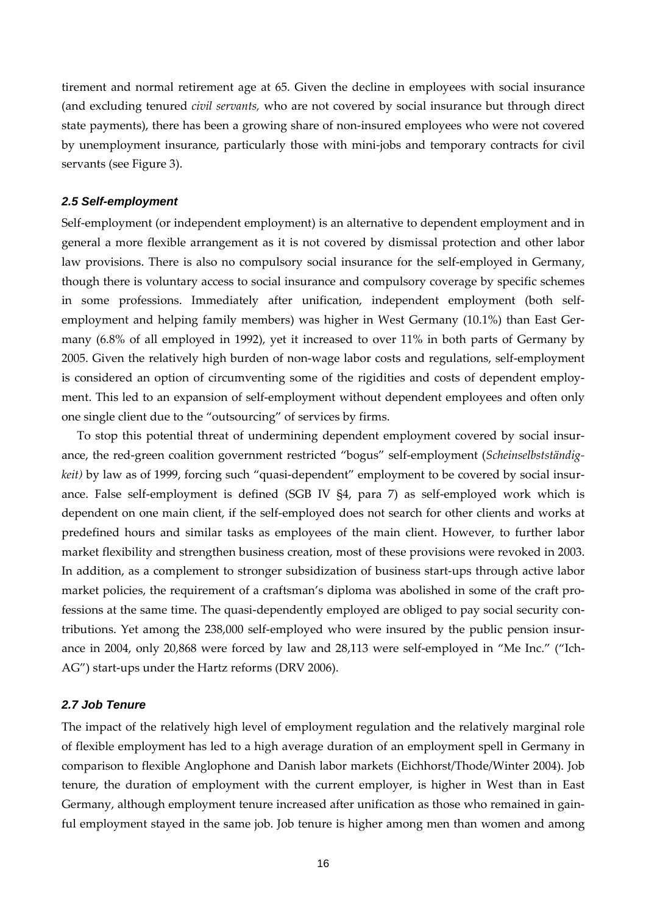tirement and normal retirement age at 65. Given the decline in employees with social insurance (and excluding tenured *civil servants*, who are not covered by social insurance but through direct state payments), there has been a growing share of non-insured employees who were not covered by unemployment insurance, particularly those with mini-jobs and temporary contracts for civil servants (see Figure 3).

### 2.5 Self-employment

Self-employment (or independent employment) is an alternative to dependent employment and in general a more flexible arrangement as it is not covered by dismissal protection and other labor law provisions. There is also no compulsory social insurance for the self-employed in Germany, though there is voluntary access to social insurance and compulsory coverage by specific schemes in some professions. Immediately after unification, independent employment (both self-employment and helping family members) was higher in West Germany (10.1%) than East Germany (6.8% of all employed in 1992), yet it increased to over 11% in both parts of Germany by 2005. Given the relatively high burden of non-wage labor costs and regulations, self-employment is considered an option of circumventing some of the rigidities and costs of dependent employment. This led to an expansion of self-employment without dependent employees and often only one single client due to the "outsourcing" of services by firms.

To stop this potential threat of undermining dependent employment covered by social insurance, the red-green coalition government restricted "bogus" self-employment (*Scheinselbstständigkeit)* by law as of 1999, forcing such "quasi-dependent" employment to be covered by social insurance. False self-employment is defined (SGB IV §4, para 7) as self-employed work which is dependent on one main client, if the self-employed does not search for other clients and works at predefined hours and similar tasks as employees of the main client. However, to further labor market flexibility and strengthen business creation, most of these provisions were revoked in 2003. In addition, as a complement to stronger subsidization of business start-ups through active labor market policies, the requirement of a craftsman's diploma was abolished in some of the craft professions at the same time. The quasi-dependently employed are obliged to pay social security contributions. Yet among the 238,000 self-employed who were insured by the public pension insurance in 2004, only 20,868 were forced by law and 28,113 were self-employed in "Me Inc." ("Ich-AG") start-ups under the Hartz reforms (DRV 2006).

### 2.7 Job Tenure

The impact of the relatively high level of employment regulation and the relatively marginal role of flexible employment has led to a high average duration of an employment spell in Germany in comparison to flexible Anglophone and Danish labor markets (Eichhorst/Thode/Winter 2004). Job tenure, the duration of employment with the current employer, is higher in West than in East Germany, although employment tenure increased after unification as those who remained in gainful employment stayed in the same job. Job tenure is higher among men than women and among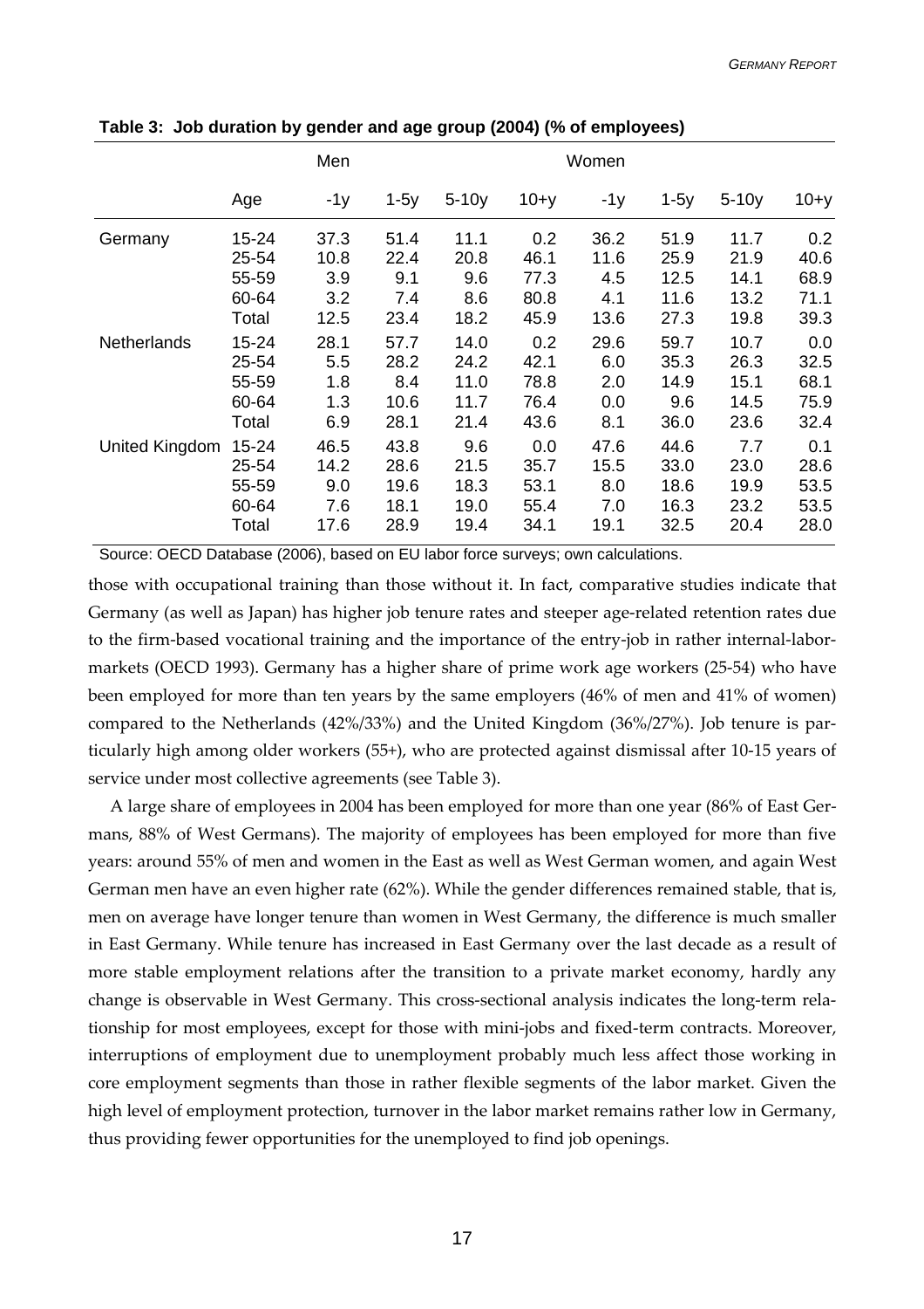**Table 3: Job duration by gender and age group (2004) (% of employees)**

| | | Men | | | | Women | | | |
|---|---|---|---|---|---|---|---|---|---|
| | Age | -1y | 1-5y | 5-10y | 10+y | -1y | 1-5y | 5-10y | 10+y |
| Germany | 15-24 | 37.3 | 51.4 | 11.1 | 0.2 | 36.2 | 51.9 | 11.7 | 0.2 |
| | 25-54 | 10.8 | 22.4 | 20.8 | 46.1 | 11.6 | 25.9 | 21.9 | 40.6 |
| | 55-59 | 3.9 | 9.1 | 9.6 | 77.3 | 4.5 | 12.5 | 14.1 | 68.9 |
| | 60-64 | 3.2 | 7.4 | 8.6 | 80.8 | 4.1 | 11.6 | 13.2 | 71.1 |
| | Total | 12.5 | 23.4 | 18.2 | 45.9 | 13.6 | 27.3 | 19.8 | 39.3 |
| Netherlands | 15-24 | 28.1 | 57.7 | 14.0 | 0.2 | 29.6 | 59.7 | 10.7 | 0.0 |
| | 25-54 | 5.5 | 28.2 | 24.2 | 42.1 | 6.0 | 35.3 | 26.3 | 32.5 |
| | 55-59 | 1.8 | 8.4 | 11.0 | 78.8 | 2.0 | 14.9 | 15.1 | 68.1 |
| | 60-64 | 1.3 | 10.6 | 11.7 | 76.4 | 0.0 | 9.6 | 14.5 | 75.9 |
| | Total | 6.9 | 28.1 | 21.4 | 43.6 | 8.1 | 36.0 | 23.6 | 32.4 |
| United Kingdom | 15-24 | 46.5 | 43.8 | 9.6 | 0.0 | 47.6 | 44.6 | 7.7 | 0.1 |
| | 25-54 | 14.2 | 28.6 | 21.5 | 35.7 | 15.5 | 33.0 | 23.0 | 28.6 |
| | 55-59 | 9.0 | 19.6 | 18.3 | 53.1 | 8.0 | 18.6 | 19.9 | 53.5 |
| | 60-64 | 7.6 | 18.1 | 19.0 | 55.4 | 7.0 | 16.3 | 23.2 | 53.5 |
| | Total | 17.6 | 28.9 | 19.4 | 34.1 | 19.1 | 32.5 | 20.4 | 28.0 |

Source: OECD Database (2006), based on EU labor force surveys; own calculations.

those with occupational training than those without it. In fact, comparative studies indicate that Germany (as well as Japan) has higher job tenure rates and steeper age-related retention rates due to the firm-based vocational training and the importance of the entry-job in rather internal-labor-markets (OECD 1993). Germany has a higher share of prime work age workers (25-54) who have been employed for more than ten years by the same employers (46% of men and 41% of women) compared to the Netherlands (42%/33%) and the United Kingdom (36%/27%). Job tenure is particularly high among older workers (55+), who are protected against dismissal after 10-15 years of service under most collective agreements (see Table 3).

A large share of employees in 2004 has been employed for more than one year (86% of East Germans, 88% of West Germans). The majority of employees has been employed for more than five years: around 55% of men and women in the East as well as West German women, and again West German men have an even higher rate (62%). While the gender differences remained stable, that is, men on average have longer tenure than women in West Germany, the difference is much smaller in East Germany. While tenure has increased in East Germany over the last decade as a result of more stable employment relations after the transition to a private market economy, hardly any change is observable in West Germany. This cross-sectional analysis indicates the long-term relationship for most employees, except for those with mini-jobs and fixed-term contracts. Moreover, interruptions of employment due to unemployment probably much less affect those working in core employment segments than those in rather flexible segments of the labor market. Given the high level of employment protection, turnover in the labor market remains rather low in Germany, thus providing fewer opportunities for the unemployed to find job openings.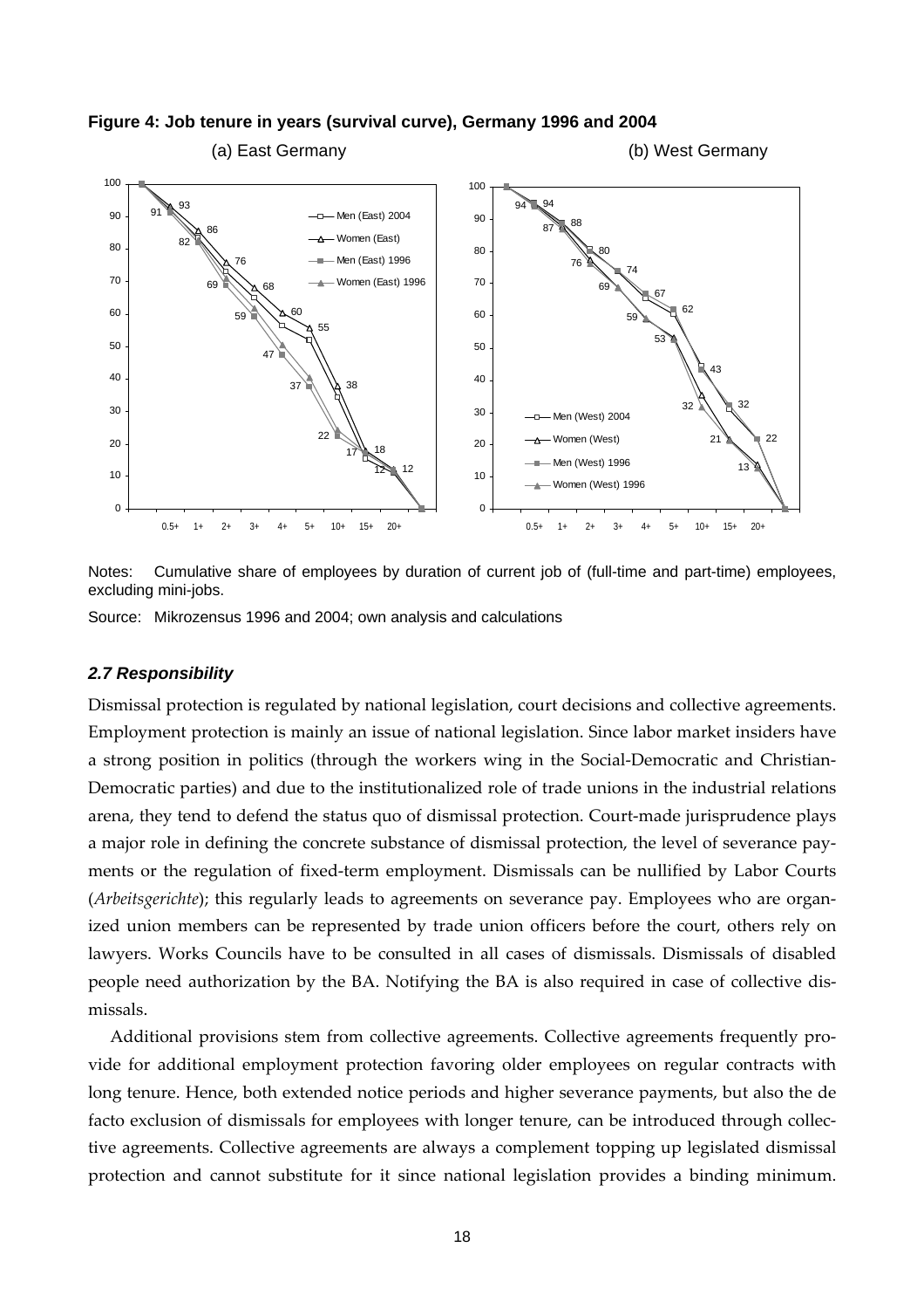**Figure 4: Job tenure in years (survival curve), Germany 1996 and 2004**

(a) East Germany

(b) West Germany

Notes: Cumulative share of employees by duration of current job of (full-time and part-time) employees, excluding mini-jobs.

Source: Mikrozensus 1996 and 2004; own analysis and calculations

### *2.7 Responsibility*

Dismissal protection is regulated by national legislation, court decisions and collective agreements. Employment protection is mainly an issue of national legislation. Since labor market insiders have a strong position in politics (through the workers wing in the Social-Democratic and Christian-Democratic parties) and due to the institutionalized role of trade unions in the industrial relations arena, they tend to defend the status quo of dismissal protection. Court-made jurisprudence plays a major role in defining the concrete substance of dismissal protection, the level of severance payments or the regulation of fixed-term employment. Dismissals can be nullified by Labor Courts (*Arbeitsgerichte*); this regularly leads to agreements on severance pay. Employees who are organized union members can be represented by trade union officers before the court, others rely on lawyers. Works Councils have to be consulted in all cases of dismissals. Dismissals of disabled people need authorization by the BA. Notifying the BA is also required in case of collective dismissals.

Additional provisions stem from collective agreements. Collective agreements frequently provide for additional employment protection favoring older employees on regular contracts with long tenure. Hence, both extended notice periods and higher severance payments, but also the de facto exclusion of dismissals for employees with longer tenure, can be introduced through collective agreements. Collective agreements are always a complement topping up legislated dismissal protection and cannot substitute for it since national legislation provides a binding minimum.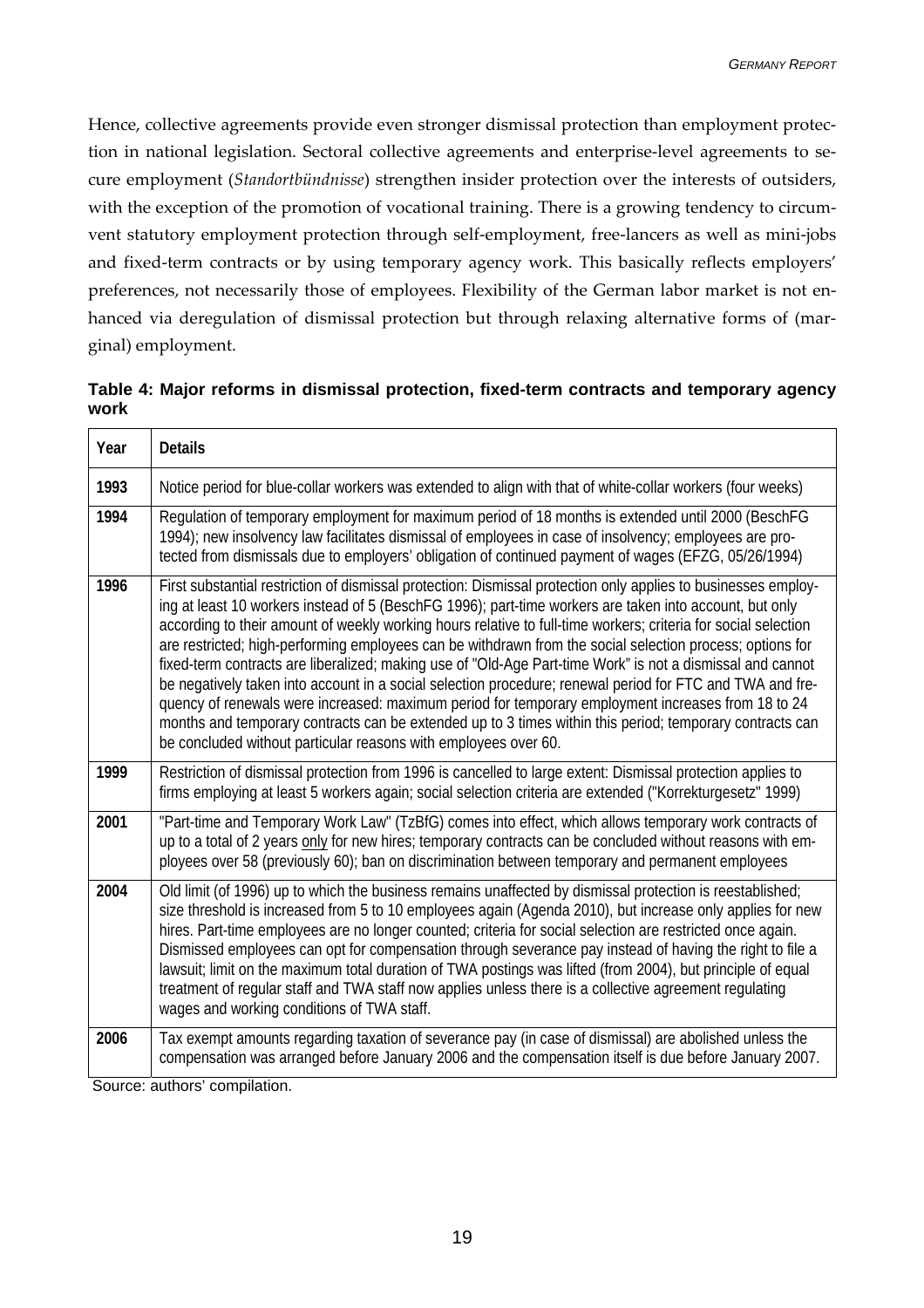Hence, collective agreements provide even stronger dismissal protection than employment protection in national legislation. Sectoral collective agreements and enterprise-level agreements to secure employment (*Standortbündnisse*) strengthen insider protection over the interests of outsiders, with the exception of the promotion of vocational training. There is a growing tendency to circumvent statutory employment protection through self-employment, free-lancers as well as mini-jobs and fixed-term contracts or by using temporary agency work. This basically reflects employers' preferences, not necessarily those of employees. Flexibility of the German labor market is not enhanced via deregulation of dismissal protection but through relaxing alternative forms of (marginal) employment.

**Table 4: Major reforms in dismissal protection, fixed-term contracts and temporary agency work**

| Year | Details |
|---|---|
| **1993** | Notice period for blue-collar workers was extended to align with that of white-collar workers (four weeks) |
| **1994** | Regulation of temporary employment for maximum period of 18 months is extended until 2000 (BeschFG 1994); new insolvency law facilitates dismissal of employees in case of insolvency; employees are protected from dismissals due to employers' obligation of continued payment of wages (EFZG, 05/26/1994) |
| **1996** | First substantial restriction of dismissal protection: Dismissal protection only applies to businesses employing at least 10 workers instead of 5 (BeschFG 1996); part-time workers are taken into account, but only according to their amount of weekly working hours relative to full-time workers; criteria for social selection are restricted; high-performing employees can be withdrawn from the social selection process; options for fixed-term contracts are liberalized; making use of "Old-Age Part-time Work" is not a dismissal and cannot be negatively taken into account in a social selection procedure; renewal period for FTC and TWA and frequency of renewals were increased: maximum period for temporary employment increases from 18 to 24 months and temporary contracts can be extended up to 3 times within this period; temporary contracts can be concluded without particular reasons with employees over 60. |
| **1999** | Restriction of dismissal protection from 1996 is cancelled to large extent: Dismissal protection applies to firms employing at least 5 workers again; social selection criteria are extended ("Korrekturgesetz" 1999) |
| **2001** | "Part-time and Temporary Work Law" (TzBfG) comes into effect, which allows temporary work contracts of up to a total of 2 years <u>only</u> for new hires; temporary contracts can be concluded without reasons with employees over 58 (previously 60); ban on discrimination between temporary and permanent employees |
| **2004** | Old limit (of 1996) up to which the business remains unaffected by dismissal protection is reestablished; size threshold is increased from 5 to 10 employees again (Agenda 2010), but increase only applies for new hires. Part-time employees are no longer counted; criteria for social selection are restricted once again. Dismissed employees can opt for compensation through severance pay instead of having the right to file a lawsuit; limit on the maximum total duration of TWA postings was lifted (from 2004), but principle of equal treatment of regular staff and TWA staff now applies unless there is a collective agreement regulating wages and working conditions of TWA staff. |
| **2006** | Tax exempt amounts regarding taxation of severance pay (in case of dismissal) are abolished unless the compensation was arranged before January 2006 and the compensation itself is due before January 2007. |

Source: authors' compilation.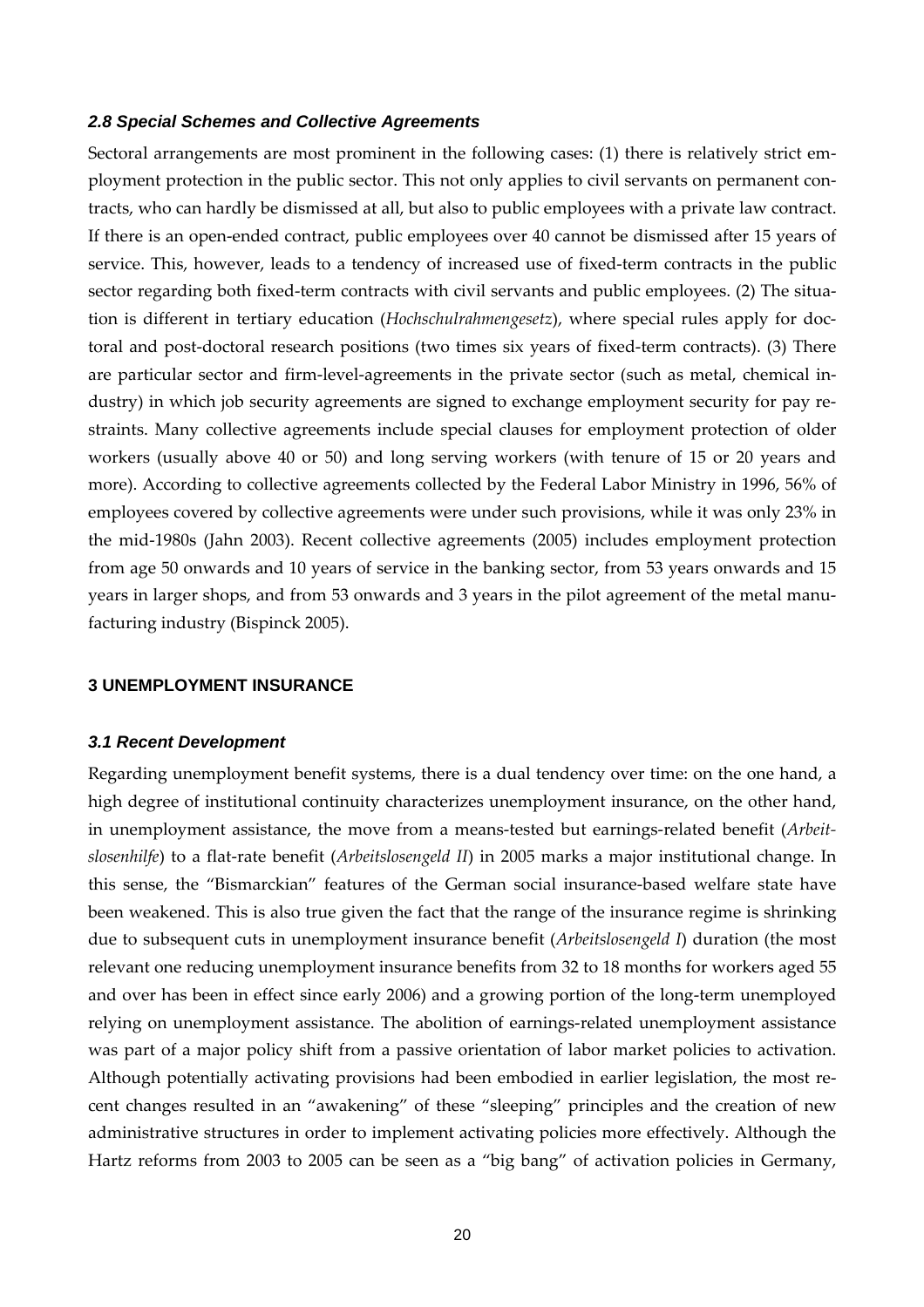### *2.8 Special Schemes and Collective Agreements*

Sectoral arrangements are most prominent in the following cases: (1) there is relatively strict employment protection in the public sector. This not only applies to civil servants on permanent contracts, who can hardly be dismissed at all, but also to public employees with a private law contract. If there is an open-ended contract, public employees over 40 cannot be dismissed after 15 years of service. This, however, leads to a tendency of increased use of fixed-term contracts in the public sector regarding both fixed-term contracts with civil servants and public employees. (2) The situation is different in tertiary education (*Hochschulrahmengesetz*), where special rules apply for doctoral and post-doctoral research positions (two times six years of fixed-term contracts). (3) There are particular sector and firm-level-agreements in the private sector (such as metal, chemical industry) in which job security agreements are signed to exchange employment security for pay restraints. Many collective agreements include special clauses for employment protection of older workers (usually above 40 or 50) and long serving workers (with tenure of 15 or 20 years and more). According to collective agreements collected by the Federal Labor Ministry in 1996, 56% of employees covered by collective agreements were under such provisions, while it was only 23% in the mid-1980s (Jahn 2003). Recent collective agreements (2005) includes employment protection from age 50 onwards and 10 years of service in the banking sector, from 53 years onwards and 15 years in larger shops, and from 53 onwards and 3 years in the pilot agreement of the metal manufacturing industry (Bispinck 2005).

## 3 UNEMPLOYMENT INSURANCE

### *3.1 Recent Development*

Regarding unemployment benefit systems, there is a dual tendency over time: on the one hand, a high degree of institutional continuity characterizes unemployment insurance, on the other hand, in unemployment assistance, the move from a means-tested but earnings-related benefit (*Arbeitslosenhilfe*) to a flat-rate benefit (*Arbeitslosengeld II*) in 2005 marks a major institutional change. In this sense, the "Bismarckian" features of the German social insurance-based welfare state have been weakened. This is also true given the fact that the range of the insurance regime is shrinking due to subsequent cuts in unemployment insurance benefit (*Arbeitslosengeld I*) duration (the most relevant one reducing unemployment insurance benefits from 32 to 18 months for workers aged 55 and over has been in effect since early 2006) and a growing portion of the long-term unemployed relying on unemployment assistance. The abolition of earnings-related unemployment assistance was part of a major policy shift from a passive orientation of labor market policies to activation. Although potentially activating provisions had been embodied in earlier legislation, the most recent changes resulted in an "awakening" of these "sleeping" principles and the creation of new administrative structures in order to implement activating policies more effectively. Although the Hartz reforms from 2003 to 2005 can be seen as a "big bang" of activation policies in Germany,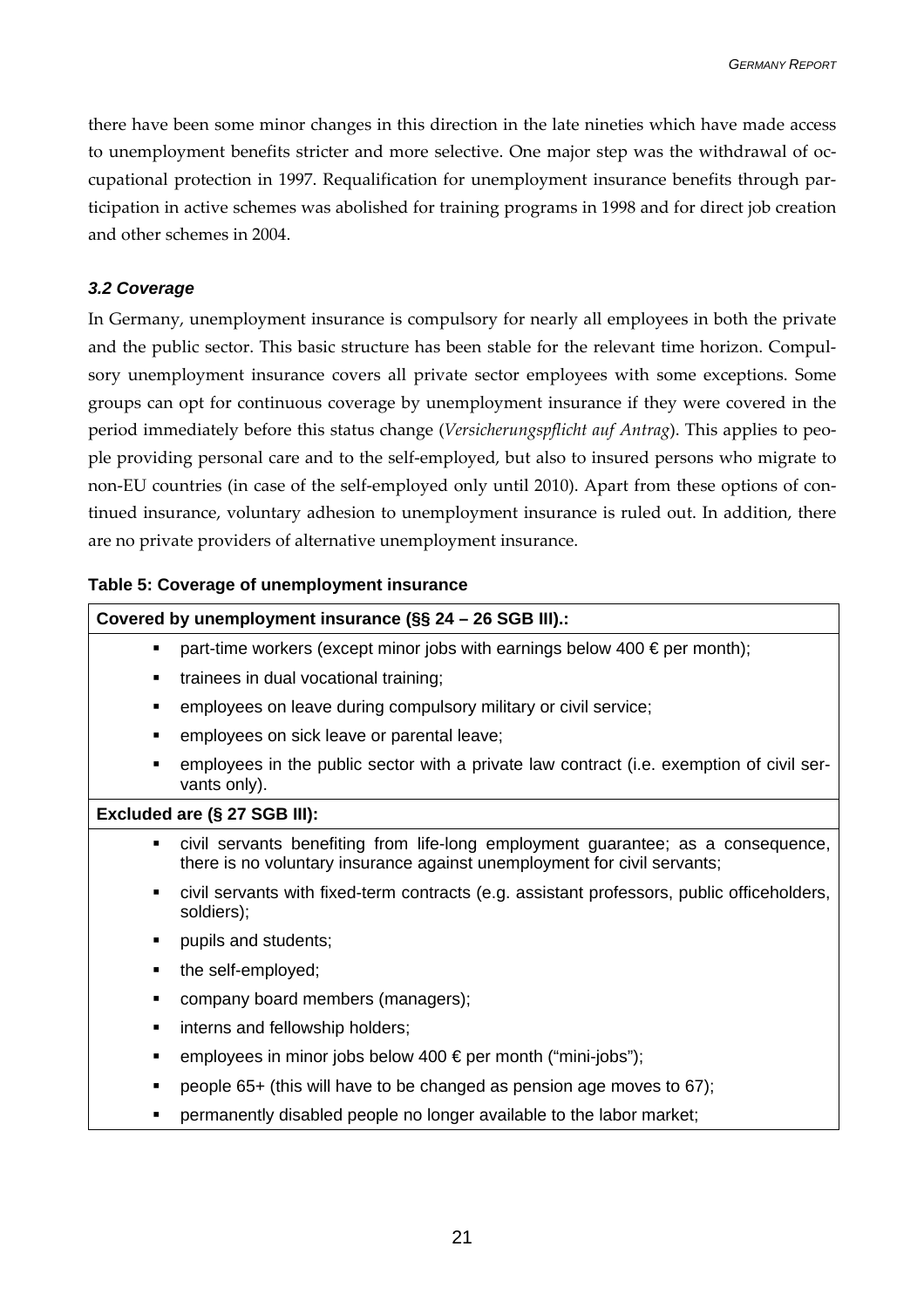there have been some minor changes in this direction in the late nineties which have made access to unemployment benefits stricter and more selective. One major step was the withdrawal of occupational protection in 1997. Requalification for unemployment insurance benefits through participation in active schemes was abolished for training programs in 1998 and for direct job creation and other schemes in 2004.

### *3.2 Coverage*

In Germany, unemployment insurance is compulsory for nearly all employees in both the private and the public sector. This basic structure has been stable for the relevant time horizon. Compulsory unemployment insurance covers all private sector employees with some exceptions. Some groups can opt for continuous coverage by unemployment insurance if they were covered in the period immediately before this status change (*Versicherungspflicht auf Antrag*). This applies to people providing personal care and to the self-employed, but also to insured persons who migrate to non-EU countries (in case of the self-employed only until 2010). Apart from these options of continued insurance, voluntary adhesion to unemployment insurance is ruled out. In addition, there are no private providers of alternative unemployment insurance.

**Table 5: Coverage of unemployment insurance**

| **Covered by unemployment insurance (§§ 24 – 26 SGB III).:** |
|---|
| ▪ part-time workers (except minor jobs with earnings below 400 € per month); |
| ▪ trainees in dual vocational training; |
| ▪ employees on leave during compulsory military or civil service; |
| ▪ employees on sick leave or parental leave; |
| ▪ employees in the public sector with a private law contract (i.e. exemption of civil servants only). |
| **Excluded are (§ 27 SGB III):** |
| ▪ civil servants benefiting from life-long employment guarantee; as a consequence, there is no voluntary insurance against unemployment for civil servants; |
| ▪ civil servants with fixed-term contracts (e.g. assistant professors, public officeholders, soldiers); |
| ▪ pupils and students; |
| ▪ the self-employed; |
| ▪ company board members (managers); |
| ▪ interns and fellowship holders; |
| ▪ employees in minor jobs below 400 € per month ("mini-jobs"); |
| ▪ people 65+ (this will have to be changed as pension age moves to 67); |
| ▪ permanently disabled people no longer available to the labor market; |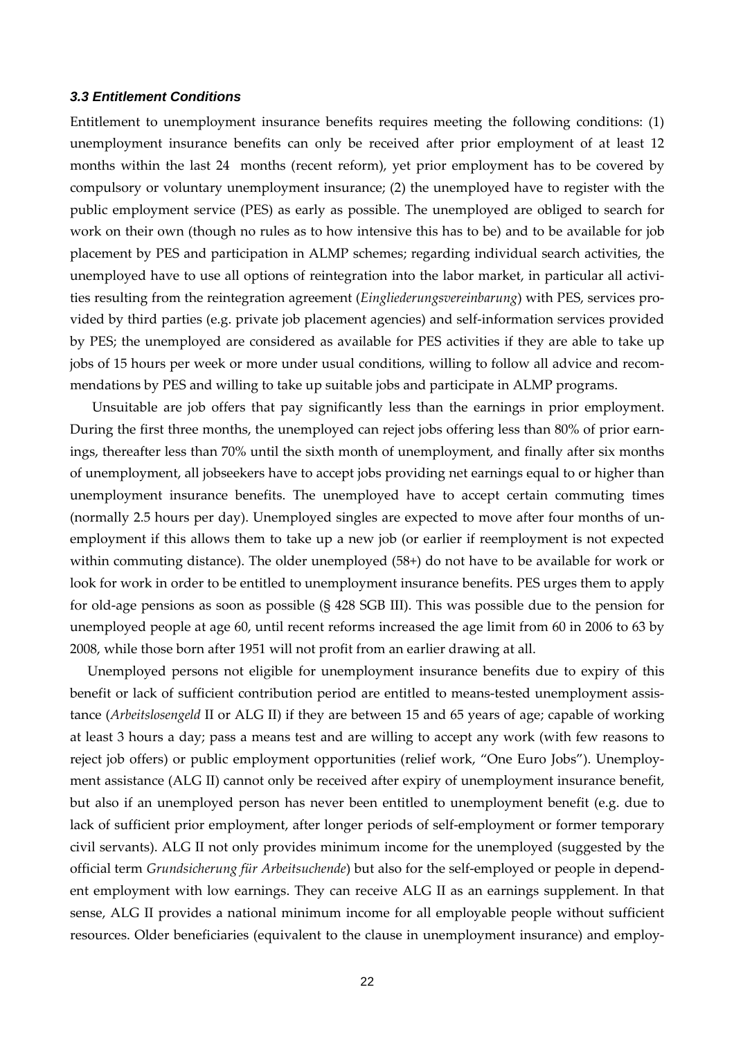### *3.3 Entitlement Conditions*

Entitlement to unemployment insurance benefits requires meeting the following conditions: (1) unemployment insurance benefits can only be received after prior employment of at least 12 months within the last 24 months (recent reform), yet prior employment has to be covered by compulsory or voluntary unemployment insurance; (2) the unemployed have to register with the public employment service (PES) as early as possible. The unemployed are obliged to search for work on their own (though no rules as to how intensive this has to be) and to be available for job placement by PES and participation in ALMP schemes; regarding individual search activities, the unemployed have to use all options of reintegration into the labor market, in particular all activities resulting from the reintegration agreement (*Eingliederungsvereinbarung*) with PES, services provided by third parties (e.g. private job placement agencies) and self-information services provided by PES; the unemployed are considered as available for PES activities if they are able to take up jobs of 15 hours per week or more under usual conditions, willing to follow all advice and recommendations by PES and willing to take up suitable jobs and participate in ALMP programs.

Unsuitable are job offers that pay significantly less than the earnings in prior employment. During the first three months, the unemployed can reject jobs offering less than 80% of prior earnings, thereafter less than 70% until the sixth month of unemployment, and finally after six months of unemployment, all jobseekers have to accept jobs providing net earnings equal to or higher than unemployment insurance benefits. The unemployed have to accept certain commuting times (normally 2.5 hours per day). Unemployed singles are expected to move after four months of unemployment if this allows them to take up a new job (or earlier if reemployment is not expected within commuting distance). The older unemployed (58+) do not have to be available for work or look for work in order to be entitled to unemployment insurance benefits. PES urges them to apply for old-age pensions as soon as possible (§ 428 SGB III). This was possible due to the pension for unemployed people at age 60, until recent reforms increased the age limit from 60 in 2006 to 63 by 2008, while those born after 1951 will not profit from an earlier drawing at all.

Unemployed persons not eligible for unemployment insurance benefits due to expiry of this benefit or lack of sufficient contribution period are entitled to means-tested unemployment assistance (*Arbeitslosengeld* II or ALG II) if they are between 15 and 65 years of age; capable of working at least 3 hours a day; pass a means test and are willing to accept any work (with few reasons to reject job offers) or public employment opportunities (relief work, "One Euro Jobs"). Unemployment assistance (ALG II) cannot only be received after expiry of unemployment insurance benefit, but also if an unemployed person has never been entitled to unemployment benefit (e.g. due to lack of sufficient prior employment, after longer periods of self-employment or former temporary civil servants). ALG II not only provides minimum income for the unemployed (suggested by the official term *Grundsicherung für Arbeitsuchende*) but also for the self-employed or people in dependent employment with low earnings. They can receive ALG II as an earnings supplement. In that sense, ALG II provides a national minimum income for all employable people without sufficient resources. Older beneficiaries (equivalent to the clause in unemployment insurance) and employ-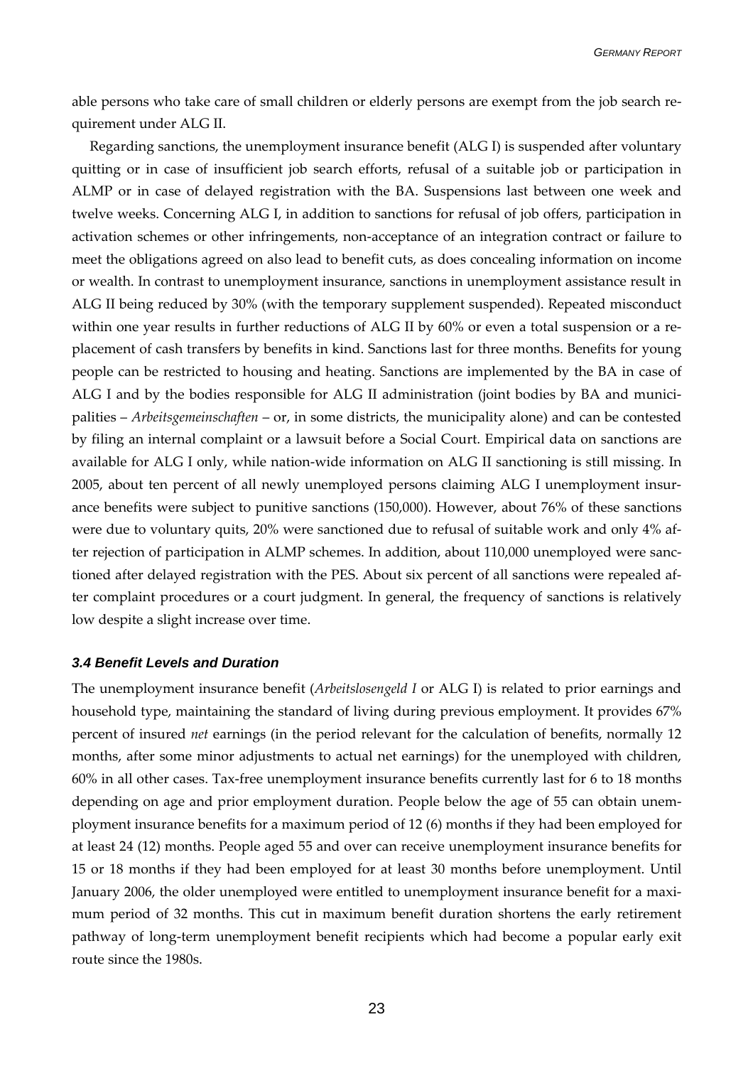able persons who take care of small children or elderly persons are exempt from the job search requirement under ALG II.

Regarding sanctions, the unemployment insurance benefit (ALG I) is suspended after voluntary quitting or in case of insufficient job search efforts, refusal of a suitable job or participation in ALMP or in case of delayed registration with the BA. Suspensions last between one week and twelve weeks. Concerning ALG I, in addition to sanctions for refusal of job offers, participation in activation schemes or other infringements, non-acceptance of an integration contract or failure to meet the obligations agreed on also lead to benefit cuts, as does concealing information on income or wealth. In contrast to unemployment insurance, sanctions in unemployment assistance result in ALG II being reduced by 30% (with the temporary supplement suspended). Repeated misconduct within one year results in further reductions of ALG II by 60% or even a total suspension or a replacement of cash transfers by benefits in kind. Sanctions last for three months. Benefits for young people can be restricted to housing and heating. Sanctions are implemented by the BA in case of ALG I and by the bodies responsible for ALG II administration (joint bodies by BA and municipalities – *Arbeitsgemeinschaften* – or, in some districts, the municipality alone) and can be contested by filing an internal complaint or a lawsuit before a Social Court. Empirical data on sanctions are available for ALG I only, while nation-wide information on ALG II sanctioning is still missing. In 2005, about ten percent of all newly unemployed persons claiming ALG I unemployment insurance benefits were subject to punitive sanctions (150,000). However, about 76% of these sanctions were due to voluntary quits, 20% were sanctioned due to refusal of suitable work and only 4% after rejection of participation in ALMP schemes. In addition, about 110,000 unemployed were sanctioned after delayed registration with the PES. About six percent of all sanctions were repealed after complaint procedures or a court judgment. In general, the frequency of sanctions is relatively low despite a slight increase over time.

### 3.4 Benefit Levels and Duration

The unemployment insurance benefit (*Arbeitslosengeld I* or ALG I) is related to prior earnings and household type, maintaining the standard of living during previous employment. It provides 67% percent of insured *net* earnings (in the period relevant for the calculation of benefits, normally 12 months, after some minor adjustments to actual net earnings) for the unemployed with children, 60% in all other cases. Tax-free unemployment insurance benefits currently last for 6 to 18 months depending on age and prior employment duration. People below the age of 55 can obtain unemployment insurance benefits for a maximum period of 12 (6) months if they had been employed for at least 24 (12) months. People aged 55 and over can receive unemployment insurance benefits for 15 or 18 months if they had been employed for at least 30 months before unemployment. Until January 2006, the older unemployed were entitled to unemployment insurance benefit for a maximum period of 32 months. This cut in maximum benefit duration shortens the early retirement pathway of long-term unemployment benefit recipients which had become a popular early exit route since the 1980s.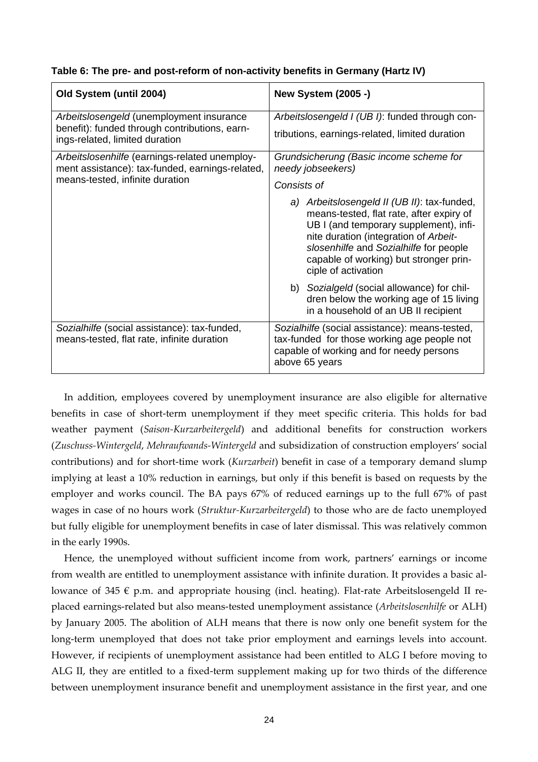**Table 6: The pre- and post-reform of non-activity benefits in Germany (Hartz IV)**

| Old System (until 2004) | New System (2005 -) |
|---|---|
| *Arbeitslosengeld* (unemployment insurance benefit): funded through contributions, earnings-related, limited duration | *Arbeitslosengeld I (UB I)*: funded through contributions, earnings-related, limited duration |
| *Arbeitslosenhilfe* (earnings-related unemployment assistance): tax-funded, earnings-related, means-tested, infinite duration | *Grundsicherung (Basic income scheme for needy jobseekers)*<br>*Consists of*<br>*a) Arbeitslosengeld II (UB II)*: tax-funded, means-tested, flat rate, after expiry of UB I (and temporary supplement), infinite duration (integration of *Arbeitslosenhilfe* and *Sozialhilfe* for people capable of working) but stronger principle of activation<br>b) *Sozialgeld* (social allowance) for children below the working age of 15 living in a household of an UB II recipient |
| *Sozialhilfe* (social assistance): tax-funded, means-tested, flat rate, infinite duration | *Sozialhilfe* (social assistance): means-tested, tax-funded for those working age people not capable of working and for needy persons above 65 years |

In addition, employees covered by unemployment insurance are also eligible for alternative benefits in case of short-term unemployment if they meet specific criteria. This holds for bad weather payment (*Saison-Kurzarbeitergeld*) and additional benefits for construction workers (*Zuschuss-Wintergeld*, *Mehraufwands-Wintergeld* and subsidization of construction employers' social contributions) and for short-time work (*Kurzarbeit*) benefit in case of a temporary demand slump implying at least a 10% reduction in earnings, but only if this benefit is based on requests by the employer and works council. The BA pays 67% of reduced earnings up to the full 67% of past wages in case of no hours work (*Struktur-Kurzarbeitergeld*) to those who are de facto unemployed but fully eligible for unemployment benefits in case of later dismissal. This was relatively common in the early 1990s.

Hence, the unemployed without sufficient income from work, partners' earnings or income from wealth are entitled to unemployment assistance with infinite duration. It provides a basic allowance of 345 € p.m. and appropriate housing (incl. heating). Flat-rate Arbeitslosengeld II replaced earnings-related but also means-tested unemployment assistance (*Arbeitslosenhilfe* or ALH) by January 2005. The abolition of ALH means that there is now only one benefit system for the long-term unemployed that does not take prior employment and earnings levels into account. However, if recipients of unemployment assistance had been entitled to ALG I before moving to ALG II, they are entitled to a fixed-term supplement making up for two thirds of the difference between unemployment insurance benefit and unemployment assistance in the first year, and one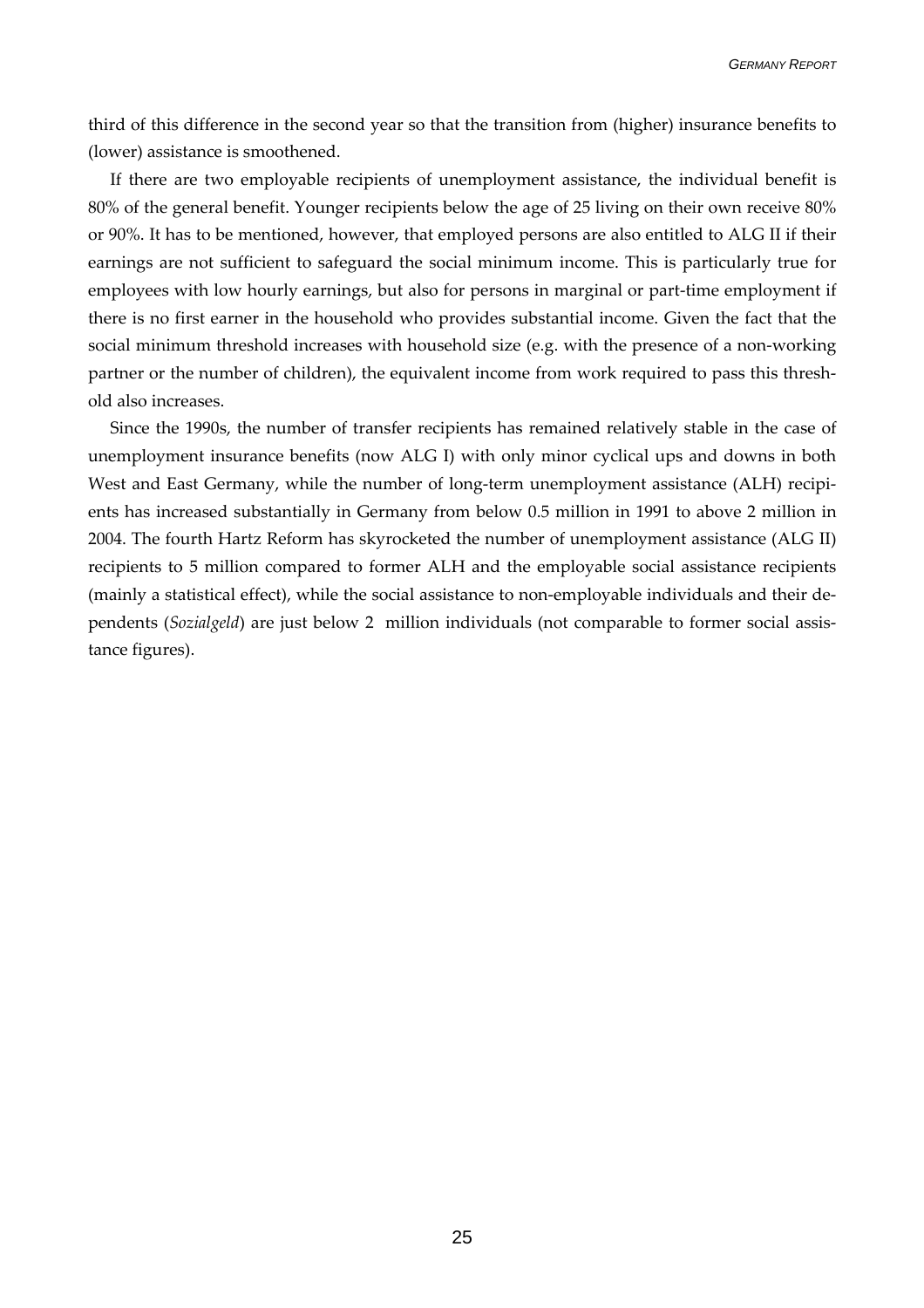third of this difference in the second year so that the transition from (higher) insurance benefits to (lower) assistance is smoothened.

If there are two employable recipients of unemployment assistance, the individual benefit is 80% of the general benefit. Younger recipients below the age of 25 living on their own receive 80% or 90%. It has to be mentioned, however, that employed persons are also entitled to ALG II if their earnings are not sufficient to safeguard the social minimum income. This is particularly true for employees with low hourly earnings, but also for persons in marginal or part-time employment if there is no first earner in the household who provides substantial income. Given the fact that the social minimum threshold increases with household size (e.g. with the presence of a non-working partner or the number of children), the equivalent income from work required to pass this threshold also increases.

Since the 1990s, the number of transfer recipients has remained relatively stable in the case of unemployment insurance benefits (now ALG I) with only minor cyclical ups and downs in both West and East Germany, while the number of long-term unemployment assistance (ALH) recipients has increased substantially in Germany from below 0.5 million in 1991 to above 2 million in 2004. The fourth Hartz Reform has skyrocketed the number of unemployment assistance (ALG II) recipients to 5 million compared to former ALH and the employable social assistance recipients (mainly a statistical effect), while the social assistance to non-employable individuals and their dependents (*Sozialgeld*) are just below 2 million individuals (not comparable to former social assistance figures).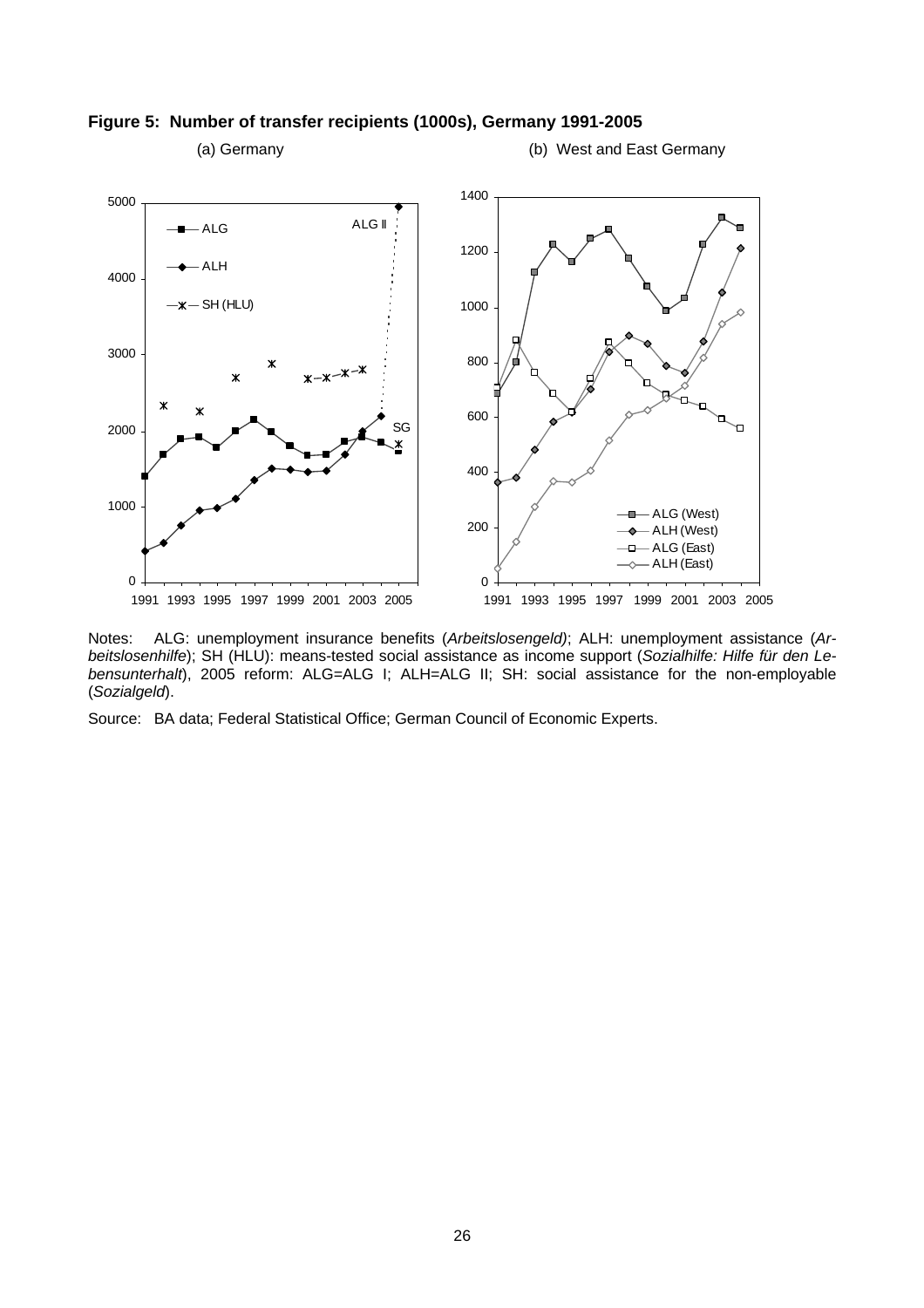**Figure 5: Number of transfer recipients (1000s), Germany 1991-2005**

(a) Germany

(b) West and East Germany

Notes: ALG: unemployment insurance benefits (*Arbeitslosengeld)*; ALH: unemployment assistance (*Arbeitslosenhilfe*); SH (HLU): means-tested social assistance as income support (*Sozialhilfe: Hilfe für den Lebensunterhalt*), 2005 reform: ALG=ALG I; ALH=ALG II; SH: social assistance for the non-employable (*Sozialgeld*).

Source: BA data; Federal Statistical Office; German Council of Economic Experts.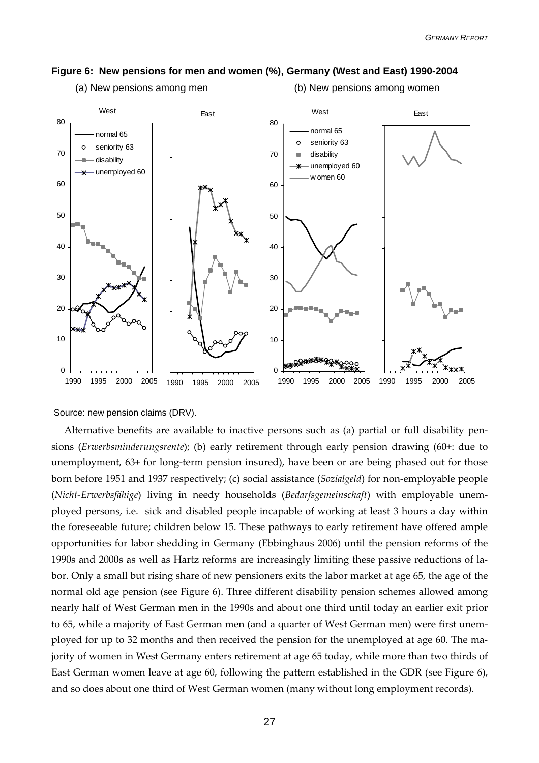**Figure 6: New pensions for men and women (%), Germany (West and East) 1990-2004**

(a) New pensions among men (b) New pensions among women

Source: new pension claims (DRV).

Alternative benefits are available to inactive persons such as (a) partial or full disability pensions (*Erwerbsminderungsrente*); (b) early retirement through early pension drawing (60+: due to unemployment, 63+ for long-term pension insured), have been or are being phased out for those born before 1951 and 1937 respectively; (c) social assistance (*Sozialgeld*) for non-employable people (*Nicht-Erwerbsfähige*) living in needy households (*Bedarfsgemeinschaft*) with employable unemployed persons, i.e. sick and disabled people incapable of working at least 3 hours a day within the foreseeable future; children below 15. These pathways to early retirement have offered ample opportunities for labor shedding in Germany (Ebbinghaus 2006) until the pension reforms of the 1990s and 2000s as well as Hartz reforms are increasingly limiting these passive reductions of labor. Only a small but rising share of new pensioners exits the labor market at age 65, the age of the normal old age pension (see Figure 6). Three different disability pension schemes allowed among nearly half of West German men in the 1990s and about one third until today an earlier exit prior to 65, while a majority of East German men (and a quarter of West German men) were first unemployed for up to 32 months and then received the pension for the unemployed at age 60. The majority of women in West Germany enters retirement at age 65 today, while more than two thirds of East German women leave at age 60, following the pattern established in the GDR (see Figure 6), and so does about one third of West German women (many without long employment records).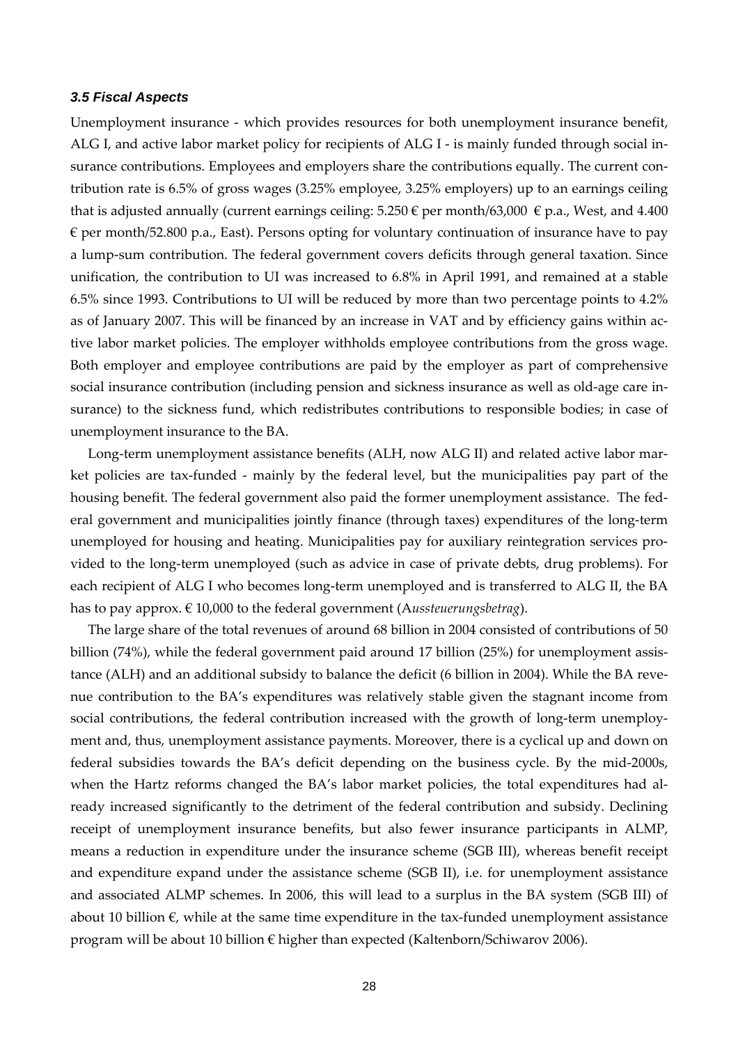### *3.5 Fiscal Aspects*

Unemployment insurance - which provides resources for both unemployment insurance benefit, ALG I, and active labor market policy for recipients of ALG I - is mainly funded through social insurance contributions. Employees and employers share the contributions equally. The current contribution rate is 6.5% of gross wages (3.25% employee, 3.25% employers) up to an earnings ceiling that is adjusted annually (current earnings ceiling: 5.250 € per month/63,000 € p.a., West, and 4.400 € per month/52.800 p.a., East). Persons opting for voluntary continuation of insurance have to pay a lump-sum contribution. The federal government covers deficits through general taxation. Since unification, the contribution to UI was increased to 6.8% in April 1991, and remained at a stable 6.5% since 1993. Contributions to UI will be reduced by more than two percentage points to 4.2% as of January 2007. This will be financed by an increase in VAT and by efficiency gains within active labor market policies. The employer withholds employee contributions from the gross wage. Both employer and employee contributions are paid by the employer as part of comprehensive social insurance contribution (including pension and sickness insurance as well as old-age care insurance) to the sickness fund, which redistributes contributions to responsible bodies; in case of unemployment insurance to the BA.

Long-term unemployment assistance benefits (ALH, now ALG II) and related active labor market policies are tax-funded - mainly by the federal level, but the municipalities pay part of the housing benefit. The federal government also paid the former unemployment assistance. The federal government and municipalities jointly finance (through taxes) expenditures of the long-term unemployed for housing and heating. Municipalities pay for auxiliary reintegration services provided to the long-term unemployed (such as advice in case of private debts, drug problems). For each recipient of ALG I who becomes long-term unemployed and is transferred to ALG II, the BA has to pay approx. € 10,000 to the federal government (A*ussteuerungsbetrag*).

The large share of the total revenues of around 68 billion in 2004 consisted of contributions of 50 billion (74%), while the federal government paid around 17 billion (25%) for unemployment assistance (ALH) and an additional subsidy to balance the deficit (6 billion in 2004). While the BA revenue contribution to the BA's expenditures was relatively stable given the stagnant income from social contributions, the federal contribution increased with the growth of long-term unemployment and, thus, unemployment assistance payments. Moreover, there is a cyclical up and down on federal subsidies towards the BA's deficit depending on the business cycle. By the mid-2000s, when the Hartz reforms changed the BA's labor market policies, the total expenditures had already increased significantly to the detriment of the federal contribution and subsidy. Declining receipt of unemployment insurance benefits, but also fewer insurance participants in ALMP, means a reduction in expenditure under the insurance scheme (SGB III), whereas benefit receipt and expenditure expand under the assistance scheme (SGB II), i.e. for unemployment assistance and associated ALMP schemes. In 2006, this will lead to a surplus in the BA system (SGB III) of about 10 billion €, while at the same time expenditure in the tax-funded unemployment assistance program will be about 10 billion € higher than expected (Kaltenborn/Schiwarov 2006).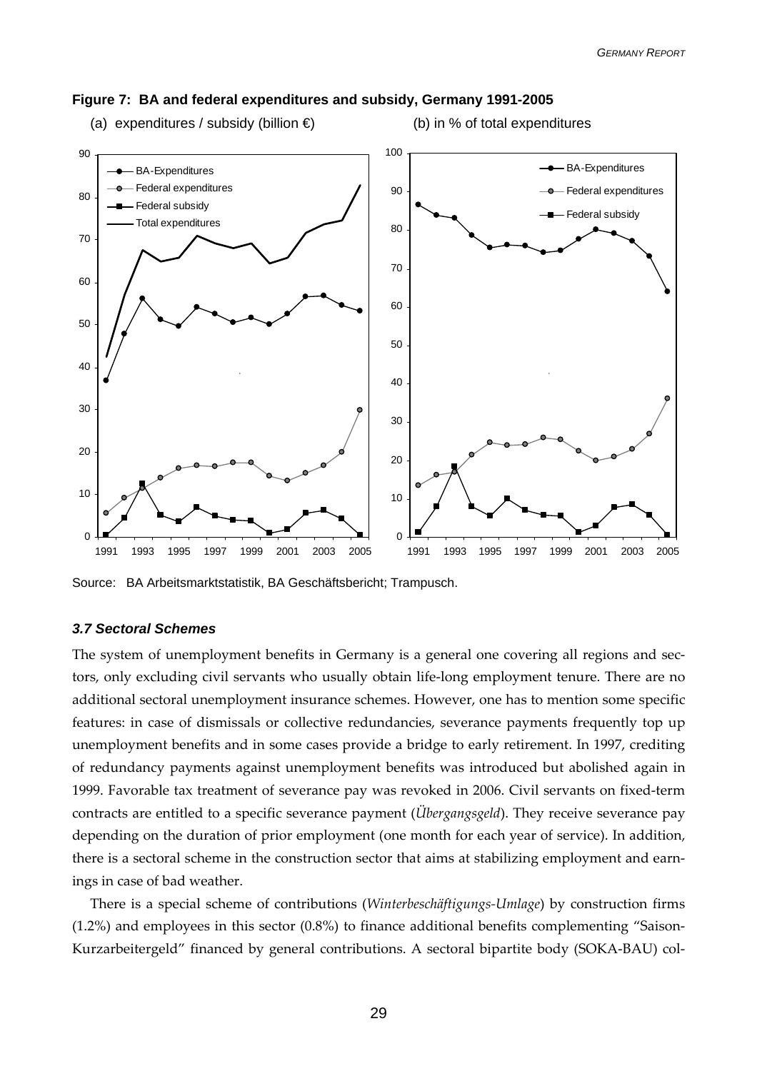**Figure 7: BA and federal expenditures and subsidy, Germany 1991-2005**

(a) expenditures / subsidy (billion €) (b) in % of total expenditures

Source: BA Arbeitsmarktstatistik, BA Geschäftsbericht; Trampusch.

### *3.7 Sectoral Schemes*

The system of unemployment benefits in Germany is a general one covering all regions and sectors, only excluding civil servants who usually obtain life-long employment tenure. There are no additional sectoral unemployment insurance schemes. However, one has to mention some specific features: in case of dismissals or collective redundancies, severance payments frequently top up unemployment benefits and in some cases provide a bridge to early retirement. In 1997, crediting of redundancy payments against unemployment benefits was introduced but abolished again in 1999. Favorable tax treatment of severance pay was revoked in 2006. Civil servants on fixed-term contracts are entitled to a specific severance payment (*Übergangsgeld*). They receive severance pay depending on the duration of prior employment (one month for each year of service). In addition, there is a sectoral scheme in the construction sector that aims at stabilizing employment and earnings in case of bad weather.

There is a special scheme of contributions (*Winterbeschäftigungs-Umlage*) by construction firms (1.2%) and employees in this sector (0.8%) to finance additional benefits complementing "Saison-Kurzarbeitergeld" financed by general contributions. A sectoral bipartite body (SOKA-BAU) col-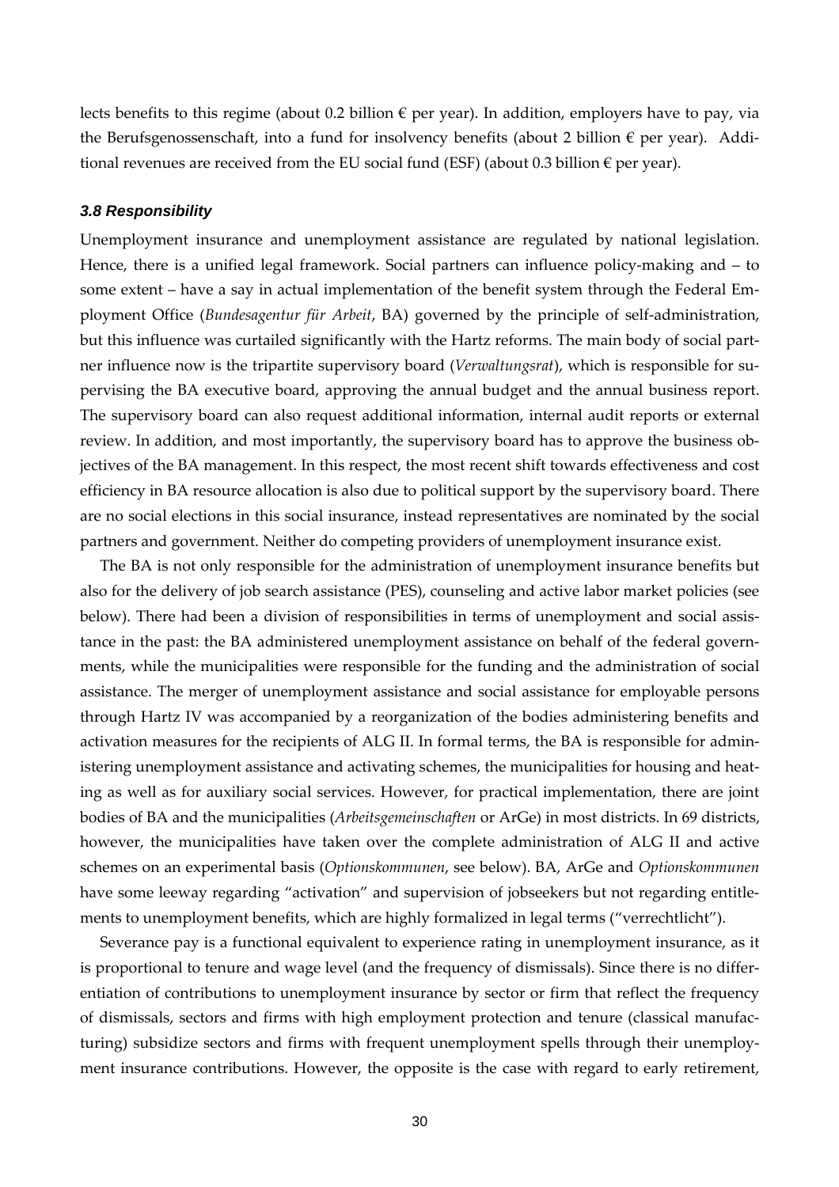lects benefits to this regime (about 0.2 billion € per year). In addition, employers have to pay, via the Berufsgenossenschaft, into a fund for insolvency benefits (about 2 billion € per year). Additional revenues are received from the EU social fund (ESF) (about 0.3 billion € per year).

### *3.8 Responsibility*

Unemployment insurance and unemployment assistance are regulated by national legislation. Hence, there is a unified legal framework. Social partners can influence policy-making and – to some extent – have a say in actual implementation of the benefit system through the Federal Employment Office (*Bundesagentur für Arbeit*, BA) governed by the principle of self-administration, but this influence was curtailed significantly with the Hartz reforms. The main body of social partner influence now is the tripartite supervisory board (*Verwaltungsrat*), which is responsible for supervising the BA executive board, approving the annual budget and the annual business report. The supervisory board can also request additional information, internal audit reports or external review. In addition, and most importantly, the supervisory board has to approve the business objectives of the BA management. In this respect, the most recent shift towards effectiveness and cost efficiency in BA resource allocation is also due to political support by the supervisory board. There are no social elections in this social insurance, instead representatives are nominated by the social partners and government. Neither do competing providers of unemployment insurance exist.

The BA is not only responsible for the administration of unemployment insurance benefits but also for the delivery of job search assistance (PES), counseling and active labor market policies (see below). There had been a division of responsibilities in terms of unemployment and social assistance in the past: the BA administered unemployment assistance on behalf of the federal governments, while the municipalities were responsible for the funding and the administration of social assistance. The merger of unemployment assistance and social assistance for employable persons through Hartz IV was accompanied by a reorganization of the bodies administering benefits and activation measures for the recipients of ALG II. In formal terms, the BA is responsible for administering unemployment assistance and activating schemes, the municipalities for housing and heating as well as for auxiliary social services. However, for practical implementation, there are joint bodies of BA and the municipalities (*Arbeitsgemeinschaften* or ArGe) in most districts. In 69 districts, however, the municipalities have taken over the complete administration of ALG II and active schemes on an experimental basis (*Optionskommunen*, see below). BA, ArGe and *Optionskommunen* have some leeway regarding "activation" and supervision of jobseekers but not regarding entitlements to unemployment benefits, which are highly formalized in legal terms ("verrechtlicht").

Severance pay is a functional equivalent to experience rating in unemployment insurance, as it is proportional to tenure and wage level (and the frequency of dismissals). Since there is no differentiation of contributions to unemployment insurance by sector or firm that reflect the frequency of dismissals, sectors and firms with high employment protection and tenure (classical manufacturing) subsidize sectors and firms with frequent unemployment spells through their unemployment insurance contributions. However, the opposite is the case with regard to early retirement,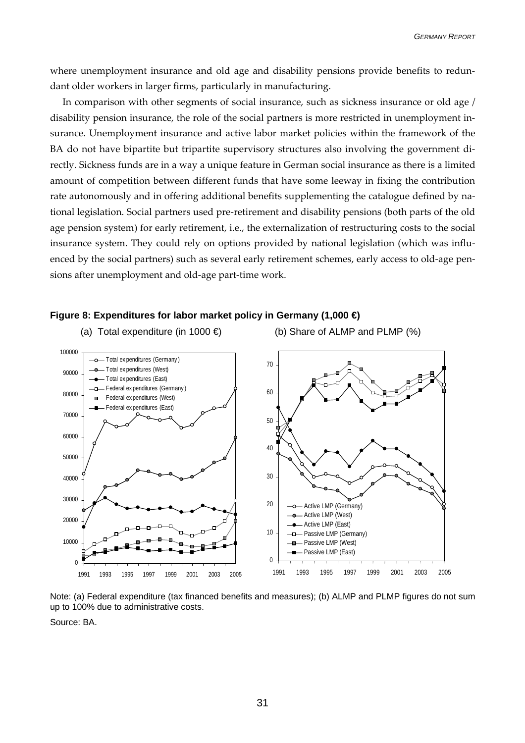where unemployment insurance and old age and disability pensions provide benefits to redundant older workers in larger firms, particularly in manufacturing.

In comparison with other segments of social insurance, such as sickness insurance or old age / disability pension insurance, the role of the social partners is more restricted in unemployment insurance. Unemployment insurance and active labor market policies within the framework of the BA do not have bipartite but tripartite supervisory structures also involving the government directly. Sickness funds are in a way a unique feature in German social insurance as there is a limited amount of competition between different funds that have some leeway in fixing the contribution rate autonomously and in offering additional benefits supplementing the catalogue defined by national legislation. Social partners used pre-retirement and disability pensions (both parts of the old age pension system) for early retirement, i.e., the externalization of restructuring costs to the social insurance system. They could rely on options provided by national legislation (which was influenced by the social partners) such as several early retirement schemes, early access to old-age pensions after unemployment and old-age part-time work.

**Figure 8: Expenditures for labor market policy in Germany (1,000 €)**

(a) Total expenditure (in 1000 €) (b) Share of ALMP and PLMP (%)

Note: (a) Federal expenditure (tax financed benefits and measures); (b) ALMP and PLMP figures do not sum up to 100% due to administrative costs.

Source: BA.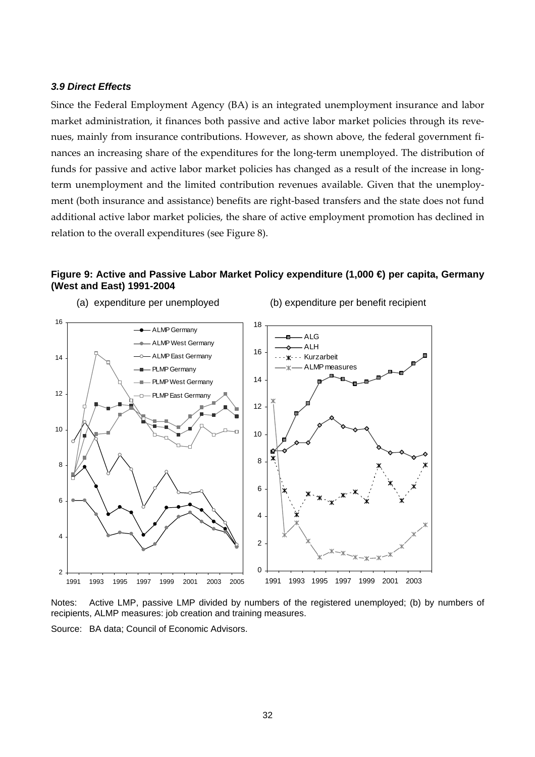### *3.9 Direct Effects*

Since the Federal Employment Agency (BA) is an integrated unemployment insurance and labor market administration, it finances both passive and active labor market policies through its revenues, mainly from insurance contributions. However, as shown above, the federal government finances an increasing share of the expenditures for the long-term unemployed. The distribution of funds for passive and active labor market policies has changed as a result of the increase in long-term unemployment and the limited contribution revenues available. Given that the unemployment (both insurance and assistance) benefits are right-based transfers and the state does not fund additional active labor market policies, the share of active employment promotion has declined in relation to the overall expenditures (see Figure 8).

**Figure 9: Active and Passive Labor Market Policy expenditure (1,000 €) per capita, Germany (West and East) 1991-2004**

(a) expenditure per unemployed

(b) expenditure per benefit recipient

Notes: Active LMP, passive LMP divided by numbers of the registered unemployed; (b) by numbers of recipients, ALMP measures: job creation and training measures.

Source: BA data; Council of Economic Advisors.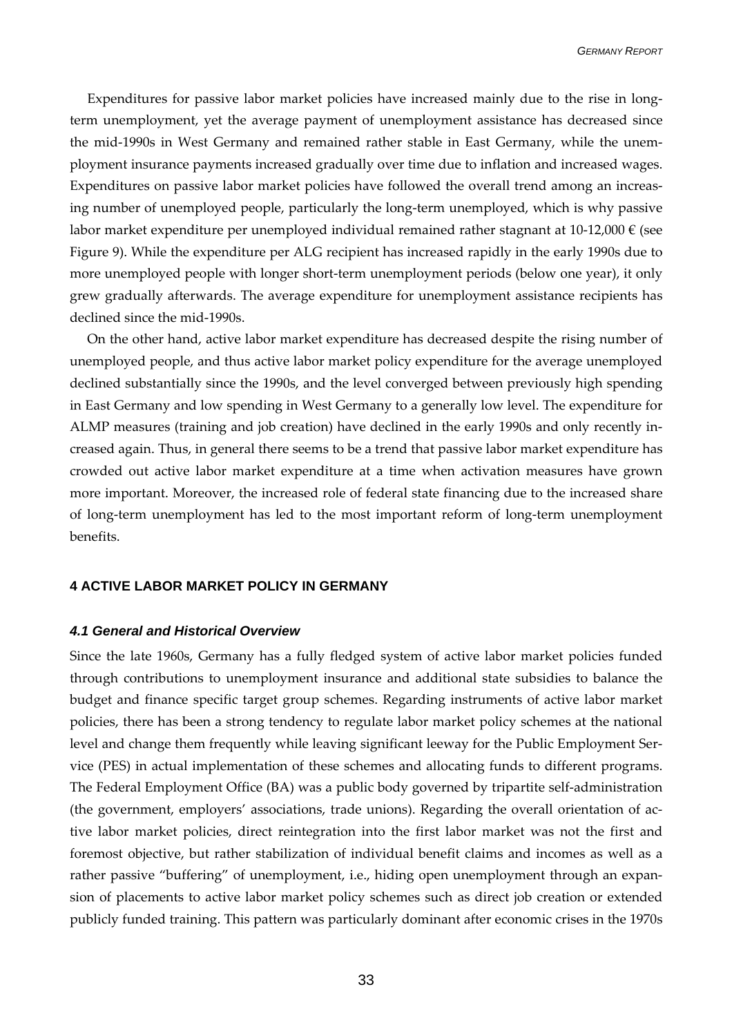Expenditures for passive labor market policies have increased mainly due to the rise in long-term unemployment, yet the average payment of unemployment assistance has decreased since the mid-1990s in West Germany and remained rather stable in East Germany, while the unemployment insurance payments increased gradually over time due to inflation and increased wages. Expenditures on passive labor market policies have followed the overall trend among an increasing number of unemployed people, particularly the long-term unemployed, which is why passive labor market expenditure per unemployed individual remained rather stagnant at 10-12,000 € (see Figure 9). While the expenditure per ALG recipient has increased rapidly in the early 1990s due to more unemployed people with longer short-term unemployment periods (below one year), it only grew gradually afterwards. The average expenditure for unemployment assistance recipients has declined since the mid-1990s.

On the other hand, active labor market expenditure has decreased despite the rising number of unemployed people, and thus active labor market policy expenditure for the average unemployed declined substantially since the 1990s, and the level converged between previously high spending in East Germany and low spending in West Germany to a generally low level. The expenditure for ALMP measures (training and job creation) have declined in the early 1990s and only recently increased again. Thus, in general there seems to be a trend that passive labor market expenditure has crowded out active labor market expenditure at a time when activation measures have grown more important. Moreover, the increased role of federal state financing due to the increased share of long-term unemployment has led to the most important reform of long-term unemployment benefits.

## 4 ACTIVE LABOR MARKET POLICY IN GERMANY

### *4.1 General and Historical Overview*

Since the late 1960s, Germany has a fully fledged system of active labor market policies funded through contributions to unemployment insurance and additional state subsidies to balance the budget and finance specific target group schemes. Regarding instruments of active labor market policies, there has been a strong tendency to regulate labor market policy schemes at the national level and change them frequently while leaving significant leeway for the Public Employment Service (PES) in actual implementation of these schemes and allocating funds to different programs. The Federal Employment Office (BA) was a public body governed by tripartite self-administration (the government, employers' associations, trade unions). Regarding the overall orientation of active labor market policies, direct reintegration into the first labor market was not the first and foremost objective, but rather stabilization of individual benefit claims and incomes as well as a rather passive "buffering" of unemployment, i.e., hiding open unemployment through an expansion of placements to active labor market policy schemes such as direct job creation or extended publicly funded training. This pattern was particularly dominant after economic crises in the 1970s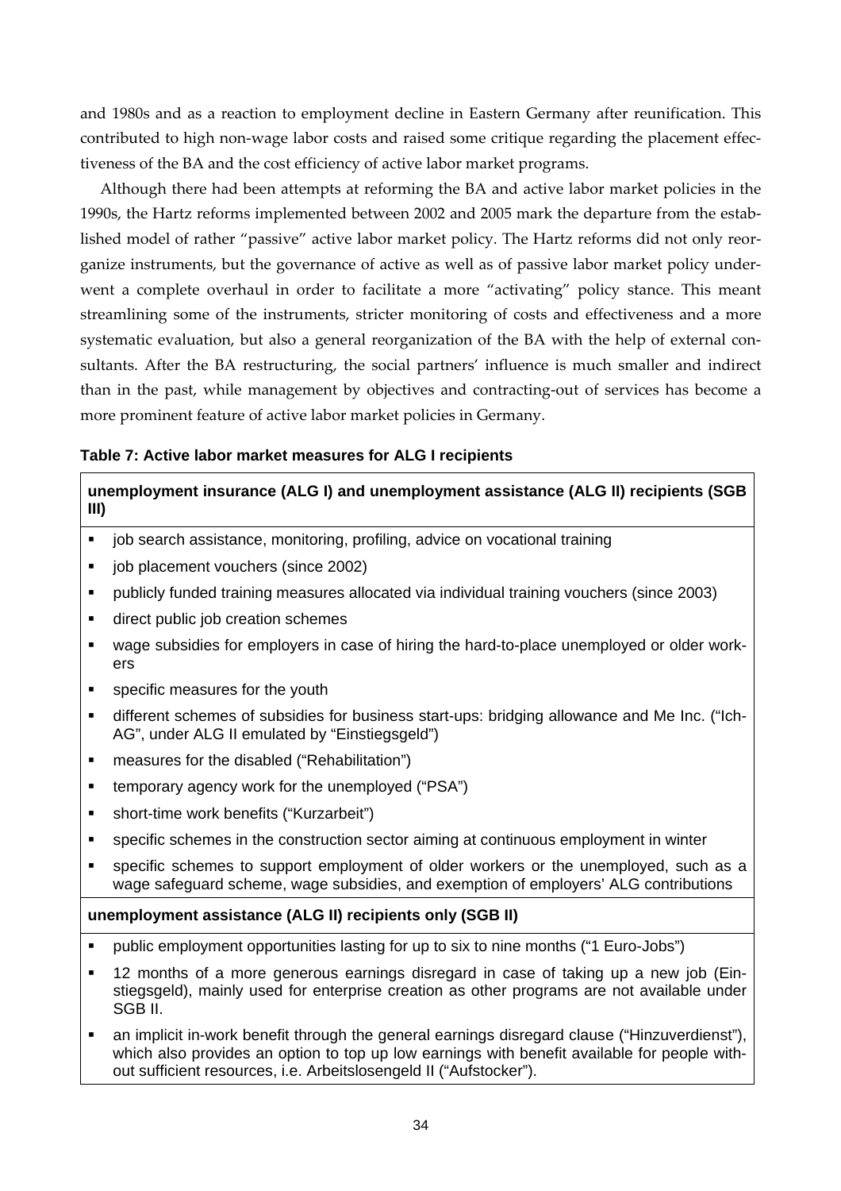and 1980s and as a reaction to employment decline in Eastern Germany after reunification. This contributed to high non-wage labor costs and raised some critique regarding the placement effectiveness of the BA and the cost efficiency of active labor market programs.

Although there had been attempts at reforming the BA and active labor market policies in the 1990s, the Hartz reforms implemented between 2002 and 2005 mark the departure from the established model of rather "passive" active labor market policy. The Hartz reforms did not only reorganize instruments, but the governance of active as well as of passive labor market policy underwent a complete overhaul in order to facilitate a more "activating" policy stance. This meant streamlining some of the instruments, stricter monitoring of costs and effectiveness and a more systematic evaluation, but also a general reorganization of the BA with the help of external consultants. After the BA restructuring, the social partners' influence is much smaller and indirect than in the past, while management by objectives and contracting-out of services has become a more prominent feature of active labor market policies in Germany.

**Table 7: Active labor market measures for ALG I recipients**

| **unemployment insurance (ALG I) and unemployment assistance (ALG II) recipients (SGB III)** |
| --- |
| ▪ job search assistance, monitoring, profiling, advice on vocational training |
| ▪ job placement vouchers (since 2002) |
| ▪ publicly funded training measures allocated via individual training vouchers (since 2003) |
| ▪ direct public job creation schemes |
| ▪ wage subsidies for employers in case of hiring the hard-to-place unemployed or older workers |
| ▪ specific measures for the youth |
| ▪ different schemes of subsidies for business start-ups: bridging allowance and Me Inc. ("Ich-AG", under ALG II emulated by "Einstiegsgeld") |
| ▪ measures for the disabled ("Rehabilitation") |
| ▪ temporary agency work for the unemployed ("PSA") |
| ▪ short-time work benefits ("Kurzarbeit") |
| ▪ specific schemes in the construction sector aiming at continuous employment in winter |
| ▪ specific schemes to support employment of older workers or the unemployed, such as a wage safeguard scheme, wage subsidies, and exemption of employers' ALG contributions |
| **unemployment assistance (ALG II) recipients only (SGB II)** |
| ▪ public employment opportunities lasting for up to six to nine months ("1 Euro-Jobs") |
| ▪ 12 months of a more generous earnings disregard in case of taking up a new job (Einstiegsgeld), mainly used for enterprise creation as other programs are not available under SGB II. |
| ▪ an implicit in-work benefit through the general earnings disregard clause ("Hinzuverdienst"), which also provides an option to top up low earnings with benefit available for people without sufficient resources, i.e. Arbeitslosengeld II ("Aufstocker"). |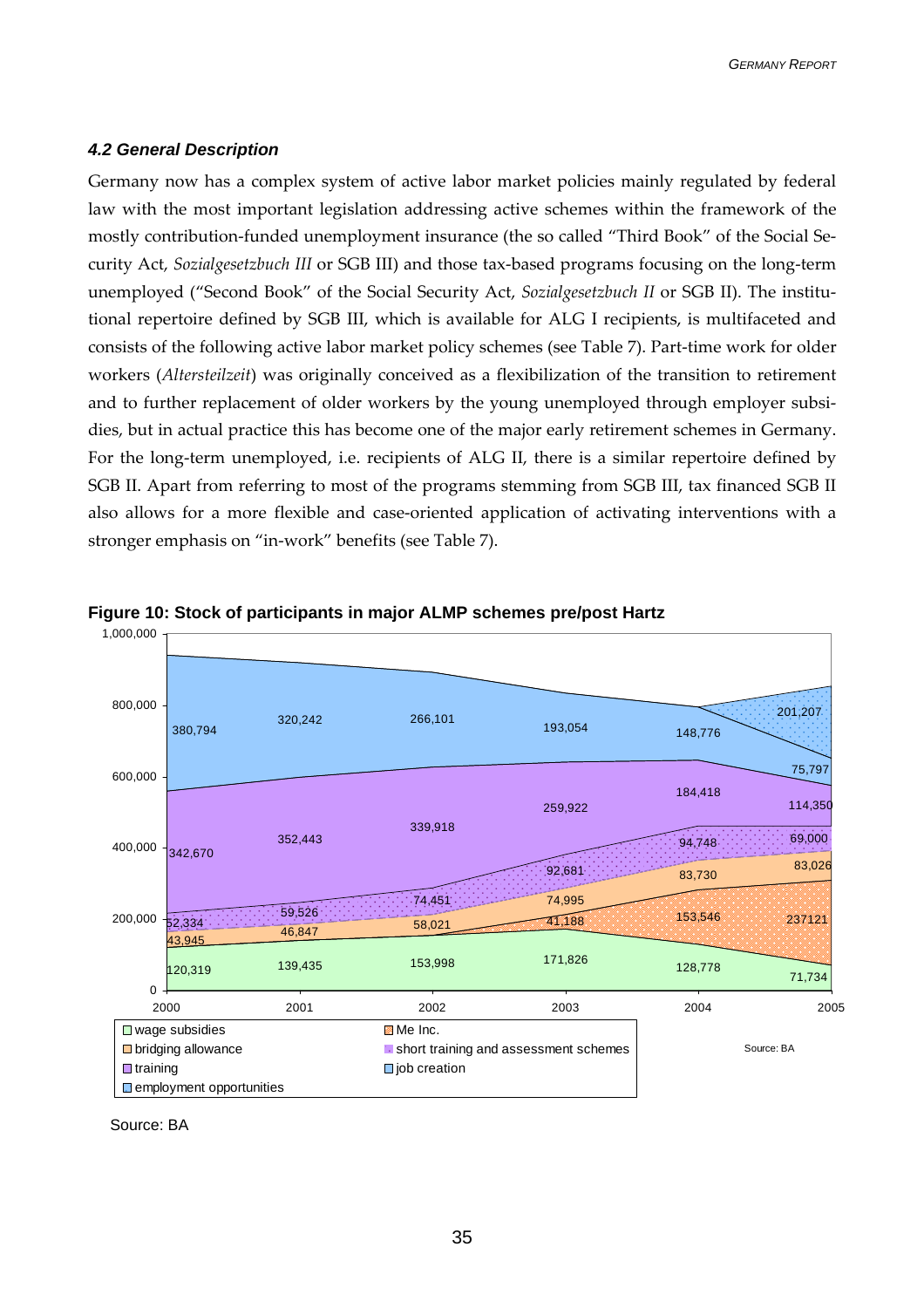### *4.2 General Description*

Germany now has a complex system of active labor market policies mainly regulated by federal law with the most important legislation addressing active schemes within the framework of the mostly contribution-funded unemployment insurance (the so called "Third Book" of the Social Security Act, *Sozialgesetzbuch III* or SGB III) and those tax-based programs focusing on the long-term unemployed ("Second Book" of the Social Security Act, *Sozialgesetzbuch II* or SGB II). The institutional repertoire defined by SGB III, which is available for ALG I recipients, is multifaceted and consists of the following active labor market policy schemes (see Table 7). Part-time work for older workers (*Altersteilzeit*) was originally conceived as a flexibilization of the transition to retirement and to further replacement of older workers by the young unemployed through employer subsidies, but in actual practice this has become one of the major early retirement schemes in Germany. For the long-term unemployed, i.e. recipients of ALG II, there is a similar repertoire defined by SGB II. Apart from referring to most of the programs stemming from SGB III, tax financed SGB II also allows for a more flexible and case-oriented application of activating interventions with a stronger emphasis on "in-work" benefits (see Table 7).

**Figure 10: Stock of participants in major ALMP schemes pre/post Hartz**

| Scheme | 2000 | 2001 | 2002 | 2003 | 2004 | 2005 |
|---|---|---|---|---|---|---|
| wage subsidies | 120,319 | 139,435 | 153,998 | 171,826 | 128,778 | 71,734 |
| Me Inc. | | | | 41,188 | 153,546 | 237121 |
| bridging allowance | 43,945 | 46,847 | 58,021 | 74,995 | 83,730 | 83,026 |
| short training and assessment schemes | 52,334 | 59,526 | 74,451 | 92,681 | 94,748 | 69,000 |
| training | 342,670 | 352,443 | 339,918 | 259,922 | 184,418 | 114,350 |
| job creation | 380,794 | 320,242 | 266,101 | 193,054 | 148,776 | 75,797 |
| employment opportunities | | | | | | 201,207 |

Source: BA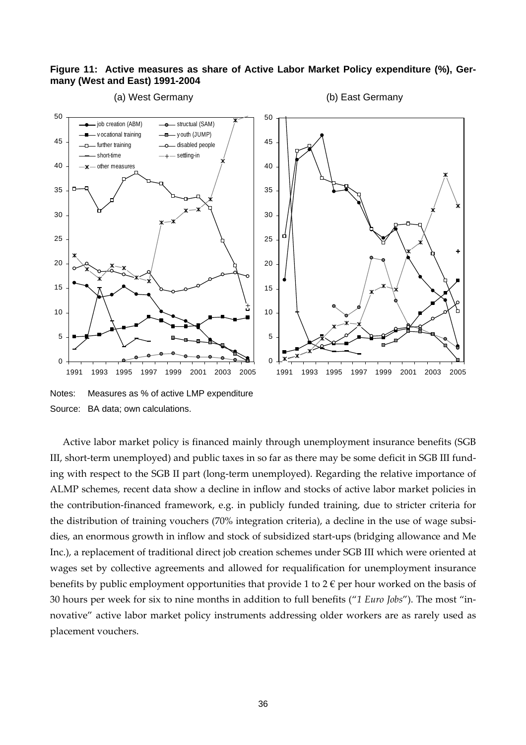**Figure 11: Active measures as share of Active Labor Market Policy expenditure (%), Germany (West and East) 1991-2004**

(a) West Germany

(b) East Germany

Notes: Measures as % of active LMP expenditure

Source: BA data; own calculations.

Active labor market policy is financed mainly through unemployment insurance benefits (SGB III, short-term unemployed) and public taxes in so far as there may be some deficit in SGB III funding with respect to the SGB II part (long-term unemployed). Regarding the relative importance of ALMP schemes, recent data show a decline in inflow and stocks of active labor market policies in the contribution-financed framework, e.g. in publicly funded training, due to stricter criteria for the distribution of training vouchers (70% integration criteria), a decline in the use of wage subsidies, an enormous growth in inflow and stock of subsidized start-ups (bridging allowance and Me Inc.), a replacement of traditional direct job creation schemes under SGB III which were oriented at wages set by collective agreements and allowed for requalification for unemployment insurance benefits by public employment opportunities that provide 1 to 2 € per hour worked on the basis of 30 hours per week for six to nine months in addition to full benefits ("*1 Euro Jobs*"). The most "innovative" active labor market policy instruments addressing older workers are as rarely used as placement vouchers.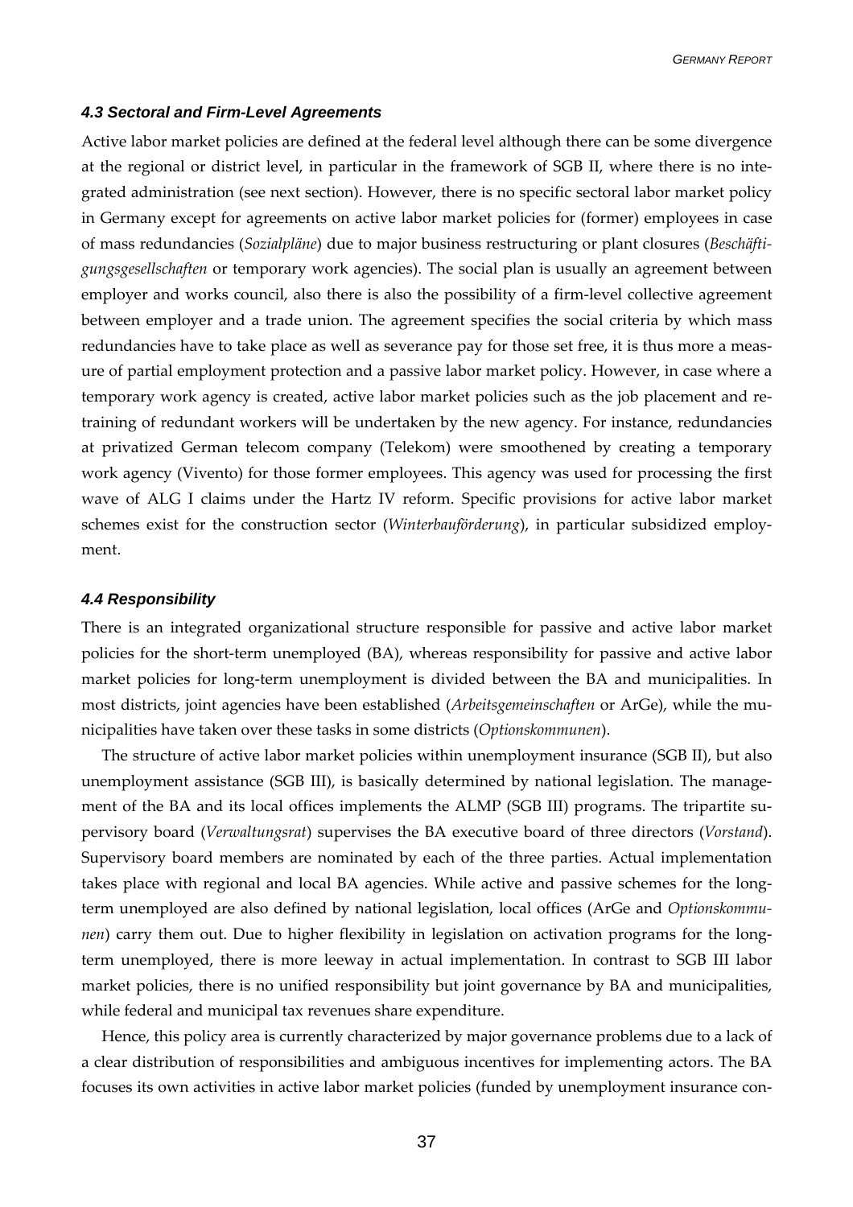### *4.3 Sectoral and Firm-Level Agreements*

Active labor market policies are defined at the federal level although there can be some divergence at the regional or district level, in particular in the framework of SGB II, where there is no integrated administration (see next section). However, there is no specific sectoral labor market policy in Germany except for agreements on active labor market policies for (former) employees in case of mass redundancies (*Sozialpläne*) due to major business restructuring or plant closures (*Beschäftigungsgesellschaften* or temporary work agencies). The social plan is usually an agreement between employer and works council, also there is also the possibility of a firm-level collective agreement between employer and a trade union. The agreement specifies the social criteria by which mass redundancies have to take place as well as severance pay for those set free, it is thus more a measure of partial employment protection and a passive labor market policy. However, in case where a temporary work agency is created, active labor market policies such as the job placement and retraining of redundant workers will be undertaken by the new agency. For instance, redundancies at privatized German telecom company (Telekom) were smoothened by creating a temporary work agency (Vivento) for those former employees. This agency was used for processing the first wave of ALG I claims under the Hartz IV reform. Specific provisions for active labor market schemes exist for the construction sector (*Winterbauförderung*), in particular subsidized employment.

### *4.4 Responsibility*

There is an integrated organizational structure responsible for passive and active labor market policies for the short-term unemployed (BA), whereas responsibility for passive and active labor market policies for long-term unemployment is divided between the BA and municipalities. In most districts, joint agencies have been established (*Arbeitsgemeinschaften* or ArGe), while the municipalities have taken over these tasks in some districts (*Optionskommunen*).

The structure of active labor market policies within unemployment insurance (SGB II), but also unemployment assistance (SGB III), is basically determined by national legislation. The management of the BA and its local offices implements the ALMP (SGB III) programs. The tripartite supervisory board (*Verwaltungsrat*) supervises the BA executive board of three directors (*Vorstand*). Supervisory board members are nominated by each of the three parties. Actual implementation takes place with regional and local BA agencies. While active and passive schemes for the long-term unemployed are also defined by national legislation, local offices (ArGe and *Optionskommunen*) carry them out. Due to higher flexibility in legislation on activation programs for the long-term unemployed, there is more leeway in actual implementation. In contrast to SGB III labor market policies, there is no unified responsibility but joint governance by BA and municipalities, while federal and municipal tax revenues share expenditure.

Hence, this policy area is currently characterized by major governance problems due to a lack of a clear distribution of responsibilities and ambiguous incentives for implementing actors. The BA focuses its own activities in active labor market policies (funded by unemployment insurance con-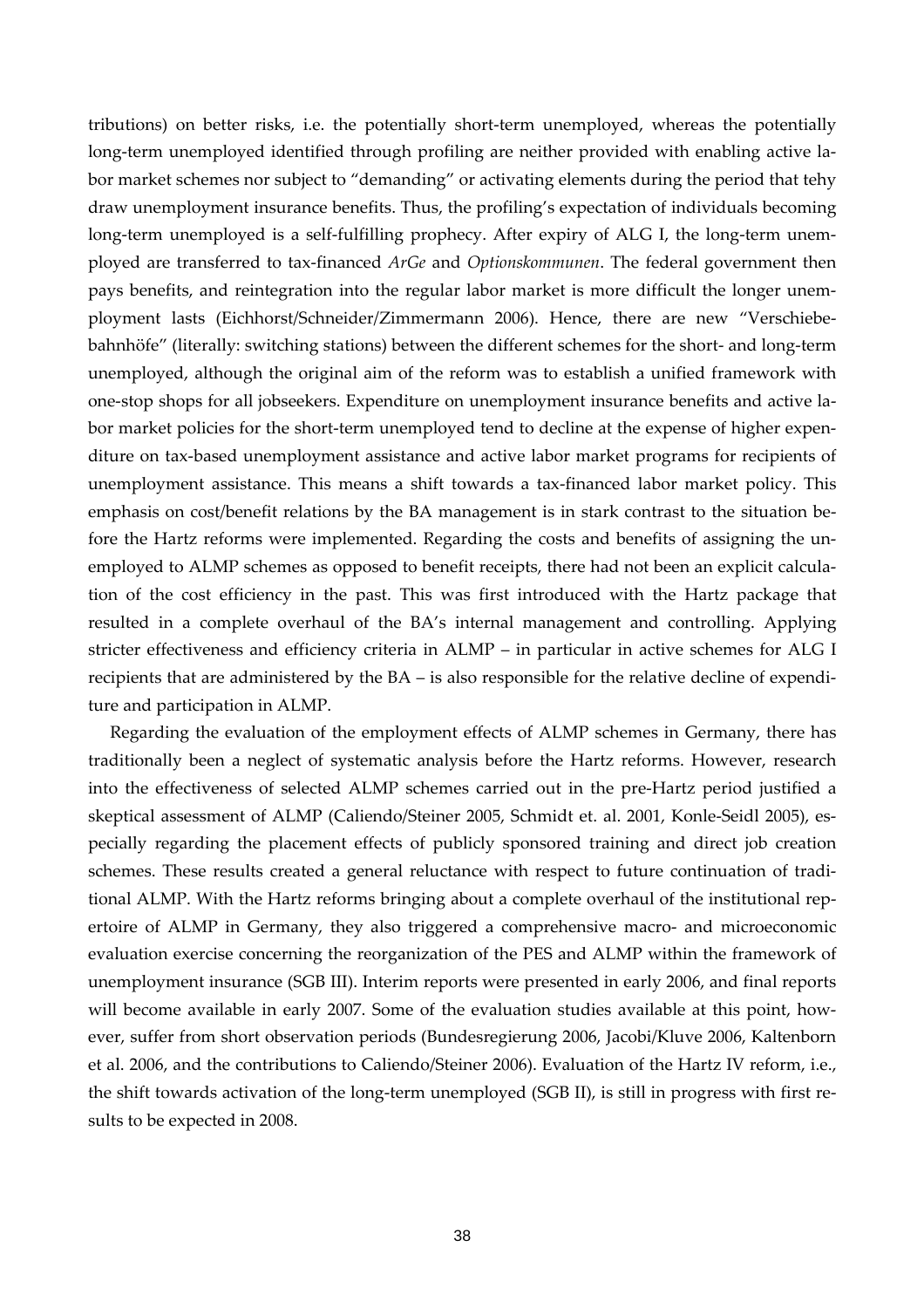tributions) on better risks, i.e. the potentially short-term unemployed, whereas the potentially long-term unemployed identified through profiling are neither provided with enabling active labor market schemes nor subject to "demanding" or activating elements during the period that tehy draw unemployment insurance benefits. Thus, the profiling's expectation of individuals becoming long-term unemployed is a self-fulfilling prophecy. After expiry of ALG I, the long-term unemployed are transferred to tax-financed *ArGe* and *Optionskommunen*. The federal government then pays benefits, and reintegration into the regular labor market is more difficult the longer unemployment lasts (Eichhorst/Schneider/Zimmermann 2006). Hence, there are new "Verschiebebahnhöfe" (literally: switching stations) between the different schemes for the short- and long-term unemployed, although the original aim of the reform was to establish a unified framework with one-stop shops for all jobseekers. Expenditure on unemployment insurance benefits and active labor market policies for the short-term unemployed tend to decline at the expense of higher expenditure on tax-based unemployment assistance and active labor market programs for recipients of unemployment assistance. This means a shift towards a tax-financed labor market policy. This emphasis on cost/benefit relations by the BA management is in stark contrast to the situation before the Hartz reforms were implemented. Regarding the costs and benefits of assigning the unemployed to ALMP schemes as opposed to benefit receipts, there had not been an explicit calculation of the cost efficiency in the past. This was first introduced with the Hartz package that resulted in a complete overhaul of the BA's internal management and controlling. Applying stricter effectiveness and efficiency criteria in ALMP – in particular in active schemes for ALG I recipients that are administered by the BA – is also responsible for the relative decline of expenditure and participation in ALMP.

Regarding the evaluation of the employment effects of ALMP schemes in Germany, there has traditionally been a neglect of systematic analysis before the Hartz reforms. However, research into the effectiveness of selected ALMP schemes carried out in the pre-Hartz period justified a skeptical assessment of ALMP (Caliendo/Steiner 2005, Schmidt et. al. 2001, Konle-Seidl 2005), especially regarding the placement effects of publicly sponsored training and direct job creation schemes. These results created a general reluctance with respect to future continuation of traditional ALMP. With the Hartz reforms bringing about a complete overhaul of the institutional repertoire of ALMP in Germany, they also triggered a comprehensive macro- and microeconomic evaluation exercise concerning the reorganization of the PES and ALMP within the framework of unemployment insurance (SGB III). Interim reports were presented in early 2006, and final reports will become available in early 2007. Some of the evaluation studies available at this point, however, suffer from short observation periods (Bundesregierung 2006, Jacobi/Kluve 2006, Kaltenborn et al. 2006, and the contributions to Caliendo/Steiner 2006). Evaluation of the Hartz IV reform, i.e., the shift towards activation of the long-term unemployed (SGB II), is still in progress with first results to be expected in 2008.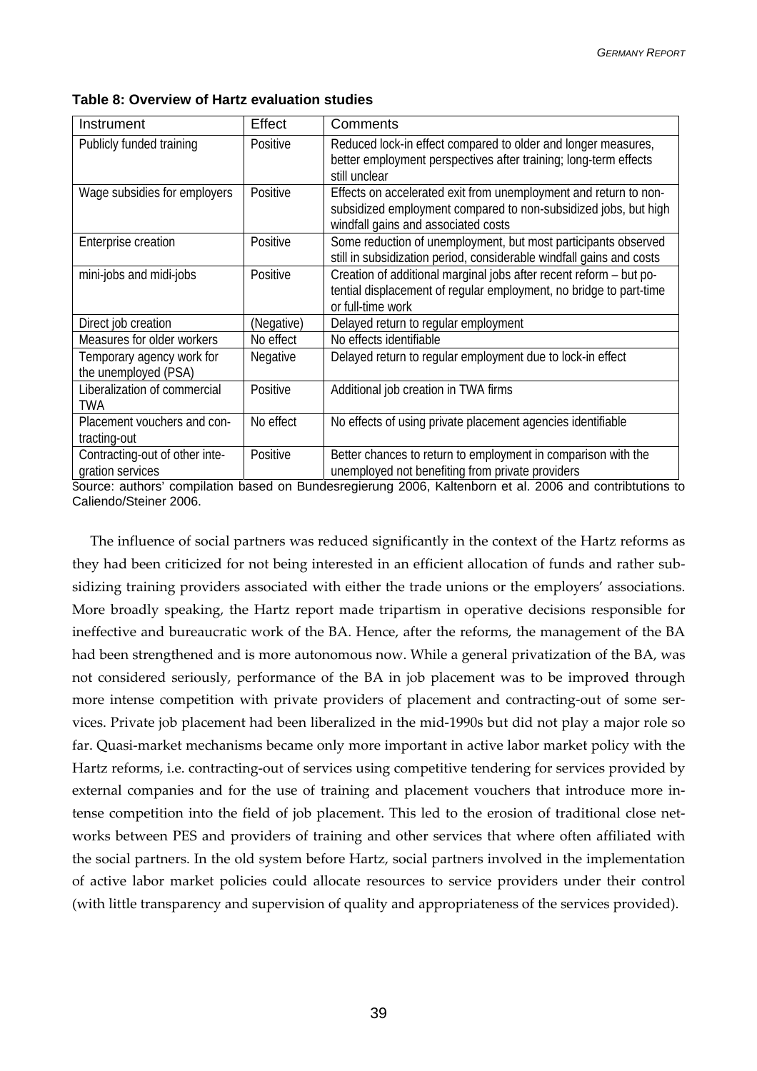**Table 8: Overview of Hartz evaluation studies**

| Instrument | Effect | Comments |
|---|---|---|
| Publicly funded training | Positive | Reduced lock-in effect compared to older and longer measures, better employment perspectives after training; long-term effects still unclear |
| Wage subsidies for employers | Positive | Effects on accelerated exit from unemployment and return to non-subsidized employment compared to non-subsidized jobs, but high windfall gains and associated costs |
| Enterprise creation | Positive | Some reduction of unemployment, but most participants observed still in subsidization period, considerable windfall gains and costs |
| mini-jobs and midi-jobs | Positive | Creation of additional marginal jobs after recent reform – but potential displacement of regular employment, no bridge to part-time or full-time work |
| Direct job creation | (Negative) | Delayed return to regular employment |
| Measures for older workers | No effect | No effects identifiable |
| Temporary agency work for the unemployed (PSA) | Negative | Delayed return to regular employment due to lock-in effect |
| Liberalization of commercial TWA | Positive | Additional job creation in TWA firms |
| Placement vouchers and contracting-out | No effect | No effects of using private placement agencies identifiable |
| Contracting-out of other integration services | Positive | Better chances to return to employment in comparison with the unemployed not benefiting from private providers |

Source: authors' compilation based on Bundesregierung 2006, Kaltenborn et al. 2006 and contribtutions to Caliendo/Steiner 2006.

The influence of social partners was reduced significantly in the context of the Hartz reforms as they had been criticized for not being interested in an efficient allocation of funds and rather subsidizing training providers associated with either the trade unions or the employers' associations. More broadly speaking, the Hartz report made tripartism in operative decisions responsible for ineffective and bureaucratic work of the BA. Hence, after the reforms, the management of the BA had been strengthened and is more autonomous now. While a general privatization of the BA, was not considered seriously, performance of the BA in job placement was to be improved through more intense competition with private providers of placement and contracting-out of some services. Private job placement had been liberalized in the mid-1990s but did not play a major role so far. Quasi-market mechanisms became only more important in active labor market policy with the Hartz reforms, i.e. contracting-out of services using competitive tendering for services provided by external companies and for the use of training and placement vouchers that introduce more intense competition into the field of job placement. This led to the erosion of traditional close networks between PES and providers of training and other services that where often affiliated with the social partners. In the old system before Hartz, social partners involved in the implementation of active labor market policies could allocate resources to service providers under their control (with little transparency and supervision of quality and appropriateness of the services provided).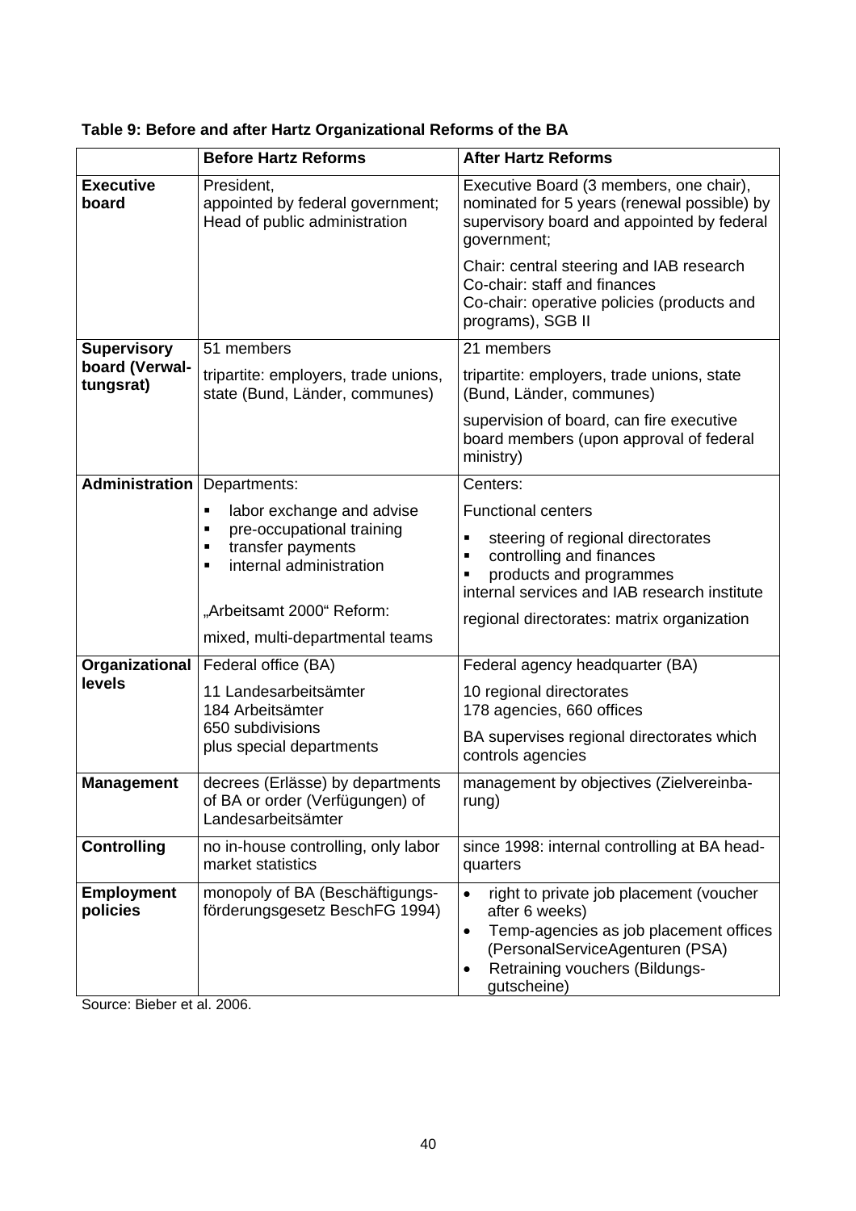**Table 9: Before and after Hartz Organizational Reforms of the BA**

| | Before Hartz Reforms | After Hartz Reforms |
|---|---|---|
| **Executive board** | President,<br>appointed by federal government;<br>Head of public administration | Executive Board (3 members, one chair), nominated for 5 years (renewal possible) by supervisory board and appointed by federal government;<br>Chair: central steering and IAB research<br>Co-chair: staff and finances<br>Co-chair: operative policies (products and programs), SGB II |
| **Supervisory board (Verwaltungsrat)** | 51 members<br>tripartite: employers, trade unions, state (Bund, Länder, communes) | 21 members<br>tripartite: employers, trade unions, state (Bund, Länder, communes)<br>supervision of board, can fire executive board members (upon approval of federal ministry) |
| **Administration** | Departments:<br>▪ labor exchange and advise<br>▪ pre-occupational training<br>▪ transfer payments<br>▪ internal administration<br>„Arbeitsamt 2000" Reform:<br>mixed, multi-departmental teams | Centers:<br>Functional centers<br>▪ steering of regional directorates<br>▪ controlling and finances<br>▪ products and programmes<br>internal services and IAB research institute<br>regional directorates: matrix organization |
| **Organizational levels** | Federal office (BA)<br>11 Landesarbeitsämter<br>184 Arbeitsämter<br>650 subdivisions<br>plus special departments | Federal agency headquarter (BA)<br>10 regional directorates<br>178 agencies, 660 offices<br>BA supervises regional directorates which controls agencies |
| **Management** | decrees (Erlässe) by departments of BA or order (Verfügungen) of Landesarbeitsämter | management by objectives (Zielvereinbarung) |
| **Controlling** | no in-house controlling, only labor market statistics | since 1998: internal controlling at BA headquarters |
| **Employment policies** | monopoly of BA (Beschäftigungsförderungsgesetz BeschFG 1994) | • right to private job placement (voucher after 6 weeks)<br>• Temp-agencies as job placement offices (PersonalServiceAgenturen (PSA)<br>• Retraining vouchers (Bildungsgutscheine) |

Source: Bieber et al. 2006.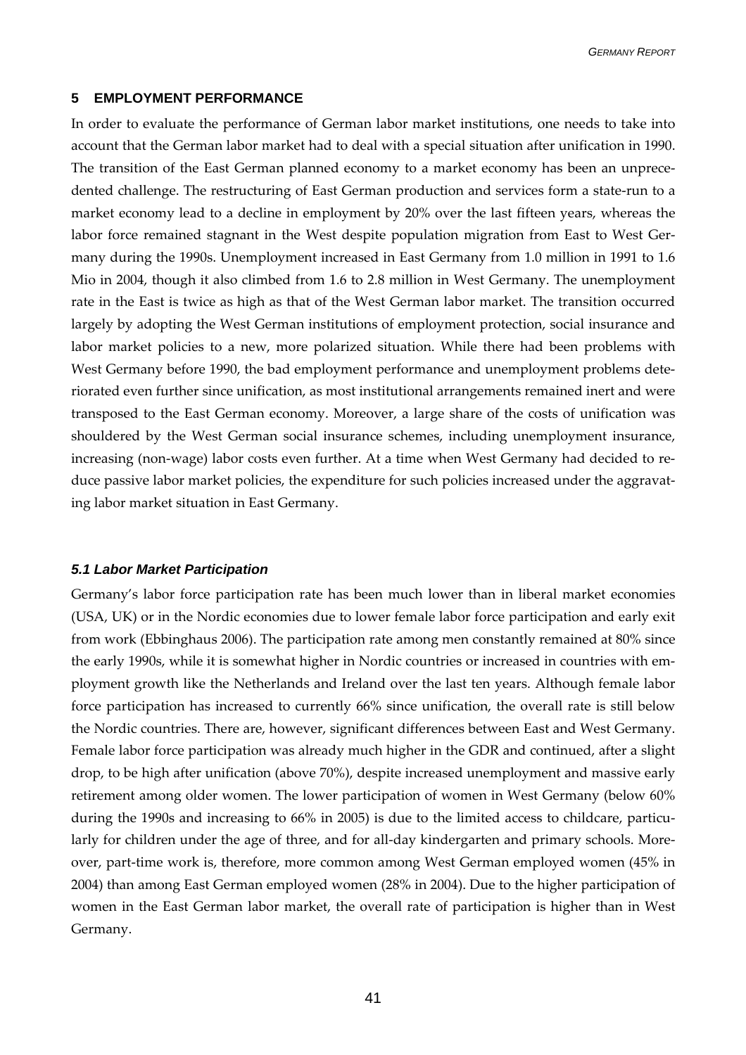## 5 EMPLOYMENT PERFORMANCE

In order to evaluate the performance of German labor market institutions, one needs to take into account that the German labor market had to deal with a special situation after unification in 1990. The transition of the East German planned economy to a market economy has been an unprecedented challenge. The restructuring of East German production and services form a state-run to a market economy lead to a decline in employment by 20% over the last fifteen years, whereas the labor force remained stagnant in the West despite population migration from East to West Germany during the 1990s. Unemployment increased in East Germany from 1.0 million in 1991 to 1.6 Mio in 2004, though it also climbed from 1.6 to 2.8 million in West Germany. The unemployment rate in the East is twice as high as that of the West German labor market. The transition occurred largely by adopting the West German institutions of employment protection, social insurance and labor market policies to a new, more polarized situation. While there had been problems with West Germany before 1990, the bad employment performance and unemployment problems deteriorated even further since unification, as most institutional arrangements remained inert and were transposed to the East German economy. Moreover, a large share of the costs of unification was shouldered by the West German social insurance schemes, including unemployment insurance, increasing (non-wage) labor costs even further. At a time when West Germany had decided to reduce passive labor market policies, the expenditure for such policies increased under the aggravating labor market situation in East Germany.

### *5.1 Labor Market Participation*

Germany's labor force participation rate has been much lower than in liberal market economies (USA, UK) or in the Nordic economies due to lower female labor force participation and early exit from work (Ebbinghaus 2006). The participation rate among men constantly remained at 80% since the early 1990s, while it is somewhat higher in Nordic countries or increased in countries with employment growth like the Netherlands and Ireland over the last ten years. Although female labor force participation has increased to currently 66% since unification, the overall rate is still below the Nordic countries. There are, however, significant differences between East and West Germany. Female labor force participation was already much higher in the GDR and continued, after a slight drop, to be high after unification (above 70%), despite increased unemployment and massive early retirement among older women. The lower participation of women in West Germany (below 60% during the 1990s and increasing to 66% in 2005) is due to the limited access to childcare, particularly for children under the age of three, and for all-day kindergarten and primary schools. Moreover, part-time work is, therefore, more common among West German employed women (45% in 2004) than among East German employed women (28% in 2004). Due to the higher participation of women in the East German labor market, the overall rate of participation is higher than in West Germany.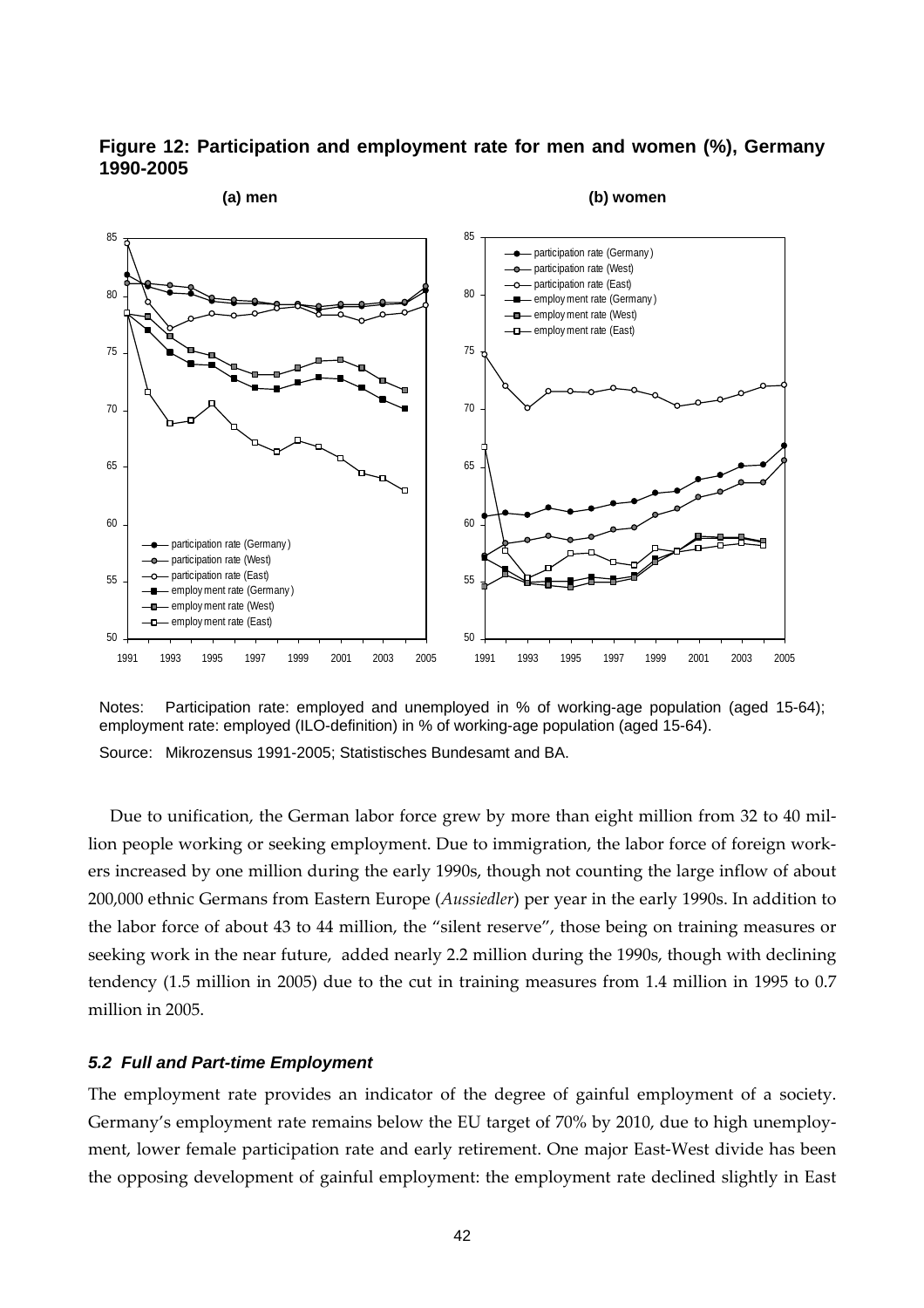**Figure 12: Participation and employment rate for men and women (%), Germany 1990-2005**

Notes: Participation rate: employed and unemployed in % of working-age population (aged 15-64); employment rate: employed (ILO-definition) in % of working-age population (aged 15-64).

Source: Mikrozensus 1991-2005; Statistisches Bundesamt and BA.

Due to unification, the German labor force grew by more than eight million from 32 to 40 million people working or seeking employment. Due to immigration, the labor force of foreign workers increased by one million during the early 1990s, though not counting the large inflow of about 200,000 ethnic Germans from Eastern Europe (*Aussiedler*) per year in the early 1990s. In addition to the labor force of about 43 to 44 million, the "silent reserve", those being on training measures or seeking work in the near future, added nearly 2.2 million during the 1990s, though with declining tendency (1.5 million in 2005) due to the cut in training measures from 1.4 million in 1995 to 0.7 million in 2005.

### *5.2 Full and Part-time Employment*

The employment rate provides an indicator of the degree of gainful employment of a society. Germany's employment rate remains below the EU target of 70% by 2010, due to high unemployment, lower female participation rate and early retirement. One major East-West divide has been the opposing development of gainful employment: the employment rate declined slightly in East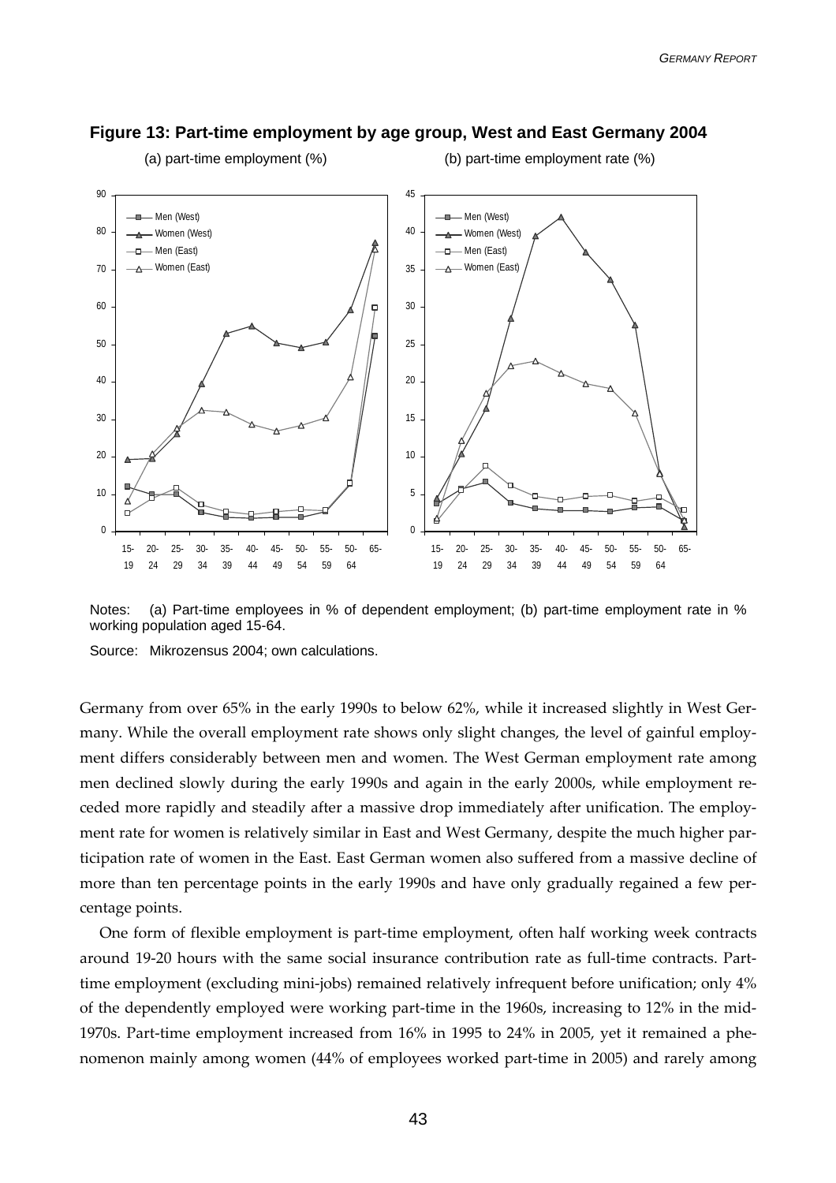**Figure 13: Part-time employment by age group, West and East Germany 2004**

(a) part-time employment (%) (b) part-time employment rate (%)

Notes: (a) Part-time employees in % of dependent employment; (b) part-time employment rate in % working population aged 15-64.

Source: Mikrozensus 2004; own calculations.

Germany from over 65% in the early 1990s to below 62%, while it increased slightly in West Germany. While the overall employment rate shows only slight changes, the level of gainful employment differs considerably between men and women. The West German employment rate among men declined slowly during the early 1990s and again in the early 2000s, while employment receded more rapidly and steadily after a massive drop immediately after unification. The employment rate for women is relatively similar in East and West Germany, despite the much higher participation rate of women in the East. East German women also suffered from a massive decline of more than ten percentage points in the early 1990s and have only gradually regained a few percentage points.

One form of flexible employment is part-time employment, often half working week contracts around 19-20 hours with the same social insurance contribution rate as full-time contracts. Part-time employment (excluding mini-jobs) remained relatively infrequent before unification; only 4% of the dependently employed were working part-time in the 1960s, increasing to 12% in the mid-1970s. Part-time employment increased from 16% in 1995 to 24% in 2005, yet it remained a phenomenon mainly among women (44% of employees worked part-time in 2005) and rarely among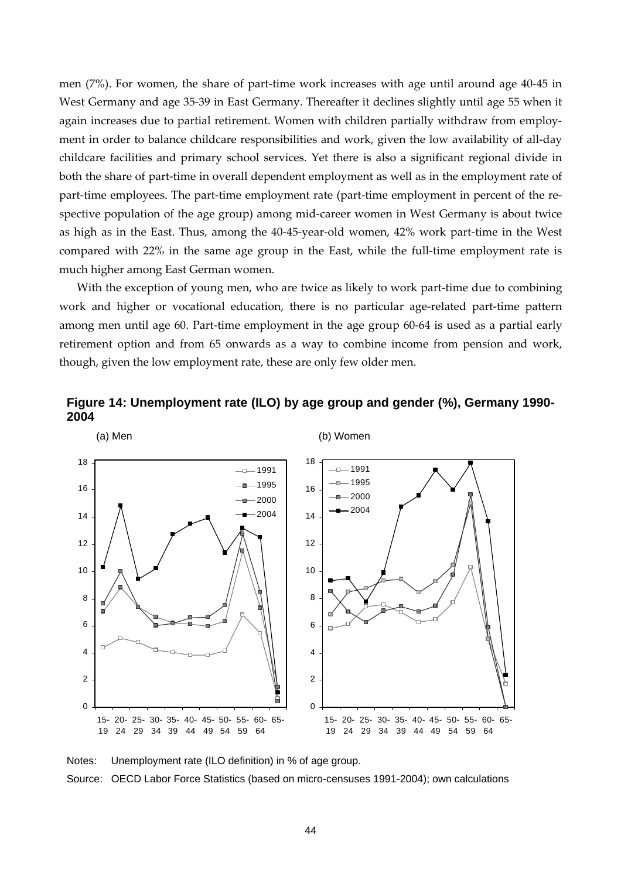men (7%). For women, the share of part-time work increases with age until around age 40-45 in West Germany and age 35-39 in East Germany. Thereafter it declines slightly until age 55 when it again increases due to partial retirement. Women with children partially withdraw from employment in order to balance childcare responsibilities and work, given the low availability of all-day childcare facilities and primary school services. Yet there is also a significant regional divide in both the share of part-time in overall dependent employment as well as in the employment rate of part-time employees. The part-time employment rate (part-time employment in percent of the respective population of the age group) among mid-career women in West Germany is about twice as high as in the East. Thus, among the 40-45-year-old women, 42% work part-time in the West compared with 22% in the same age group in the East, while the full-time employment rate is much higher among East German women.

With the exception of young men, who are twice as likely to work part-time due to combining work and higher or vocational education, there is no particular age-related part-time pattern among men until age 60. Part-time employment in the age group 60-64 is used as a partial early retirement option and from 65 onwards as a way to combine income from pension and work, though, given the low employment rate, these are only few older men.

**Figure 14: Unemployment rate (ILO) by age group and gender (%), Germany 1990-2004**

(a) Men (b) Women

Notes: Unemployment rate (ILO definition) in % of age group.

Source: OECD Labor Force Statistics (based on micro-censuses 1991-2004); own calculations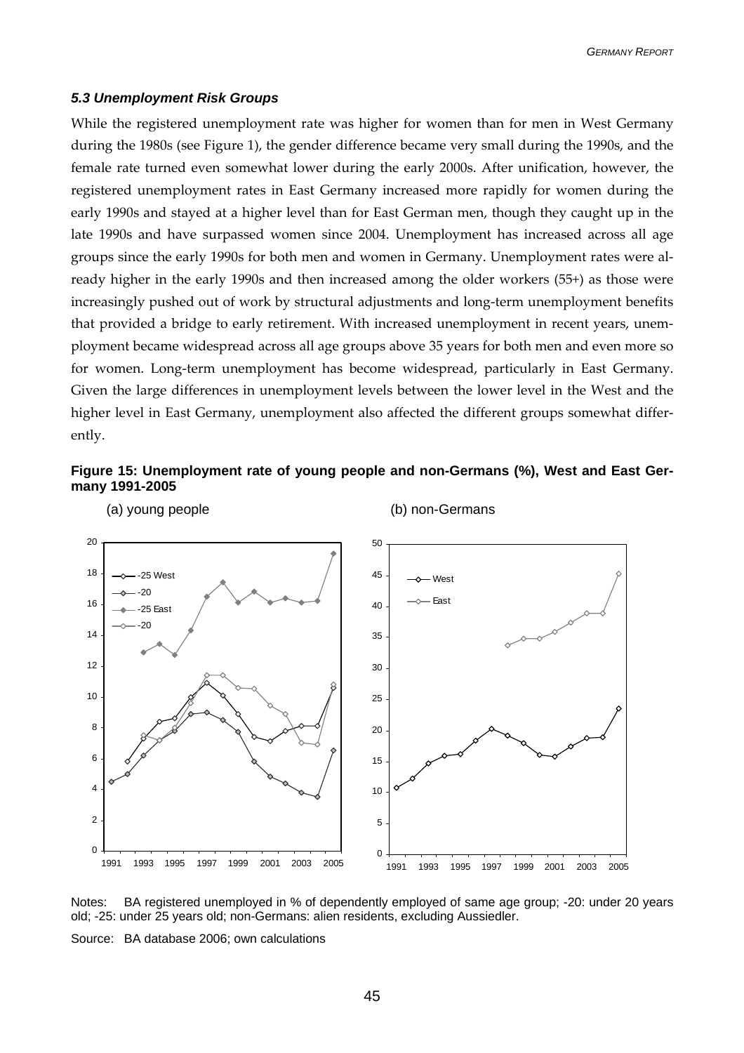### *5.3 Unemployment Risk Groups*

While the registered unemployment rate was higher for women than for men in West Germany during the 1980s (see Figure 1), the gender difference became very small during the 1990s, and the female rate turned even somewhat lower during the early 2000s. After unification, however, the registered unemployment rates in East Germany increased more rapidly for women during the early 1990s and stayed at a higher level than for East German men, though they caught up in the late 1990s and have surpassed women since 2004. Unemployment has increased across all age groups since the early 1990s for both men and women in Germany. Unemployment rates were already higher in the early 1990s and then increased among the older workers (55+) as those were increasingly pushed out of work by structural adjustments and long-term unemployment benefits that provided a bridge to early retirement. With increased unemployment in recent years, unemployment became widespread across all age groups above 35 years for both men and even more so for women. Long-term unemployment has become widespread, particularly in East Germany. Given the large differences in unemployment levels between the lower level in the West and the higher level in East Germany, unemployment also affected the different groups somewhat differently.

**Figure 15: Unemployment rate of young people and non-Germans (%), West and East Germany 1991-2005**

(a) young people (b) non-Germans

Notes: BA registered unemployed in % of dependently employed of same age group; -20: under 20 years old; -25: under 25 years old; non-Germans: alien residents, excluding Aussiedler.

Source: BA database 2006; own calculations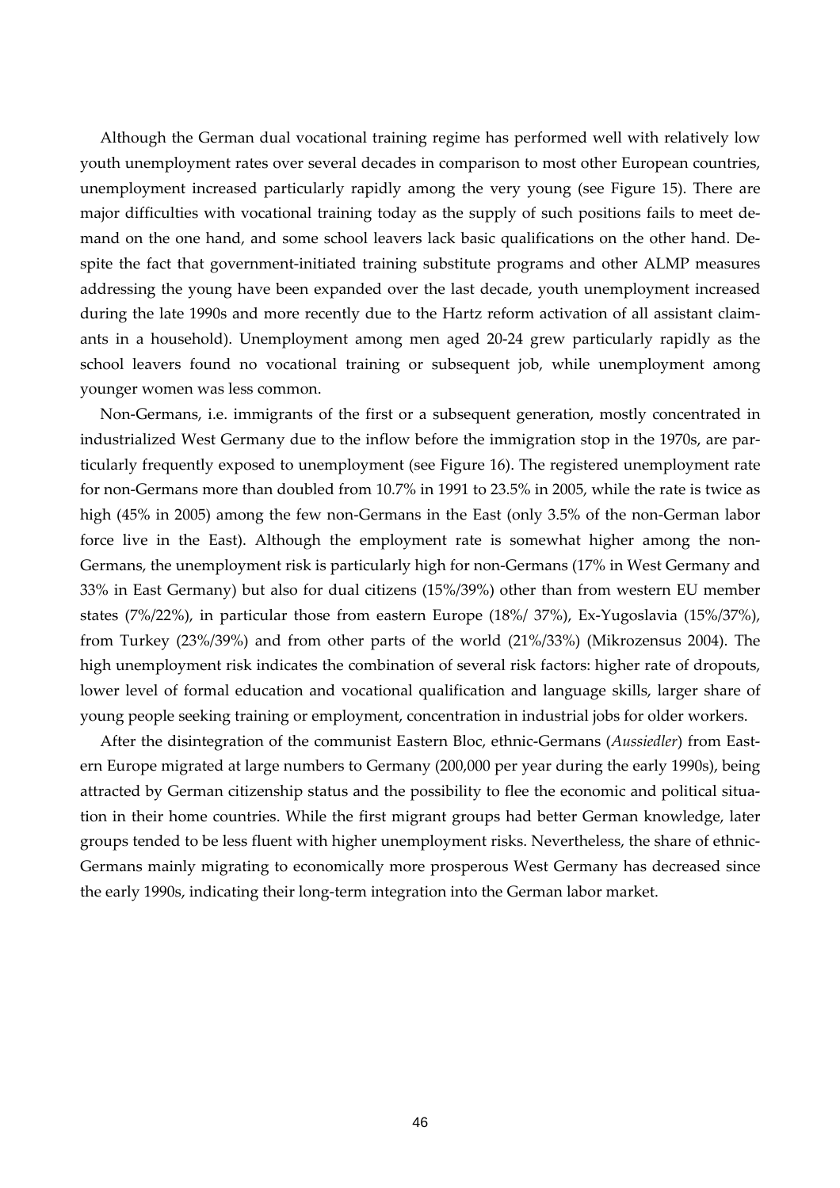Although the German dual vocational training regime has performed well with relatively low youth unemployment rates over several decades in comparison to most other European countries, unemployment increased particularly rapidly among the very young (see Figure 15). There are major difficulties with vocational training today as the supply of such positions fails to meet demand on the one hand, and some school leavers lack basic qualifications on the other hand. Despite the fact that government-initiated training substitute programs and other ALMP measures addressing the young have been expanded over the last decade, youth unemployment increased during the late 1990s and more recently due to the Hartz reform activation of all assistant claimants in a household). Unemployment among men aged 20-24 grew particularly rapidly as the school leavers found no vocational training or subsequent job, while unemployment among younger women was less common.

Non-Germans, i.e. immigrants of the first or a subsequent generation, mostly concentrated in industrialized West Germany due to the inflow before the immigration stop in the 1970s, are particularly frequently exposed to unemployment (see Figure 16). The registered unemployment rate for non-Germans more than doubled from 10.7% in 1991 to 23.5% in 2005, while the rate is twice as high (45% in 2005) among the few non-Germans in the East (only 3.5% of the non-German labor force live in the East). Although the employment rate is somewhat higher among the non-Germans, the unemployment risk is particularly high for non-Germans (17% in West Germany and 33% in East Germany) but also for dual citizens (15%/39%) other than from western EU member states (7%/22%), in particular those from eastern Europe (18%/ 37%), Ex-Yugoslavia (15%/37%), from Turkey (23%/39%) and from other parts of the world (21%/33%) (Mikrozensus 2004). The high unemployment risk indicates the combination of several risk factors: higher rate of dropouts, lower level of formal education and vocational qualification and language skills, larger share of young people seeking training or employment, concentration in industrial jobs for older workers.

After the disintegration of the communist Eastern Bloc, ethnic-Germans (*Aussiedler*) from Eastern Europe migrated at large numbers to Germany (200,000 per year during the early 1990s), being attracted by German citizenship status and the possibility to flee the economic and political situation in their home countries. While the first migrant groups had better German knowledge, later groups tended to be less fluent with higher unemployment risks. Nevertheless, the share of ethnic-Germans mainly migrating to economically more prosperous West Germany has decreased since the early 1990s, indicating their long-term integration into the German labor market.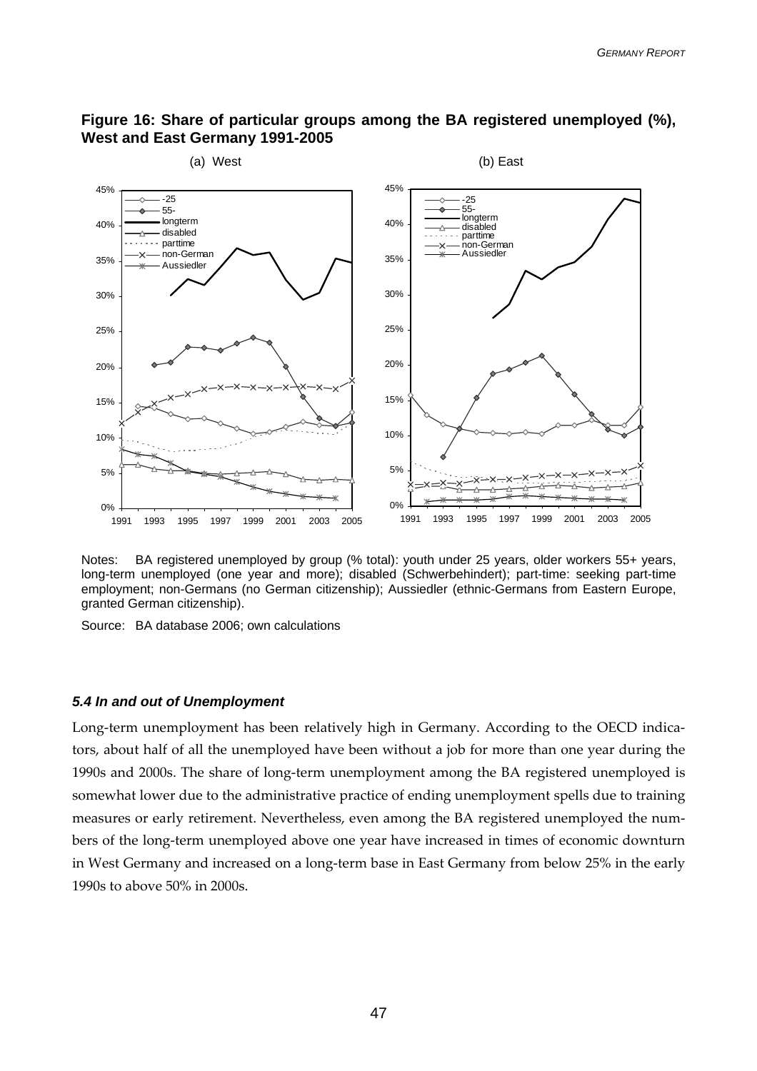**Figure 16: Share of particular groups among the BA registered unemployed (%), West and East Germany 1991-2005**

Notes: BA registered unemployed by group (% total): youth under 25 years, older workers 55+ years, long-term unemployed (one year and more); disabled (Schwerbehindert); part-time: seeking part-time employment; non-Germans (no German citizenship); Aussiedler (ethnic-Germans from Eastern Europe, granted German citizenship).

Source: BA database 2006; own calculations

#### *5.4 In and out of Unemployment*

Long-term unemployment has been relatively high in Germany. According to the OECD indicators, about half of all the unemployed have been without a job for more than one year during the 1990s and 2000s. The share of long-term unemployment among the BA registered unemployed is somewhat lower due to the administrative practice of ending unemployment spells due to training measures or early retirement. Nevertheless, even among the BA registered unemployed the numbers of the long-term unemployed above one year have increased in times of economic downturn in West Germany and increased on a long-term base in East Germany from below 25% in the early 1990s to above 50% in 2000s.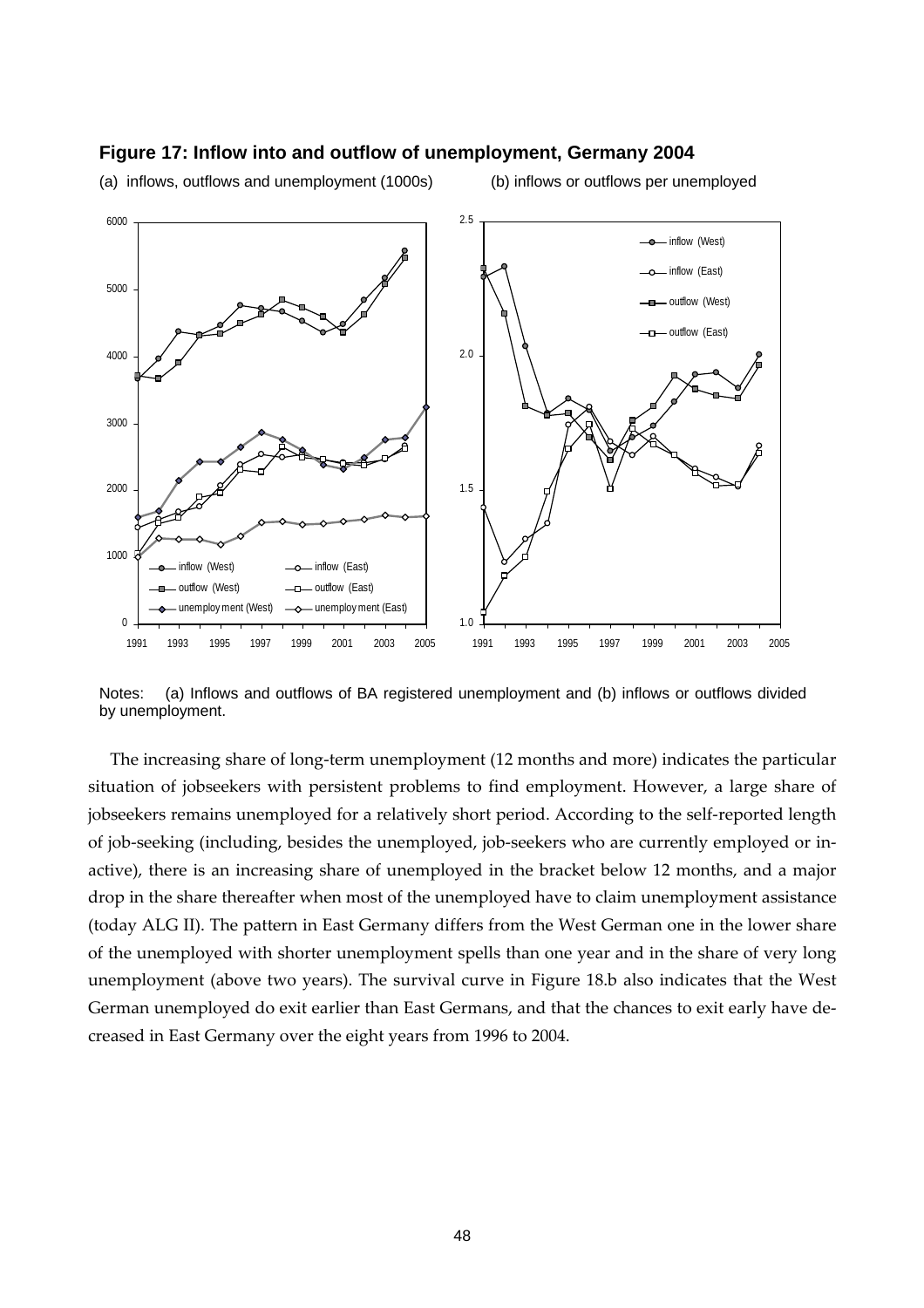**Figure 17: Inflow into and outflow of unemployment, Germany 2004**

(a) inflows, outflows and unemployment (1000s) (b) inflows or outflows per unemployed

Notes: (a) Inflows and outflows of BA registered unemployment and (b) inflows or outflows divided by unemployment.

The increasing share of long-term unemployment (12 months and more) indicates the particular situation of jobseekers with persistent problems to find employment. However, a large share of jobseekers remains unemployed for a relatively short period. According to the self-reported length of job-seeking (including, besides the unemployed, job-seekers who are currently employed or inactive), there is an increasing share of unemployed in the bracket below 12 months, and a major drop in the share thereafter when most of the unemployed have to claim unemployment assistance (today ALG II). The pattern in East Germany differs from the West German one in the lower share of the unemployed with shorter unemployment spells than one year and in the share of very long unemployment (above two years). The survival curve in Figure 18.b also indicates that the West German unemployed do exit earlier than East Germans, and that the chances to exit early have decreased in East Germany over the eight years from 1996 to 2004.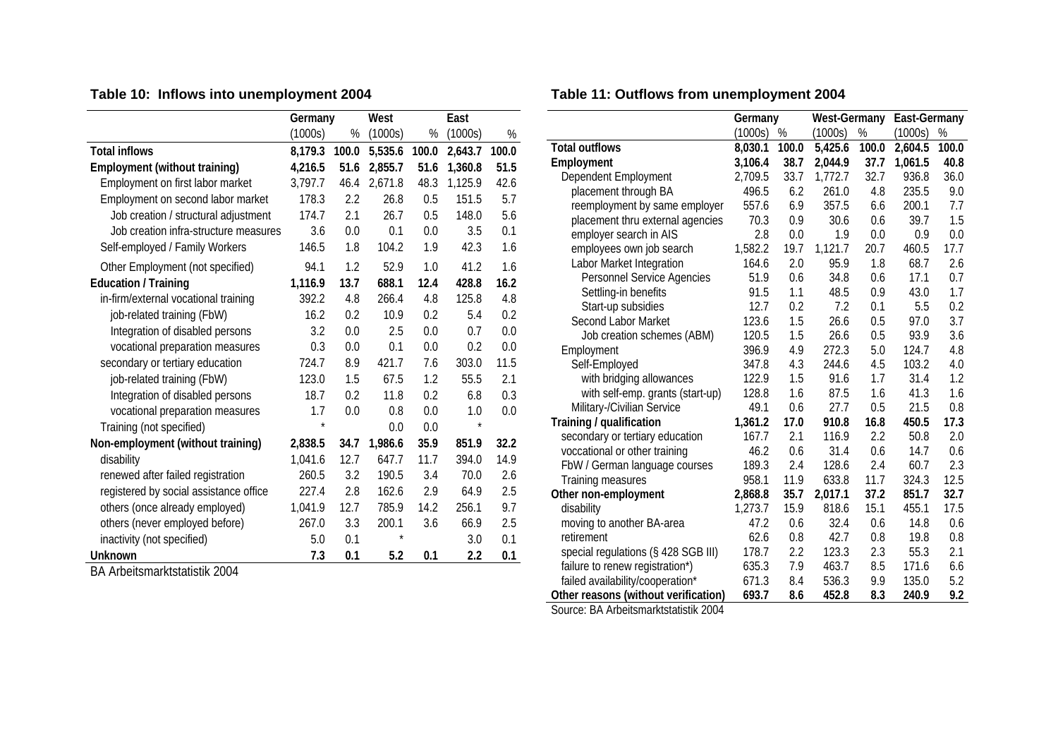**Table 10: Inflows into unemployment 2004**

| | Germany | | West | | East | |
|---|---|---|---|---|---|---|
| | (1000s) | % | (1000s) | % | (1000s) | % |
| **Total inflows** | **8,179.3** | **100.0** | **5,535.6** | **100.0** | **2,643.7** | **100.0** |
| **Employment (without training)** | **4,216.5** | **51.6** | **2,855.7** | **51.6** | **1,360.8** | **51.5** |
| Employment on first labor market | 3,797.7 | 46.4 | 2,671.8 | 48.3 | 1,125.9 | 42.6 |
| Employment on second labor market | 178.3 | 2.2 | 26.8 | 0.5 | 151.5 | 5.7 |
| Job creation / structural adjustment | 174.7 | 2.1 | 26.7 | 0.5 | 148.0 | 5.6 |
| Job creation infra-structure measures | 3.6 | 0.0 | 0.1 | 0.0 | 3.5 | 0.1 |
| Self-employed / Family Workers | 146.5 | 1.8 | 104.2 | 1.9 | 42.3 | 1.6 |
| Other Employment (not specified) | 94.1 | 1.2 | 52.9 | 1.0 | 41.2 | 1.6 |
| **Education / Training** | **1,116.9** | **13.7** | **688.1** | **12.4** | **428.8** | **16.2** |
| in-firm/external vocational training | 392.2 | 4.8 | 266.4 | 4.8 | 125.8 | 4.8 |
| job-related training (FbW) | 16.2 | 0.2 | 10.9 | 0.2 | 5.4 | 0.2 |
| Integration of disabled persons | 3.2 | 0.0 | 2.5 | 0.0 | 0.7 | 0.0 |
| vocational preparation measures | 0.3 | 0.0 | 0.1 | 0.0 | 0.2 | 0.0 |
| secondary or tertiary education | 724.7 | 8.9 | 421.7 | 7.6 | 303.0 | 11.5 |
| job-related training (FbW) | 123.0 | 1.5 | 67.5 | 1.2 | 55.5 | 2.1 |
| Integration of disabled persons | 18.7 | 0.2 | 11.8 | 0.2 | 6.8 | 0.3 |
| vocational preparation measures | 1.7 | 0.0 | 0.8 | 0.0 | 1.0 | 0.0 |
| Training (not specified) | * | | 0.0 | 0.0 | * | |
| **Non-employment (without training)** | **2,838.5** | **34.7** | **1,986.6** | **35.9** | **851.9** | **32.2** |
| disability | 1,041.6 | 12.7 | 647.7 | 11.7 | 394.0 | 14.9 |
| renewed after failed registration | 260.5 | 3.2 | 190.5 | 3.4 | 70.0 | 2.6 |
| registered by social assistance office | 227.4 | 2.8 | 162.6 | 2.9 | 64.9 | 2.5 |
| others (once already employed) | 1,041.9 | 12.7 | 785.9 | 14.2 | 256.1 | 9.7 |
| others (never employed before) | 267.0 | 3.3 | 200.1 | 3.6 | 66.9 | 2.5 |
| inactivity (not specified) | 5.0 | 0.1 | * | | 3.0 | 0.1 |
| **Unknown** | **7.3** | **0.1** | **5.2** | **0.1** | **2.2** | **0.1** |

BA Arbeitsmarktstatistik 2004

**Table 11: Outflows from unemployment 2004**

| | Germany | | West-Germany | | East-Germany | |
|---|---|---|---|---|---|---|
| | (1000s) | % | (1000s) | % | (1000s) | % |
| **Total outflows** | **8,030.1** | **100.0** | **5,425.6** | **100.0** | **2,604.5** | **100.0** |
| **Employment** | **3,106.4** | **38.7** | **2,044.9** | **37.7** | **1,061.5** | **40.8** |
| Dependent Employment | 2,709.5 | 33.7 | 1,772.7 | 32.7 | 936.8 | 36.0 |
| placement through BA | 496.5 | 6.2 | 261.0 | 4.8 | 235.5 | 9.0 |
| reemployment by same employer | 557.6 | 6.9 | 357.5 | 6.6 | 200.1 | 7.7 |
| placement thru external agencies | 70.3 | 0.9 | 30.6 | 0.6 | 39.7 | 1.5 |
| employer search in AIS | 2.8 | 0.0 | 1.9 | 0.0 | 0.9 | 0.0 |
| employees own job search | 1,582.2 | 19.7 | 1,121.7 | 20.7 | 460.5 | 17.7 |
| Labor Market Integration | 164.6 | 2.0 | 95.9 | 1.8 | 68.7 | 2.6 |
| Personnel Service Agencies | 51.9 | 0.6 | 34.8 | 0.6 | 17.1 | 0.7 |
| Settling-in benefits | 91.5 | 1.1 | 48.5 | 0.9 | 43.0 | 1.7 |
| Start-up subsidies | 12.7 | 0.2 | 7.2 | 0.1 | 5.5 | 0.2 |
| Second Labor Market | 123.6 | 1.5 | 26.6 | 0.5 | 97.0 | 3.7 |
| Job creation schemes (ABM) | 120.5 | 1.5 | 26.6 | 0.5 | 93.9 | 3.6 |
| Employment | 396.9 | 4.9 | 272.3 | 5.0 | 124.7 | 4.8 |
| Self-Employed | 347.8 | 4.3 | 244.6 | 4.5 | 103.2 | 4.0 |
| with bridging allowances | 122.9 | 1.5 | 91.6 | 1.7 | 31.4 | 1.2 |
| with self-emp. grants (start-up) | 128.8 | 1.6 | 87.5 | 1.6 | 41.3 | 1.6 |
| Military-/Civilian Service | 49.1 | 0.6 | 27.7 | 0.5 | 21.5 | 0.8 |
| **Training / qualification** | **1,361.2** | **17.0** | **910.8** | **16.8** | **450.5** | **17.3** |
| secondary or tertiary education | 167.7 | 2.1 | 116.9 | 2.2 | 50.8 | 2.0 |
| voccational or other training | 46.2 | 0.6 | 31.4 | 0.6 | 14.7 | 0.6 |
| FbW / German language courses | 189.3 | 2.4 | 128.6 | 2.4 | 60.7 | 2.3 |
| Training measures | 958.1 | 11.9 | 633.8 | 11.7 | 324.3 | 12.5 |
| **Other non-employment** | **2,868.8** | **35.7** | **2,017.1** | **37.2** | **851.7** | **32.7** |
| disability | 1,273.7 | 15.9 | 818.6 | 15.1 | 455.1 | 17.5 |
| moving to another BA-area | 47.2 | 0.6 | 32.4 | 0.6 | 14.8 | 0.6 |
| retirement | 62.6 | 0.8 | 42.7 | 0.8 | 19.8 | 0.8 |
| special regulations (§ 428 SGB III) | 178.7 | 2.2 | 123.3 | 2.3 | 55.3 | 2.1 |
| failure to renew registration*) | 635.3 | 7.9 | 463.7 | 8.5 | 171.6 | 6.6 |
| failed availability/cooperation* | 671.3 | 8.4 | 536.3 | 9.9 | 135.0 | 5.2 |
| **Other reasons (without verification)** | **693.7** | **8.6** | **452.8** | **8.3** | **240.9** | **9.2** |

Source: BA Arbeitsmarktstatistik 2004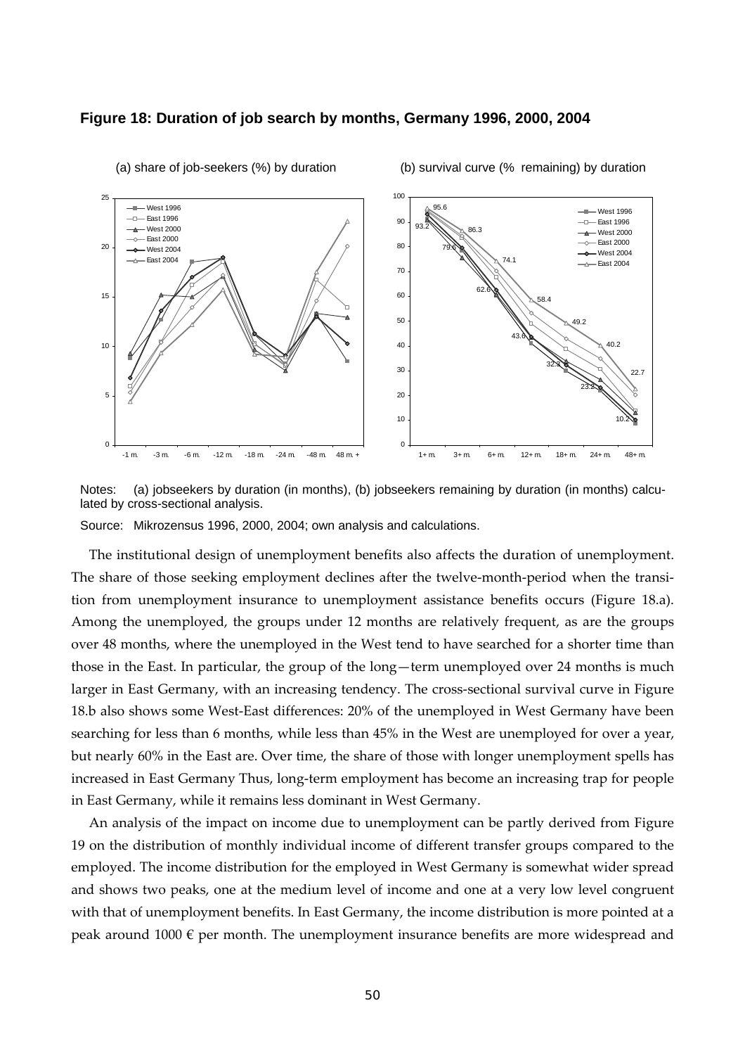**Figure 18: Duration of job search by months, Germany 1996, 2000, 2004**

(a) share of job-seekers (%) by duration

(b) survival curve (% remaining) by duration

Notes: (a) jobseekers by duration (in months), (b) jobseekers remaining by duration (in months) calculated by cross-sectional analysis.

Source: Mikrozensus 1996, 2000, 2004; own analysis and calculations.

The institutional design of unemployment benefits also affects the duration of unemployment. The share of those seeking employment declines after the twelve-month-period when the transition from unemployment insurance to unemployment assistance benefits occurs (Figure 18.a). Among the unemployed, the groups under 12 months are relatively frequent, as are the groups over 48 months, where the unemployed in the West tend to have searched for a shorter time than those in the East. In particular, the group of the long—term unemployed over 24 months is much larger in East Germany, with an increasing tendency. The cross-sectional survival curve in Figure 18.b also shows some West-East differences: 20% of the unemployed in West Germany have been searching for less than 6 months, while less than 45% in the West are unemployed for over a year, but nearly 60% in the East are. Over time, the share of those with longer unemployment spells has increased in East Germany Thus, long-term employment has become an increasing trap for people in East Germany, while it remains less dominant in West Germany.

An analysis of the impact on income due to unemployment can be partly derived from Figure 19 on the distribution of monthly individual income of different transfer groups compared to the employed. The income distribution for the employed in West Germany is somewhat wider spread and shows two peaks, one at the medium level of income and one at a very low level congruent with that of unemployment benefits. In East Germany, the income distribution is more pointed at a peak around 1000 € per month. The unemployment insurance benefits are more widespread and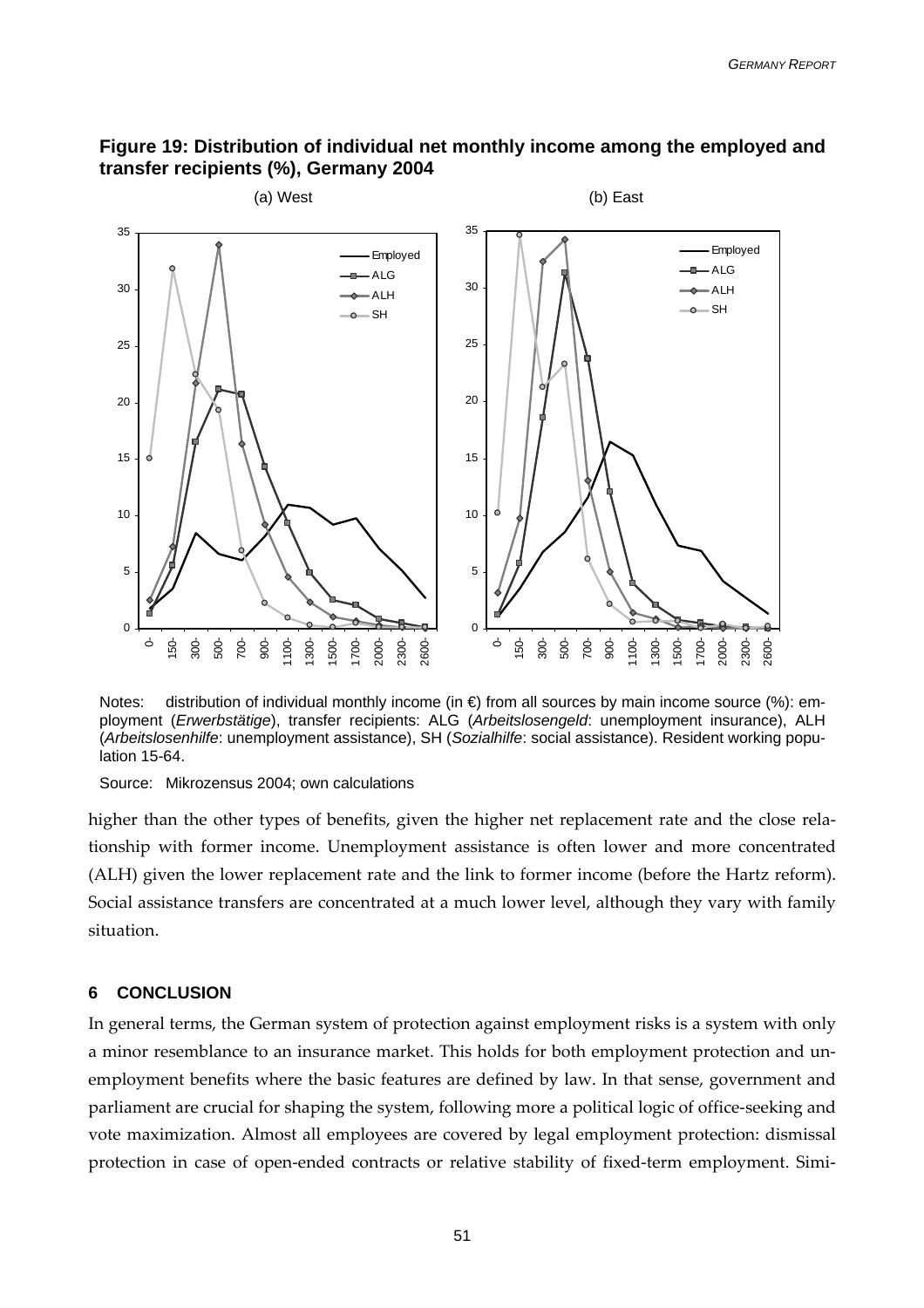**Figure 19: Distribution of individual net monthly income among the employed and transfer recipients (%), Germany 2004**

(a) West (b) East

Notes: distribution of individual monthly income (in €) from all sources by main income source (%): employment (*Erwerbstätige*), transfer recipients: ALG (*Arbeitslosengeld*: unemployment insurance), ALH (*Arbeitslosenhilfe*: unemployment assistance), SH (*Sozialhilfe*: social assistance). Resident working population 15-64.

Source: Mikrozensus 2004; own calculations

higher than the other types of benefits, given the higher net replacement rate and the close relationship with former income. Unemployment assistance is often lower and more concentrated (ALH) given the lower replacement rate and the link to former income (before the Hartz reform). Social assistance transfers are concentrated at a much lower level, although they vary with family situation.

## 6 CONCLUSION

In general terms, the German system of protection against employment risks is a system with only a minor resemblance to an insurance market. This holds for both employment protection and unemployment benefits where the basic features are defined by law. In that sense, government and parliament are crucial for shaping the system, following more a political logic of office-seeking and vote maximization. Almost all employees are covered by legal employment protection: dismissal protection in case of open-ended contracts or relative stability of fixed-term employment. Simi-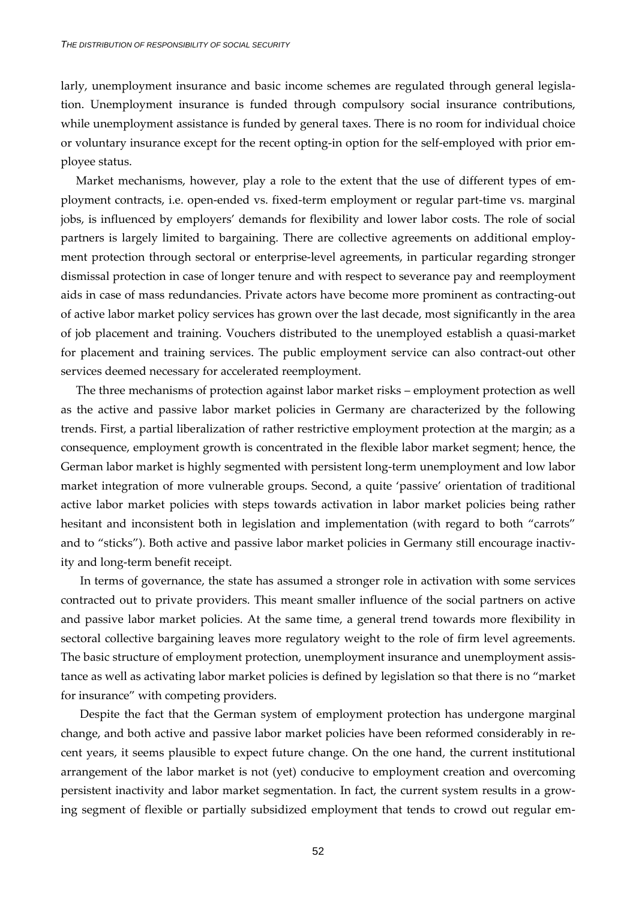larly, unemployment insurance and basic income schemes are regulated through general legislation. Unemployment insurance is funded through compulsory social insurance contributions, while unemployment assistance is funded by general taxes. There is no room for individual choice or voluntary insurance except for the recent opting-in option for the self-employed with prior employee status.

Market mechanisms, however, play a role to the extent that the use of different types of employment contracts, i.e. open-ended vs. fixed-term employment or regular part-time vs. marginal jobs, is influenced by employers' demands for flexibility and lower labor costs. The role of social partners is largely limited to bargaining. There are collective agreements on additional employment protection through sectoral or enterprise-level agreements, in particular regarding stronger dismissal protection in case of longer tenure and with respect to severance pay and reemployment aids in case of mass redundancies. Private actors have become more prominent as contracting-out of active labor market policy services has grown over the last decade, most significantly in the area of job placement and training. Vouchers distributed to the unemployed establish a quasi-market for placement and training services. The public employment service can also contract-out other services deemed necessary for accelerated reemployment.

The three mechanisms of protection against labor market risks – employment protection as well as the active and passive labor market policies in Germany are characterized by the following trends. First, a partial liberalization of rather restrictive employment protection at the margin; as a consequence, employment growth is concentrated in the flexible labor market segment; hence, the German labor market is highly segmented with persistent long-term unemployment and low labor market integration of more vulnerable groups. Second, a quite 'passive' orientation of traditional active labor market policies with steps towards activation in labor market policies being rather hesitant and inconsistent both in legislation and implementation (with regard to both "carrots" and to "sticks"). Both active and passive labor market policies in Germany still encourage inactivity and long-term benefit receipt.

In terms of governance, the state has assumed a stronger role in activation with some services contracted out to private providers. This meant smaller influence of the social partners on active and passive labor market policies. At the same time, a general trend towards more flexibility in sectoral collective bargaining leaves more regulatory weight to the role of firm level agreements. The basic structure of employment protection, unemployment insurance and unemployment assistance as well as activating labor market policies is defined by legislation so that there is no "market for insurance" with competing providers.

Despite the fact that the German system of employment protection has undergone marginal change, and both active and passive labor market policies have been reformed considerably in recent years, it seems plausible to expect future change. On the one hand, the current institutional arrangement of the labor market is not (yet) conducive to employment creation and overcoming persistent inactivity and labor market segmentation. In fact, the current system results in a growing segment of flexible or partially subsidized employment that tends to crowd out regular em-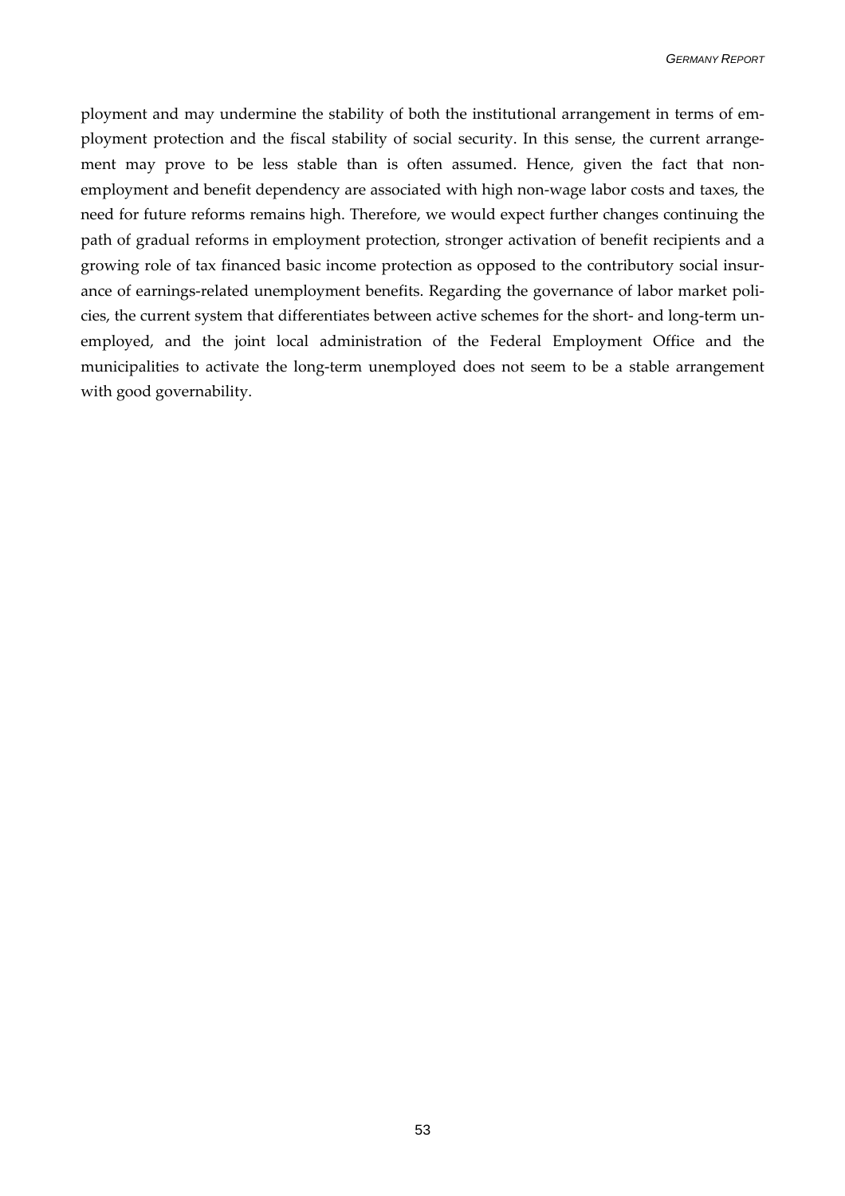ployment and may undermine the stability of both the institutional arrangement in terms of employment protection and the fiscal stability of social security. In this sense, the current arrangement may prove to be less stable than is often assumed. Hence, given the fact that non-employment and benefit dependency are associated with high non-wage labor costs and taxes, the need for future reforms remains high. Therefore, we would expect further changes continuing the path of gradual reforms in employment protection, stronger activation of benefit recipients and a growing role of tax financed basic income protection as opposed to the contributory social insurance of earnings-related unemployment benefits. Regarding the governance of labor market policies, the current system that differentiates between active schemes for the short- and long-term unemployed, and the joint local administration of the Federal Employment Office and the municipalities to activate the long-term unemployed does not seem to be a stable arrangement with good governability.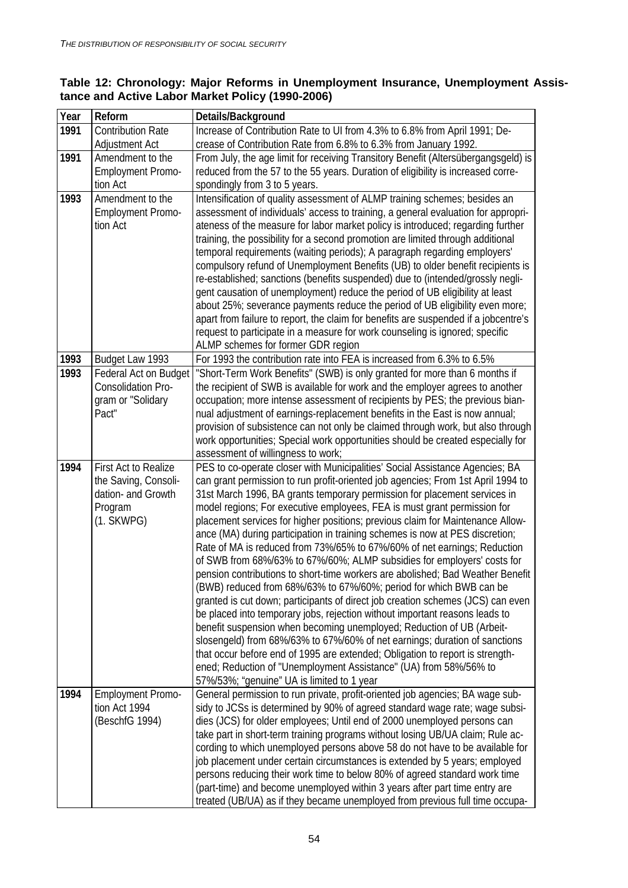**Table 12: Chronology: Major Reforms in Unemployment Insurance, Unemployment Assistance and Active Labor Market Policy (1990-2006)**

| Year | Reform | Details/Background |
|---|---|---|
| **1991** | Contribution Rate Adjustment Act | Increase of Contribution Rate to UI from 4.3% to 6.8% from April 1991; Decrease of Contribution Rate from 6.8% to 6.3% from January 1992. |
| **1991** | Amendment to the Employment Promotion Act | From July, the age limit for receiving Transitory Benefit (Altersübergangsgeld) is reduced from the 57 to the 55 years. Duration of eligibility is increased correspondingly from 3 to 5 years. |
| **1993** | Amendment to the Employment Promotion Act | Intensification of quality assessment of ALMP training schemes; besides an assessment of individuals' access to training, a general evaluation for appropriateness of the measure for labor market policy is introduced; regarding further training, the possibility for a second promotion are limited through additional temporal requirements (waiting periods); A paragraph regarding employers' compulsory refund of Unemployment Benefits (UB) to older benefit recipients is re-established; sanctions (benefits suspended) due to (intended/grossly negligent causation of unemployment) reduce the period of UB eligibility at least about 25%; severance payments reduce the period of UB eligibility even more; apart from failure to report, the claim for benefits are suspended if a jobcentre's request to participate in a measure for work counseling is ignored; specific ALMP schemes for former GDR region |
| **1993** | Budget Law 1993 | For 1993 the contribution rate into FEA is increased from 6.3% to 6.5% |
| **1993** | Federal Act on Budget Consolidation Program or "Solidary Pact" | "Short-Term Work Benefits" (SWB) is only granted for more than 6 months if the recipient of SWB is available for work and the employer agrees to another occupation; more intense assessment of recipients by PES; the previous biannual adjustment of earnings-replacement benefits in the East is now annual; provision of subsistence can not only be claimed through work, but also through work opportunities; Special work opportunities should be created especially for assessment of willingness to work; |
| **1994** | First Act to Realize the Saving, Consolidation- and Growth Program (1. SKWPG) | PES to co-operate closer with Municipalities' Social Assistance Agencies; BA can grant permission to run profit-oriented job agencies; From 1st April 1994 to 31st March 1996, BA grants temporary permission for placement services in model regions; For executive employees, FEA is must grant permission for placement services for higher positions; previous claim for Maintenance Allowance (MA) during participation in training schemes is now at PES discretion; Rate of MA is reduced from 73%/65% to 67%/60% of net earnings; Reduction of SWB from 68%/63% to 67%/60%; ALMP subsidies for employers' costs for pension contributions to short-time workers are abolished; Bad Weather Benefit (BWB) reduced from 68%/63% to 67%/60%; period for which BWB can be granted is cut down; participants of direct job creation schemes (JCS) can even be placed into temporary jobs, rejection without important reasons leads to benefit suspension when becoming unemployed; Reduction of UB (Arbeitslosengeld) from 68%/63% to 67%/60% of net earnings; duration of sanctions that occur before end of 1995 are extended; Obligation to report is strengthened; Reduction of "Unemployment Assistance" (UA) from 58%/56% to 57%/53%; "genuine" UA is limited to 1 year |
| **1994** | Employment Promotion Act 1994 (BeschfG 1994) | General permission to run private, profit-oriented job agencies; BA wage subsidy to JCSs is determined by 90% of agreed standard wage rate; wage subsidies (JCS) for older employees; Until end of 2000 unemployed persons can take part in short-term training programs without losing UB/UA claim; Rule according to which unemployed persons above 58 do not have to be available for job placement under certain circumstances is extended by 5 years; employed persons reducing their work time to below 80% of agreed standard work time (part-time) and become unemployed within 3 years after part time entry are treated (UB/UA) as if they became unemployed from previous full time occupa- |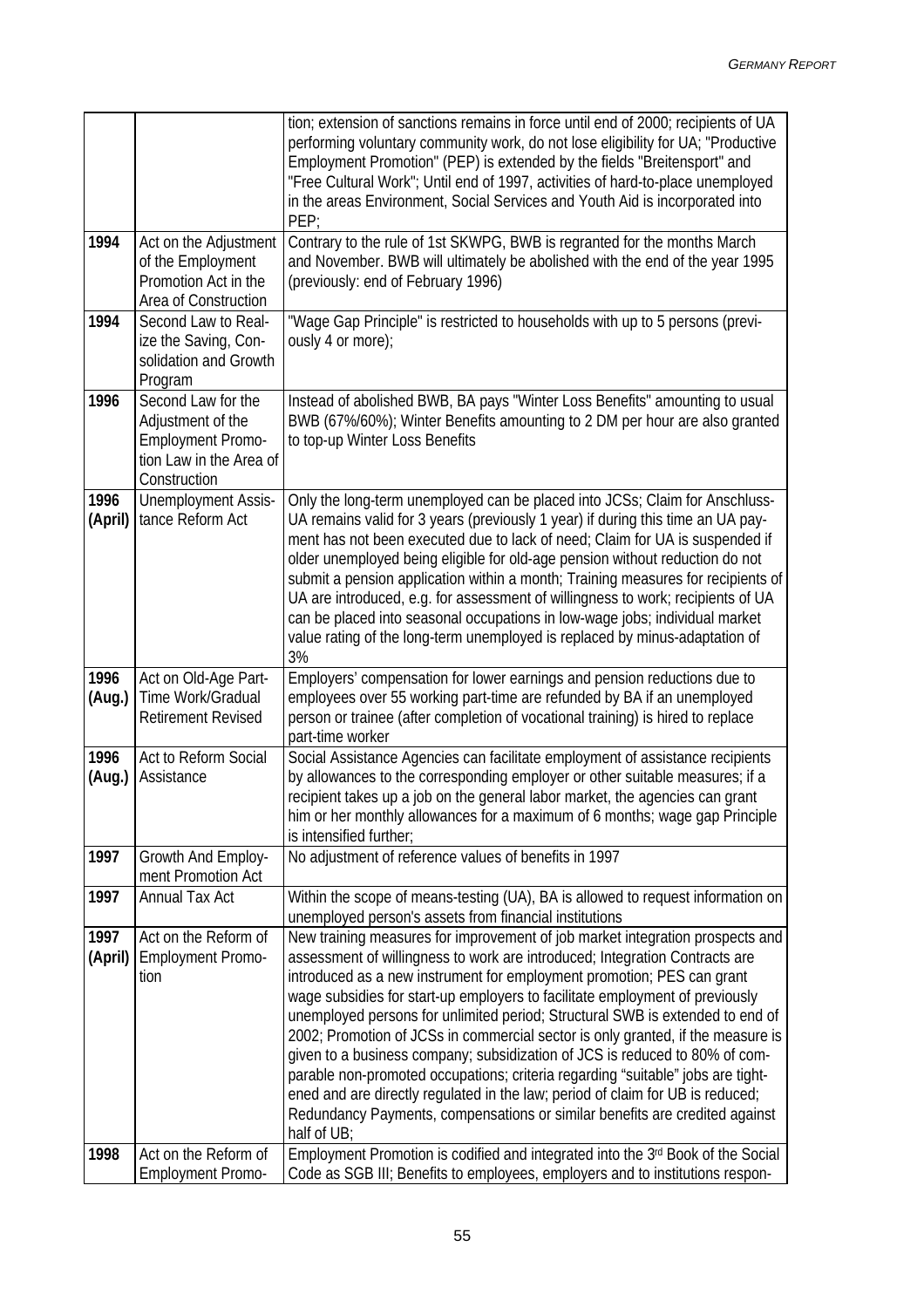| | | |
|---|---|---|
| | | tion; extension of sanctions remains in force until end of 2000; recipients of UA performing voluntary community work, do not lose eligibility for UA; "Productive Employment Promotion" (PEP) is extended by the fields "Breitensport" and "Free Cultural Work"; Until end of 1997, activities of hard-to-place unemployed in the areas Environment, Social Services and Youth Aid is incorporated into PEP; |
| **1994** | Act on the Adjustment of the Employment Promotion Act in the Area of Construction | Contrary to the rule of 1st SKWPG, BWB is regranted for the months March and November. BWB will ultimately be abolished with the end of the year 1995 (previously: end of February 1996) |
| **1994** | Second Law to Realize the Saving, Consolidation and Growth Program | "Wage Gap Principle" is restricted to households with up to 5 persons (previously 4 or more); |
| **1996** | Second Law for the Adjustment of the Employment Promotion Law in the Area of Construction | Instead of abolished BWB, BA pays "Winter Loss Benefits" amounting to usual BWB (67%/60%); Winter Benefits amounting to 2 DM per hour are also granted to top-up Winter Loss Benefits |
| **1996 (April)** | Unemployment Assistance Reform Act | Only the long-term unemployed can be placed into JCSs; Claim for Anschluss-UA remains valid for 3 years (previously 1 year) if during this time an UA payment has not been executed due to lack of need; Claim for UA is suspended if older unemployed being eligible for old-age pension without reduction do not submit a pension application within a month; Training measures for recipients of UA are introduced, e.g. for assessment of willingness to work; recipients of UA can be placed into seasonal occupations in low-wage jobs; individual market value rating of the long-term unemployed is replaced by minus-adaptation of 3% |
| **1996 (Aug.)** | Act on Old-Age Part-Time Work/Gradual Retirement Revised | Employers' compensation for lower earnings and pension reductions due to employees over 55 working part-time are refunded by BA if an unemployed person or trainee (after completion of vocational training) is hired to replace part-time worker |
| **1996 (Aug.)** | Act to Reform Social Assistance | Social Assistance Agencies can facilitate employment of assistance recipients by allowances to the corresponding employer or other suitable measures; if a recipient takes up a job on the general labor market, the agencies can grant him or her monthly allowances for a maximum of 6 months; wage gap Principle is intensified further; |
| **1997** | Growth And Employment Promotion Act | No adjustment of reference values of benefits in 1997 |
| **1997** | Annual Tax Act | Within the scope of means-testing (UA), BA is allowed to request information on unemployed person's assets from financial institutions |
| **1997 (April)** | Act on the Reform of Employment Promotion | New training measures for improvement of job market integration prospects and assessment of willingness to work are introduced; Integration Contracts are introduced as a new instrument for employment promotion; PES can grant wage subsidies for start-up employers to facilitate employment of previously unemployed persons for unlimited period; Structural SWB is extended to end of 2002; Promotion of JCSs in commercial sector is only granted, if the measure is given to a business company; subsidization of JCS is reduced to 80% of comparable non-promoted occupations; criteria regarding "suitable" jobs are tightened and are directly regulated in the law; period of claim for UB is reduced; Redundancy Payments, compensations or similar benefits are credited against half of UB; |
| **1998** | Act on the Reform of Employment Promo- | Employment Promotion is codified and integrated into the 3rd Book of the Social Code as SGB III; Benefits to employees, employers and to institutions respon- |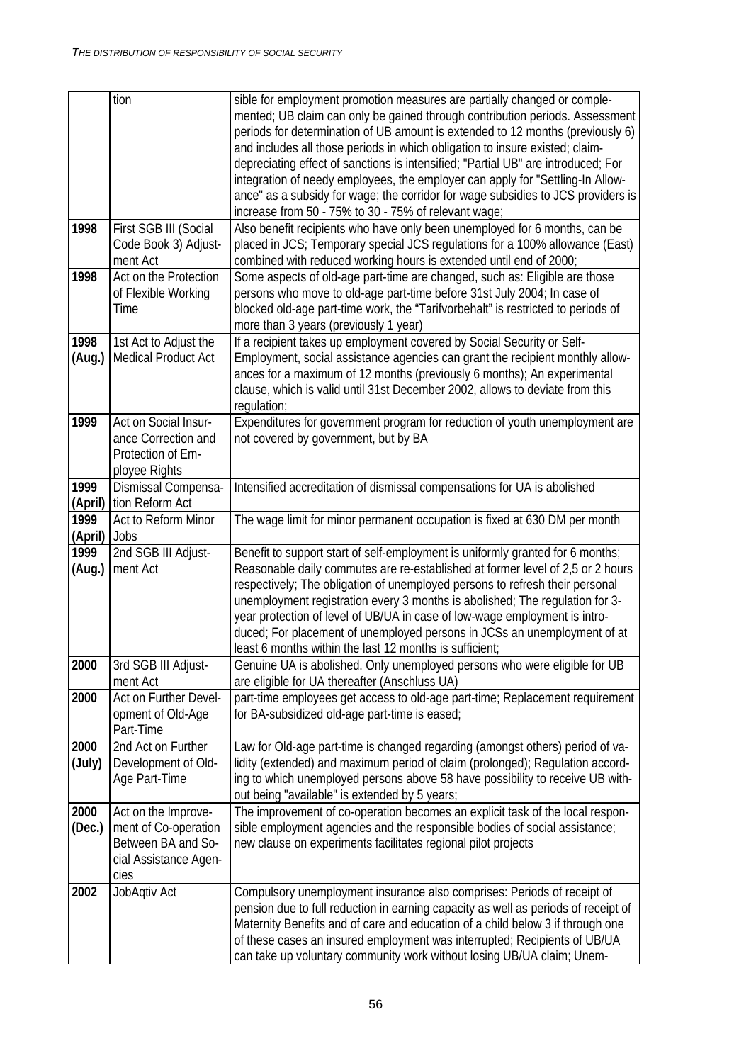| | | |
|---|---|---|
| | tion | sible for employment promotion measures are partially changed or complemented; UB claim can only be gained through contribution periods. Assessment periods for determination of UB amount is extended to 12 months (previously 6) and includes all those periods in which obligation to insure existed; claim-depreciating effect of sanctions is intensified; "Partial UB" are introduced; For integration of needy employees, the employer can apply for "Settling-In Allowance" as a subsidy for wage; the corridor for wage subsidies to JCS providers is increase from 50 - 75% to 30 - 75% of relevant wage; |
| **1998** | First SGB III (Social Code Book 3) Adjustment Act | Also benefit recipients who have only been unemployed for 6 months, can be placed in JCS; Temporary special JCS regulations for a 100% allowance (East) combined with reduced working hours is extended until end of 2000; |
| **1998** | Act on the Protection of Flexible Working Time | Some aspects of old-age part-time are changed, such as: Eligible are those persons who move to old-age part-time before 31st July 2004; In case of blocked old-age part-time work, the "Tarifvorbehalt" is restricted to periods of more than 3 years (previously 1 year) |
| **1998 (Aug.)** | 1st Act to Adjust the Medical Product Act | If a recipient takes up employment covered by Social Security or Self-Employment, social assistance agencies can grant the recipient monthly allowances for a maximum of 12 months (previously 6 months); An experimental clause, which is valid until 31st December 2002, allows to deviate from this regulation; |
| **1999** | Act on Social Insurance Correction and Protection of Employee Rights | Expenditures for government program for reduction of youth unemployment are not covered by government, but by BA |
| **1999 (April)** | Dismissal Compensation Reform Act | Intensified accreditation of dismissal compensations for UA is abolished |
| **1999 (April)** | Act to Reform Minor Jobs | The wage limit for minor permanent occupation is fixed at 630 DM per month |
| **1999 (Aug.)** | 2nd SGB III Adjustment Act | Benefit to support start of self-employment is uniformly granted for 6 months; Reasonable daily commutes are re-established at former level of 2,5 or 2 hours respectively; The obligation of unemployed persons to refresh their personal unemployment registration every 3 months is abolished; The regulation for 3-year protection of level of UB/UA in case of low-wage employment is introduced; For placement of unemployed persons in JCSs an unemployment of at least 6 months within the last 12 months is sufficient; |
| **2000** | 3rd SGB III Adjustment Act | Genuine UA is abolished. Only unemployed persons who were eligible for UB are eligible for UA thereafter (Anschluss UA) |
| **2000** | Act on Further Development of Old-Age Part-Time | part-time employees get access to old-age part-time; Replacement requirement for BA-subsidized old-age part-time is eased; |
| **2000 (July)** | 2nd Act on Further Development of Old-Age Part-Time | Law for Old-age part-time is changed regarding (amongst others) period of validity (extended) and maximum period of claim (prolonged); Regulation according to which unemployed persons above 58 have possibility to receive UB without being "available" is extended by 5 years; |
| **2000 (Dec.)** | Act on the Improvement of Co-operation Between BA and Social Assistance Agencies | The improvement of co-operation becomes an explicit task of the local responsible employment agencies and the responsible bodies of social assistance; new clause on experiments facilitates regional pilot projects |
| **2002** | JobAqtiv Act | Compulsory unemployment insurance also comprises: Periods of receipt of pension due to full reduction in earning capacity as well as periods of receipt of Maternity Benefits and of care and education of a child below 3 if through one of these cases an insured employment was interrupted; Recipients of UB/UA can take up voluntary community work without losing UB/UA claim; Unem- |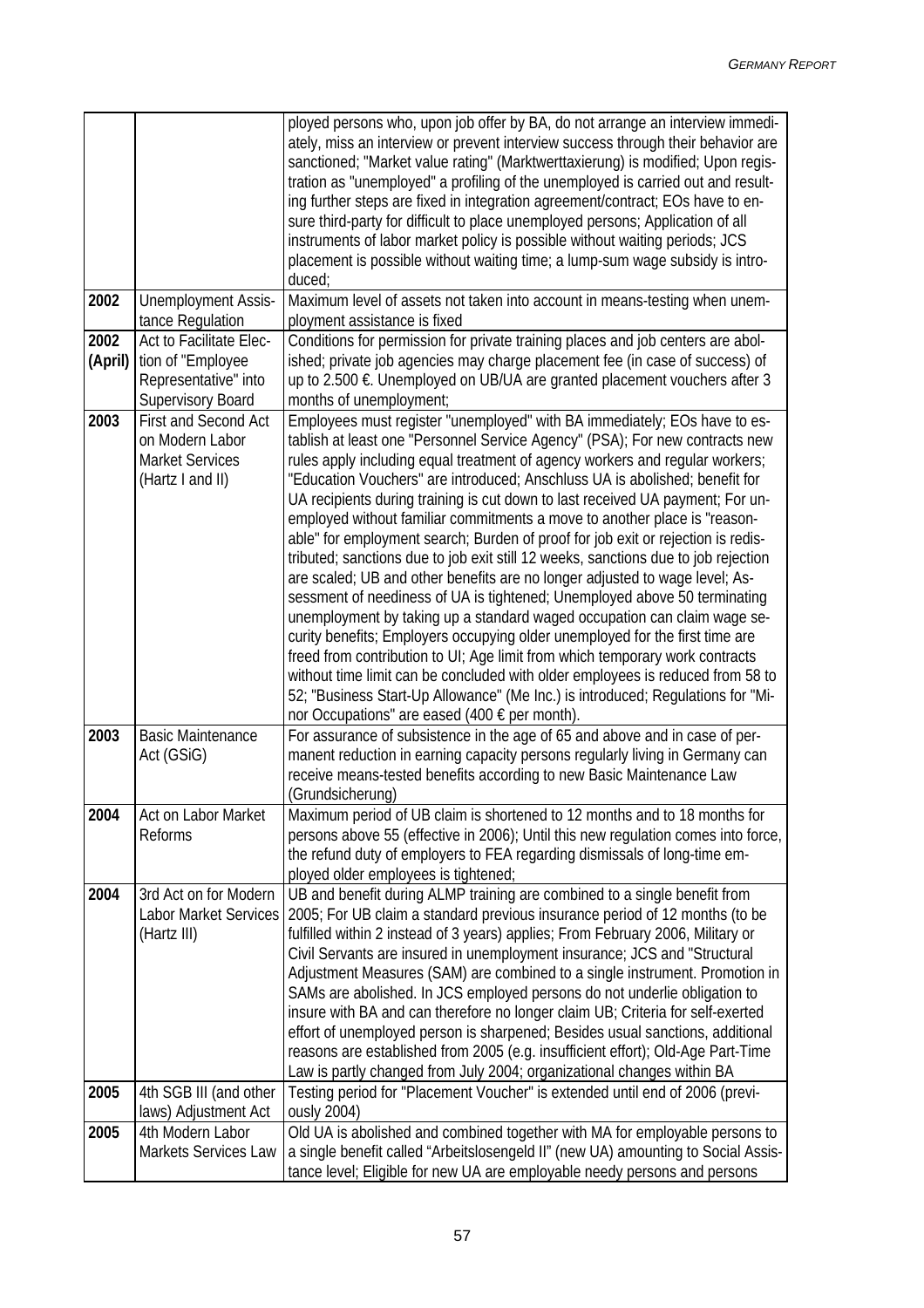| | | |
|---|---|---|
| | | ployed persons who, upon job offer by BA, do not arrange an interview immediately, miss an interview or prevent interview success through their behavior are sanctioned; "Market value rating" (Marktwerttaxierung) is modified; Upon registration as "unemployed" a profiling of the unemployed is carried out and resulting further steps are fixed in integration agreement/contract; EOs have to ensure third-party for difficult to place unemployed persons; Application of all instruments of labor market policy is possible without waiting periods; JCS placement is possible without waiting time; a lump-sum wage subsidy is introduced; |
| **2002** | Unemployment Assistance Regulation | Maximum level of assets not taken into account in means-testing when unemployment assistance is fixed |
| **2002 (April)** | Act to Facilitate Election of "Employee Representative" into Supervisory Board | Conditions for permission for private training places and job centers are abolished; private job agencies may charge placement fee (in case of success) of up to 2.500 €. Unemployed on UB/UA are granted placement vouchers after 3 months of unemployment; |
| **2003** | First and Second Act on Modern Labor Market Services (Hartz I and II) | Employees must register "unemployed" with BA immediately; EOs have to establish at least one "Personnel Service Agency" (PSA); For new contracts new rules apply including equal treatment of agency workers and regular workers; "Education Vouchers" are introduced; Anschluss UA is abolished; benefit for UA recipients during training is cut down to last received UA payment; For unemployed without familiar commitments a move to another place is "reasonable" for employment search; Burden of proof for job exit or rejection is redistributed; sanctions due to job exit still 12 weeks, sanctions due to job rejection are scaled; UB and other benefits are no longer adjusted to wage level; Assessment of neediness of UA is tightened; Unemployed above 50 terminating unemployment by taking up a standard waged occupation can claim wage security benefits; Employers occupying older unemployed for the first time are freed from contribution to UI; Age limit from which temporary work contracts without time limit can be concluded with older employees is reduced from 58 to 52; "Business Start-Up Allowance" (Me Inc.) is introduced; Regulations for "Minor Occupations" are eased (400 € per month). |
| **2003** | Basic Maintenance Act (GSiG) | For assurance of subsistence in the age of 65 and above and in case of permanent reduction in earning capacity persons regularly living in Germany can receive means-tested benefits according to new Basic Maintenance Law (Grundsicherung) |
| **2004** | Act on Labor Market Reforms | Maximum period of UB claim is shortened to 12 months and to 18 months for persons above 55 (effective in 2006); Until this new regulation comes into force, the refund duty of employers to FEA regarding dismissals of long-time employed older employees is tightened; |
| **2004** | 3rd Act on for Modern Labor Market Services (Hartz III) | UB and benefit during ALMP training are combined to a single benefit from 2005; For UB claim a standard previous insurance period of 12 months (to be fulfilled within 2 instead of 3 years) applies; From February 2006, Military or Civil Servants are insured in unemployment insurance; JCS and "Structural Adjustment Measures (SAM) are combined to a single instrument. Promotion in SAMs are abolished. In JCS employed persons do not underlie obligation to insure with BA and can therefore no longer claim UB; Criteria for self-exerted effort of unemployed person is sharpened; Besides usual sanctions, additional reasons are established from 2005 (e.g. insufficient effort); Old-Age Part-Time Law is partly changed from July 2004; organizational changes within BA |
| **2005** | 4th SGB III (and other laws) Adjustment Act | Testing period for "Placement Voucher" is extended until end of 2006 (previously 2004) |
| **2005** | 4th Modern Labor Markets Services Law | Old UA is abolished and combined together with MA for employable persons to a single benefit called "Arbeitslosengeld II" (new UA) amounting to Social Assistance level; Eligible for new UA are employable needy persons and persons |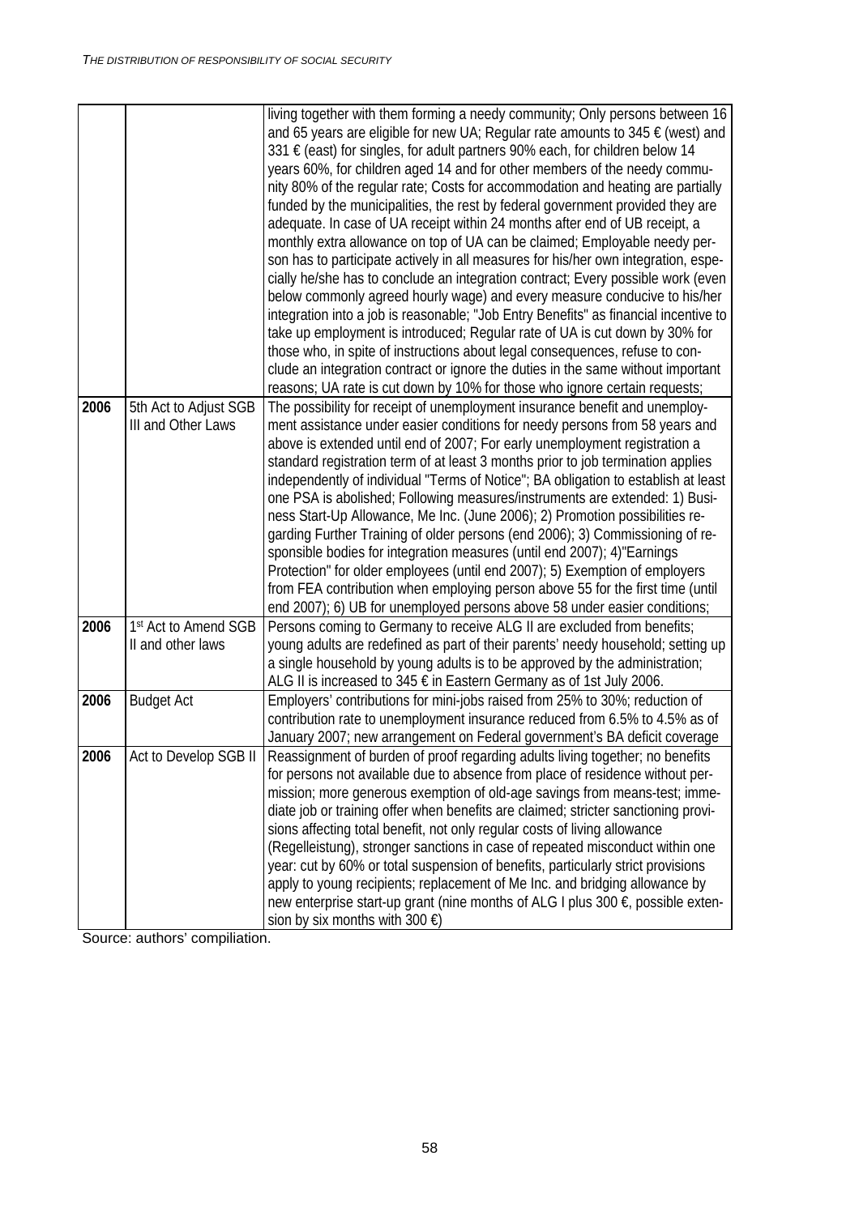| | | |
|---|---|---|
| | | living together with them forming a needy community; Only persons between 16 and 65 years are eligible for new UA; Regular rate amounts to 345 € (west) and 331 € (east) for singles, for adult partners 90% each, for children below 14 years 60%, for children aged 14 and for other members of the needy community 80% of the regular rate; Costs for accommodation and heating are partially funded by the municipalities, the rest by federal government provided they are adequate. In case of UA receipt within 24 months after end of UB receipt, a monthly extra allowance on top of UA can be claimed; Employable needy person has to participate actively in all measures for his/her own integration, especially he/she has to conclude an integration contract; Every possible work (even below commonly agreed hourly wage) and every measure conducive to his/her integration into a job is reasonable; "Job Entry Benefits" as financial incentive to take up employment is introduced; Regular rate of UA is cut down by 30% for those who, in spite of instructions about legal consequences, refuse to conclude an integration contract or ignore the duties in the same without important reasons; UA rate is cut down by 10% for those who ignore certain requests; |
| **2006** | 5th Act to Adjust SGB III and Other Laws | The possibility for receipt of unemployment insurance benefit and unemployment assistance under easier conditions for needy persons from 58 years and above is extended until end of 2007; For early unemployment registration a standard registration term of at least 3 months prior to job termination applies independently of individual "Terms of Notice"; BA obligation to establish at least one PSA is abolished; Following measures/instruments are extended: 1) Business Start-Up Allowance, Me Inc. (June 2006); 2) Promotion possibilities regarding Further Training of older persons (end 2006); 3) Commissioning of responsible bodies for integration measures (until end 2007); 4)"Earnings Protection" for older employees (until end 2007); 5) Exemption of employers from FEA contribution when employing person above 55 for the first time (until end 2007); 6) UB for unemployed persons above 58 under easier conditions; |
| **2006** | 1st Act to Amend SGB II and other laws | Persons coming to Germany to receive ALG II are excluded from benefits; young adults are redefined as part of their parents' needy household; setting up a single household by young adults is to be approved by the administration; ALG II is increased to 345 € in Eastern Germany as of 1st July 2006. |
| **2006** | Budget Act | Employers' contributions for mini-jobs raised from 25% to 30%; reduction of contribution rate to unemployment insurance reduced from 6.5% to 4.5% as of January 2007; new arrangement on Federal government's BA deficit coverage |
| **2006** | Act to Develop SGB II | Reassignment of burden of proof regarding adults living together; no benefits for persons not available due to absence from place of residence without permission; more generous exemption of old-age savings from means-test; immediate job or training offer when benefits are claimed; stricter sanctioning provisions affecting total benefit, not only regular costs of living allowance (Regelleistung), stronger sanctions in case of repeated misconduct within one year: cut by 60% or total suspension of benefits, particularly strict provisions apply to young recipients; replacement of Me Inc. and bridging allowance by new enterprise start-up grant (nine months of ALG I plus 300 €, possible extension by six months with 300 €) |

Source: authors' compiliation.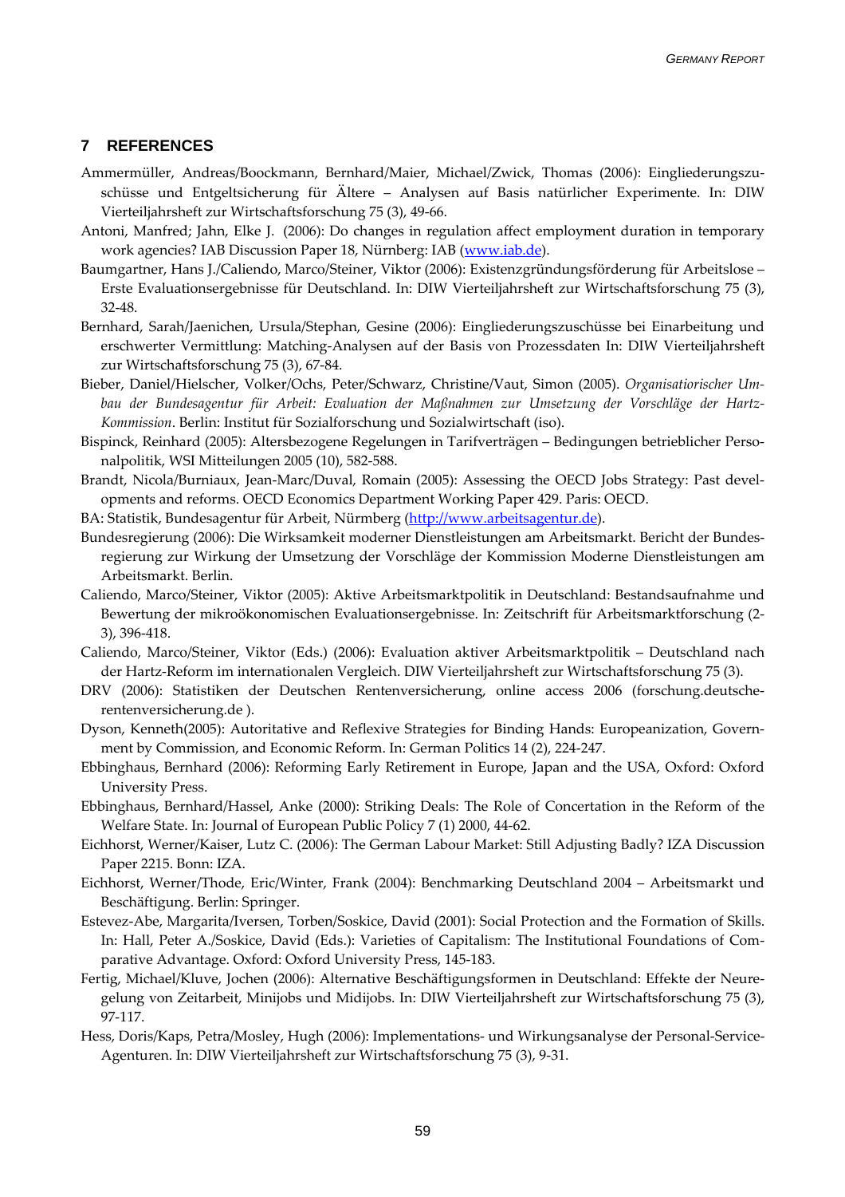## 7 REFERENCES

Ammermüller, Andreas/Boockmann, Bernhard/Maier, Michael/Zwick, Thomas (2006): Eingliederungszuschüsse und Entgeltsicherung für Ältere – Analysen auf Basis natürlicher Experimente. In: DIW Vierteiljahrsheft zur Wirtschaftsforschung 75 (3), 49-66.

Antoni, Manfred; Jahn, Elke J. (2006): Do changes in regulation affect employment duration in temporary work agencies? IAB Discussion Paper 18, Nürnberg: IAB (www.iab.de).

Baumgartner, Hans J./Caliendo, Marco/Steiner, Viktor (2006): Existenzgründungsförderung für Arbeitslose – Erste Evaluationsergebnisse für Deutschland. In: DIW Vierteiljahrsheft zur Wirtschaftsforschung 75 (3), 32-48.

Bernhard, Sarah/Jaenichen, Ursula/Stephan, Gesine (2006): Eingliederungszuschüsse bei Einarbeitung und erschwerter Vermittlung: Matching-Analysen auf der Basis von Prozessdaten In: DIW Vierteiljahrsheft zur Wirtschaftsforschung 75 (3), 67-84.

Bieber, Daniel/Hielscher, Volker/Ochs, Peter/Schwarz, Christine/Vaut, Simon (2005). *Organisatiorischer Umbau der Bundesagentur für Arbeit: Evaluation der Maßnahmen zur Umsetzung der Vorschläge der Hartz-Kommission*. Berlin: Institut für Sozialforschung und Sozialwirtschaft (iso).

Bispinck, Reinhard (2005): Altersbezogene Regelungen in Tarifverträgen – Bedingungen betrieblicher Personalpolitik, WSI Mitteilungen 2005 (10), 582-588.

Brandt, Nicola/Burniaux, Jean-Marc/Duval, Romain (2005): Assessing the OECD Jobs Strategy: Past developments and reforms. OECD Economics Department Working Paper 429. Paris: OECD.

BA: Statistik, Bundesagentur für Arbeit, Nürmberg (http://www.arbeitsagentur.de).

Bundesregierung (2006): Die Wirksamkeit moderner Dienstleistungen am Arbeitsmarkt. Bericht der Bundesregierung zur Wirkung der Umsetzung der Vorschläge der Kommission Moderne Dienstleistungen am Arbeitsmarkt. Berlin.

Caliendo, Marco/Steiner, Viktor (2005): Aktive Arbeitsmarktpolitik in Deutschland: Bestandsaufnahme und Bewertung der mikroökonomischen Evaluationsergebnisse. In: Zeitschrift für Arbeitsmarktforschung (2-3), 396-418.

Caliendo, Marco/Steiner, Viktor (Eds.) (2006): Evaluation aktiver Arbeitsmarktpolitik – Deutschland nach der Hartz-Reform im internationalen Vergleich. DIW Vierteiljahrsheft zur Wirtschaftsforschung 75 (3).

DRV (2006): Statistiken der Deutschen Rentenversicherung, online access 2006 (forschung.deutsche-rentenversicherung.de ).

Dyson, Kenneth(2005): Autoritative and Reflexive Strategies for Binding Hands: Europeanization, Government by Commission, and Economic Reform. In: German Politics 14 (2), 224-247.

Ebbinghaus, Bernhard (2006): Reforming Early Retirement in Europe, Japan and the USA, Oxford: Oxford University Press.

Ebbinghaus, Bernhard/Hassel, Anke (2000): Striking Deals: The Role of Concertation in the Reform of the Welfare State. In: Journal of European Public Policy 7 (1) 2000, 44-62.

Eichhorst, Werner/Kaiser, Lutz C. (2006): The German Labour Market: Still Adjusting Badly? IZA Discussion Paper 2215. Bonn: IZA.

Eichhorst, Werner/Thode, Eric/Winter, Frank (2004): Benchmarking Deutschland 2004 – Arbeitsmarkt und Beschäftigung. Berlin: Springer.

Estevez-Abe, Margarita/Iversen, Torben/Soskice, David (2001): Social Protection and the Formation of Skills. In: Hall, Peter A./Soskice, David (Eds.): Varieties of Capitalism: The Institutional Foundations of Comparative Advantage. Oxford: Oxford University Press, 145-183.

Fertig, Michael/Kluve, Jochen (2006): Alternative Beschäftigungsformen in Deutschland: Effekte der Neuregelung von Zeitarbeit, Minijobs und Midijobs. In: DIW Vierteiljahrsheft zur Wirtschaftsforschung 75 (3), 97-117.

Hess, Doris/Kaps, Petra/Mosley, Hugh (2006): Implementations- und Wirkungsanalyse der Personal-Service-Agenturen. In: DIW Vierteiljahrsheft zur Wirtschaftsforschung 75 (3), 9-31.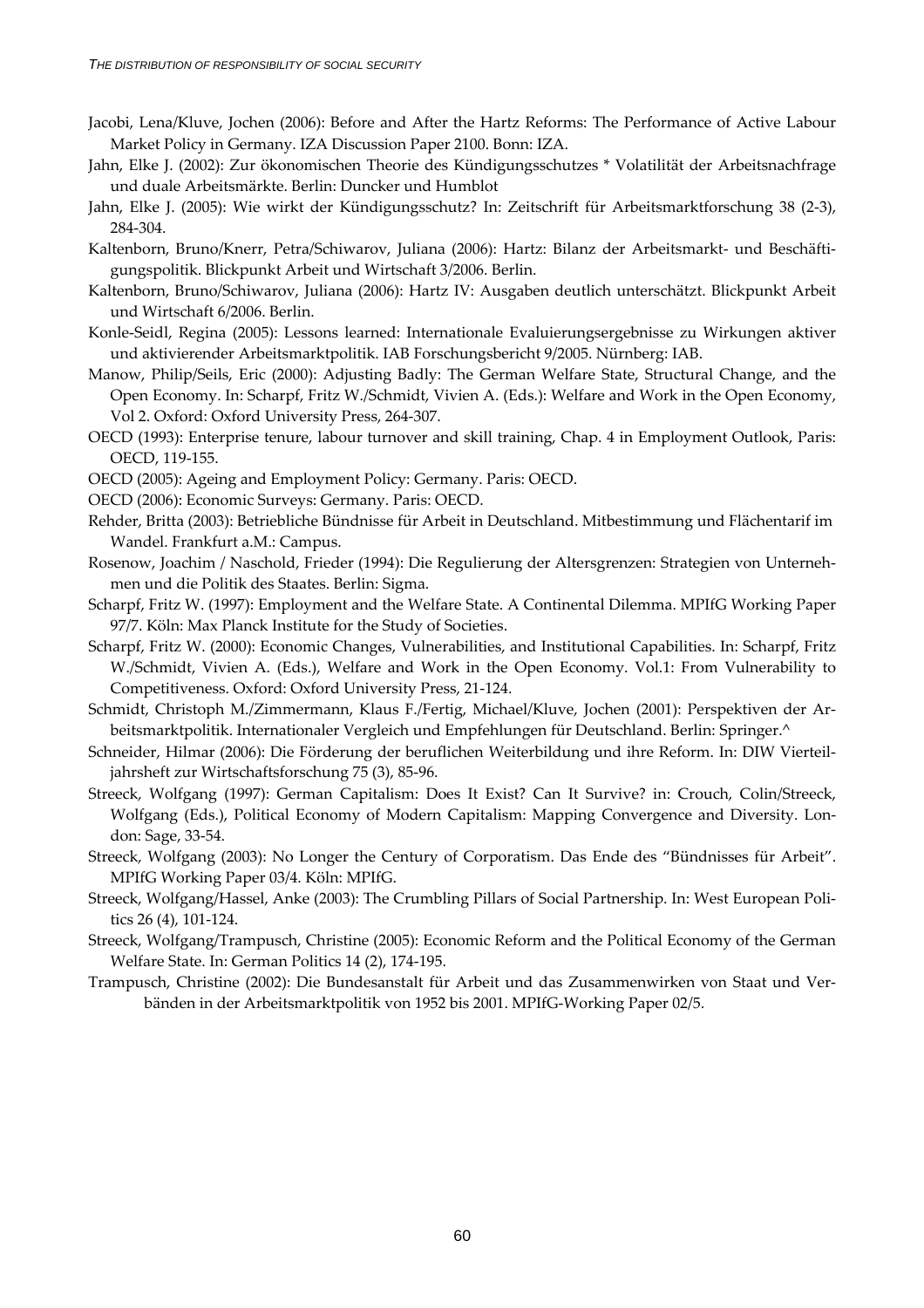Jacobi, Lena/Kluve, Jochen (2006): Before and After the Hartz Reforms: The Performance of Active Labour Market Policy in Germany. IZA Discussion Paper 2100. Bonn: IZA.

Jahn, Elke J. (2002): Zur ökonomischen Theorie des Kündigungsschutzes * Volatilität der Arbeitsnachfrage und duale Arbeitsmärkte. Berlin: Duncker und Humblot

Jahn, Elke J. (2005): Wie wirkt der Kündigungsschutz? In: Zeitschrift für Arbeitsmarktforschung 38 (2-3), 284-304.

Kaltenborn, Bruno/Knerr, Petra/Schiwarov, Juliana (2006): Hartz: Bilanz der Arbeitsmarkt- und Beschäftigungspolitik. Blickpunkt Arbeit und Wirtschaft 3/2006. Berlin.

Kaltenborn, Bruno/Schiwarov, Juliana (2006): Hartz IV: Ausgaben deutlich unterschätzt. Blickpunkt Arbeit und Wirtschaft 6/2006. Berlin.

Konle-Seidl, Regina (2005): Lessons learned: Internationale Evaluierungsergebnisse zu Wirkungen aktiver und aktivierender Arbeitsmarktpolitik. IAB Forschungsbericht 9/2005. Nürnberg: IAB.

Manow, Philip/Seils, Eric (2000): Adjusting Badly: The German Welfare State, Structural Change, and the Open Economy. In: Scharpf, Fritz W./Schmidt, Vivien A. (Eds.): Welfare and Work in the Open Economy, Vol 2. Oxford: Oxford University Press, 264-307.

OECD (1993): Enterprise tenure, labour turnover and skill training, Chap. 4 in Employment Outlook, Paris: OECD, 119-155.

OECD (2005): Ageing and Employment Policy: Germany. Paris: OECD.

OECD (2006): Economic Surveys: Germany. Paris: OECD.

Rehder, Britta (2003): Betriebliche Bündnisse für Arbeit in Deutschland. Mitbestimmung und Flächentarif im Wandel. Frankfurt a.M.: Campus.

Rosenow, Joachim / Naschold, Frieder (1994): Die Regulierung der Altersgrenzen: Strategien von Unternehmen und die Politik des Staates. Berlin: Sigma.

Scharpf, Fritz W. (1997): Employment and the Welfare State. A Continental Dilemma. MPIfG Working Paper 97/7. Köln: Max Planck Institute for the Study of Societies.

Scharpf, Fritz W. (2000): Economic Changes, Vulnerabilities, and Institutional Capabilities. In: Scharpf, Fritz W./Schmidt, Vivien A. (Eds.), Welfare and Work in the Open Economy. Vol.1: From Vulnerability to Competitiveness. Oxford: Oxford University Press, 21-124.

Schmidt, Christoph M./Zimmermann, Klaus F./Fertig, Michael/Kluve, Jochen (2001): Perspektiven der Arbeitsmarktpolitik. Internationaler Vergleich und Empfehlungen für Deutschland. Berlin: Springer.^

Schneider, Hilmar (2006): Die Förderung der beruflichen Weiterbildung und ihre Reform. In: DIW Vierteljahrsheft zur Wirtschaftsforschung 75 (3), 85-96.

Streeck, Wolfgang (1997): German Capitalism: Does It Exist? Can It Survive? in: Crouch, Colin/Streeck, Wolfgang (Eds.), Political Economy of Modern Capitalism: Mapping Convergence and Diversity. London: Sage, 33-54.

Streeck, Wolfgang (2003): No Longer the Century of Corporatism. Das Ende des "Bündnisses für Arbeit". MPIfG Working Paper 03/4. Köln: MPIfG.

Streeck, Wolfgang/Hassel, Anke (2003): The Crumbling Pillars of Social Partnership. In: West European Politics 26 (4), 101-124.

Streeck, Wolfgang/Trampusch, Christine (2005): Economic Reform and the Political Economy of the German Welfare State. In: German Politics 14 (2), 174-195.

Trampusch, Christine (2002): Die Bundesanstalt für Arbeit und das Zusammenwirken von Staat und Verbänden in der Arbeitsmarktpolitik von 1952 bis 2001. MPIfG-Working Paper 02/5.